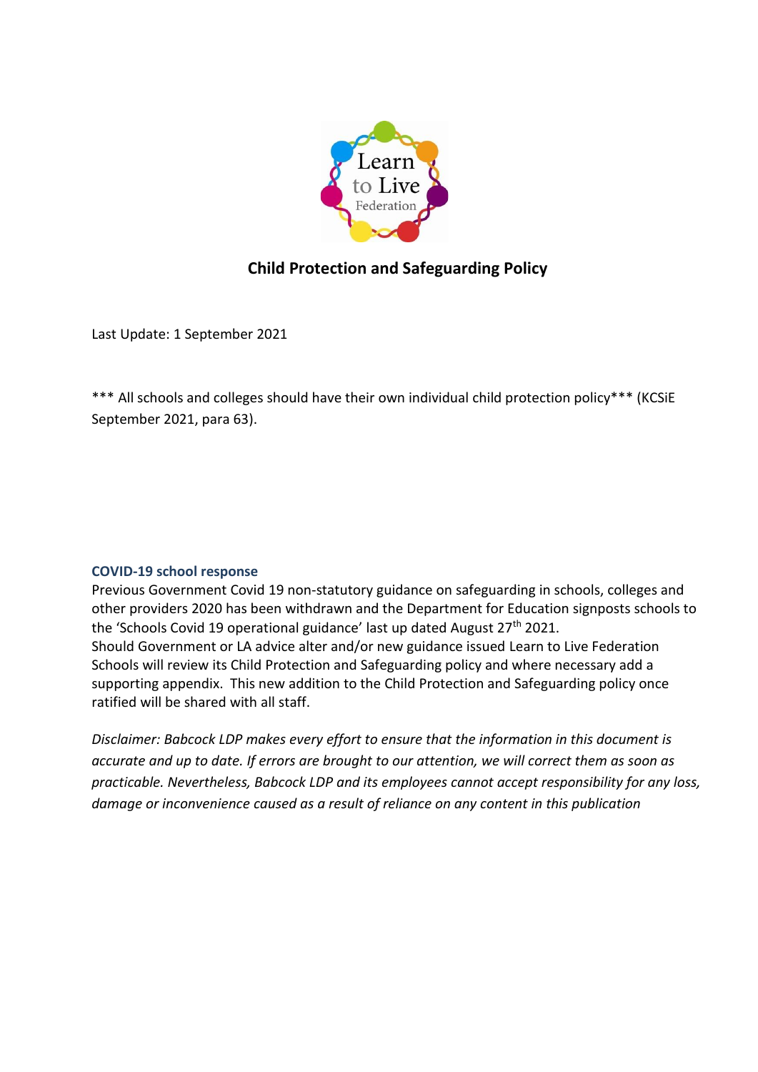Learn to Live Federation

# Child Protection and Safeguarding Policy

Last Update: 1 September 2021

*** All schools and colleges should have their own individual child protection policy*** (KCSiE September 2021, para 63).

## COVID-19 school response

Previous Government Covid 19 non-statutory guidance on safeguarding in schools, colleges and other providers 2020 has been withdrawn and the Department for Education signposts schools to the 'Schools Covid 19 operational guidance' last up dated August 27th 2021.

Should Government or LA advice alter and/or new guidance issued Learn to Live Federation Schools will review its Child Protection and Safeguarding policy and where necessary add a supporting appendix. This new addition to the Child Protection and Safeguarding policy once ratified will be shared with all staff.

*Disclaimer: Babcock LDP makes every effort to ensure that the information in this document is accurate and up to date. If errors are brought to our attention, we will correct them as soon as practicable. Nevertheless, Babcock LDP and its employees cannot accept responsibility for any loss, damage or inconvenience caused as a result of reliance on any content in this publication*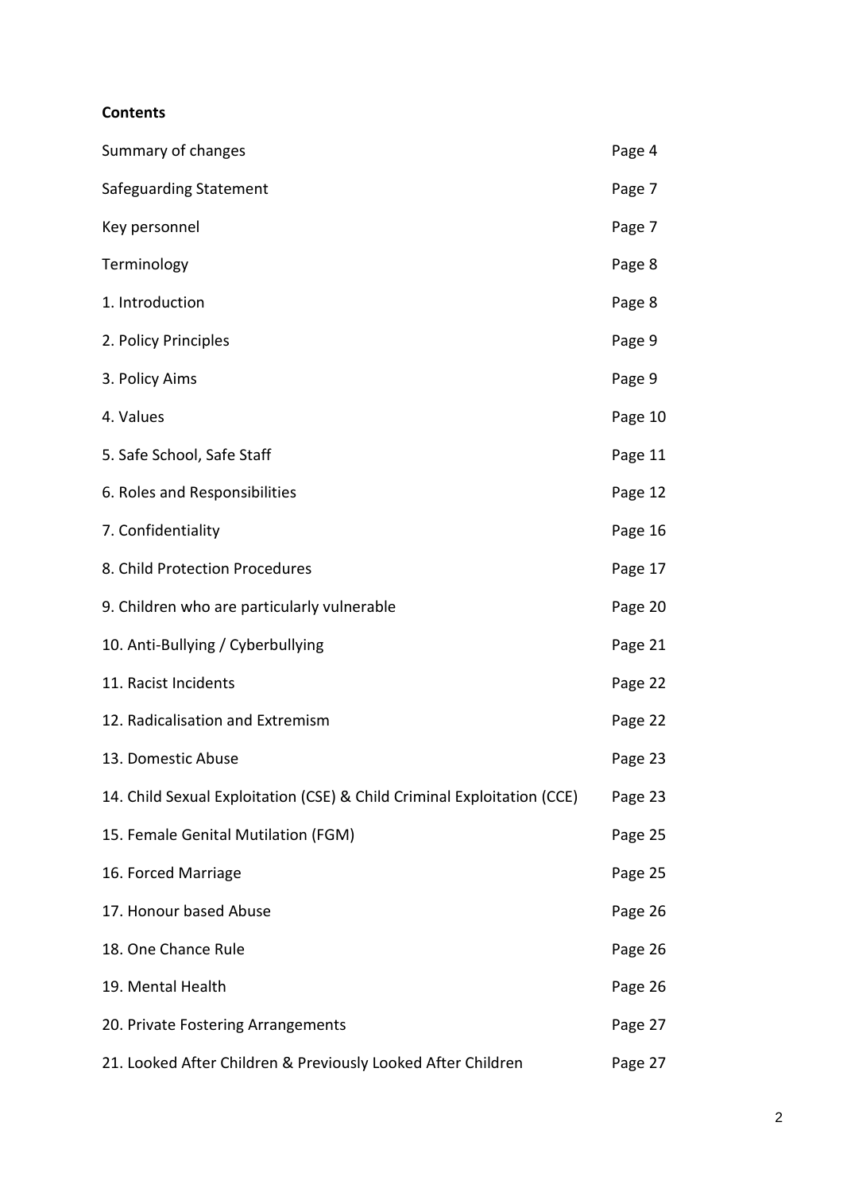**Contents**

| | |
|---|---|
| Summary of changes | Page 4 |
| Safeguarding Statement | Page 7 |
| Key personnel | Page 7 |
| Terminology | Page 8 |
| 1. Introduction | Page 8 |
| 2. Policy Principles | Page 9 |
| 3. Policy Aims | Page 9 |
| 4. Values | Page 10 |
| 5. Safe School, Safe Staff | Page 11 |
| 6. Roles and Responsibilities | Page 12 |
| 7. Confidentiality | Page 16 |
| 8. Child Protection Procedures | Page 17 |
| 9. Children who are particularly vulnerable | Page 20 |
| 10. Anti-Bullying / Cyberbullying | Page 21 |
| 11. Racist Incidents | Page 22 |
| 12. Radicalisation and Extremism | Page 22 |
| 13. Domestic Abuse | Page 23 |
| 14. Child Sexual Exploitation (CSE) & Child Criminal Exploitation (CCE) | Page 23 |
| 15. Female Genital Mutilation (FGM) | Page 25 |
| 16. Forced Marriage | Page 25 |
| 17. Honour based Abuse | Page 26 |
| 18. One Chance Rule | Page 26 |
| 19. Mental Health | Page 26 |
| 20. Private Fostering Arrangements | Page 27 |
| 21. Looked After Children & Previously Looked After Children | Page 27 |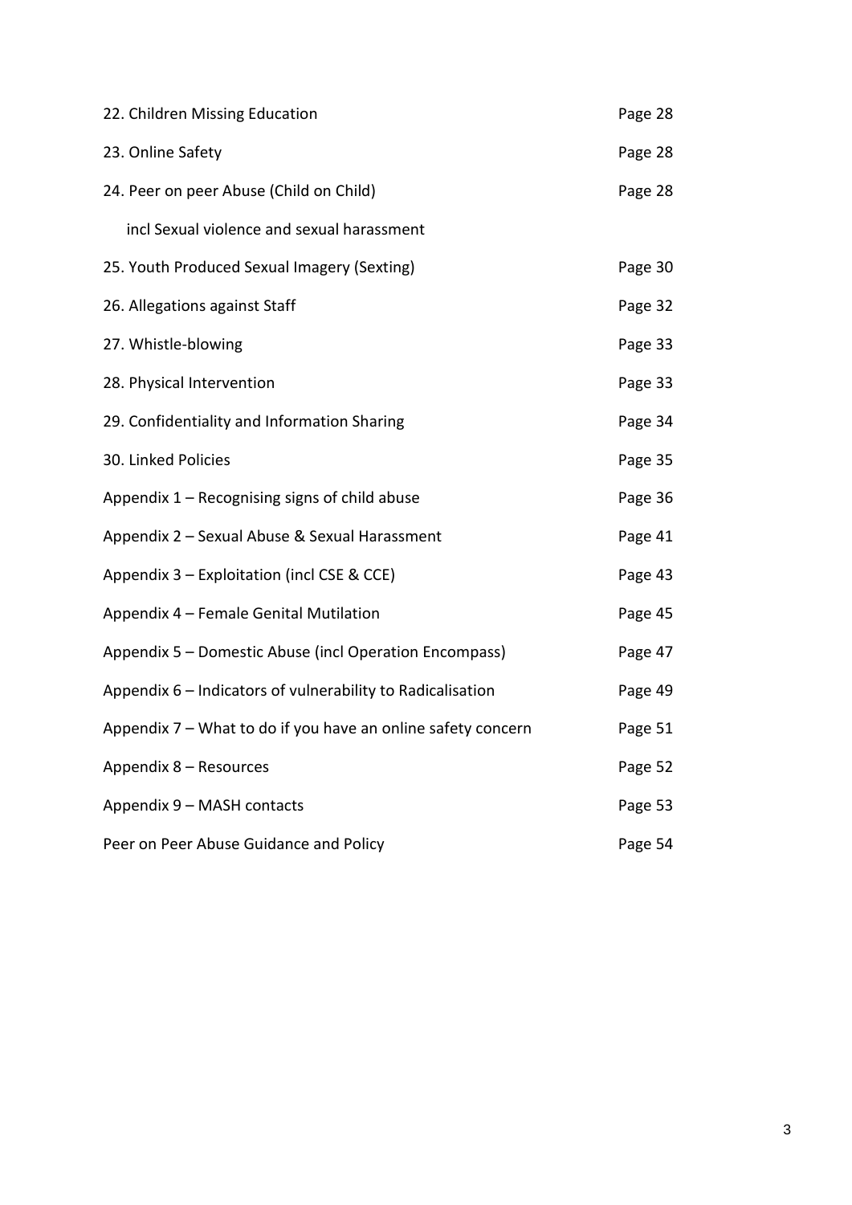| | |
|---|---|
| 22. Children Missing Education | Page 28 |
| 23. Online Safety | Page 28 |
| 24. Peer on peer Abuse (Child on Child) | Page 28 |
| incl Sexual violence and sexual harassment | |
| 25. Youth Produced Sexual Imagery (Sexting) | Page 30 |
| 26. Allegations against Staff | Page 32 |
| 27. Whistle-blowing | Page 33 |
| 28. Physical Intervention | Page 33 |
| 29. Confidentiality and Information Sharing | Page 34 |
| 30. Linked Policies | Page 35 |
| Appendix 1 – Recognising signs of child abuse | Page 36 |
| Appendix 2 – Sexual Abuse & Sexual Harassment | Page 41 |
| Appendix 3 – Exploitation (incl CSE & CCE) | Page 43 |
| Appendix 4 – Female Genital Mutilation | Page 45 |
| Appendix 5 – Domestic Abuse (incl Operation Encompass) | Page 47 |
| Appendix 6 – Indicators of vulnerability to Radicalisation | Page 49 |
| Appendix 7 – What to do if you have an online safety concern | Page 51 |
| Appendix 8 – Resources | Page 52 |
| Appendix 9 – MASH contacts | Page 53 |
| Peer on Peer Abuse Guidance and Policy | Page 54 |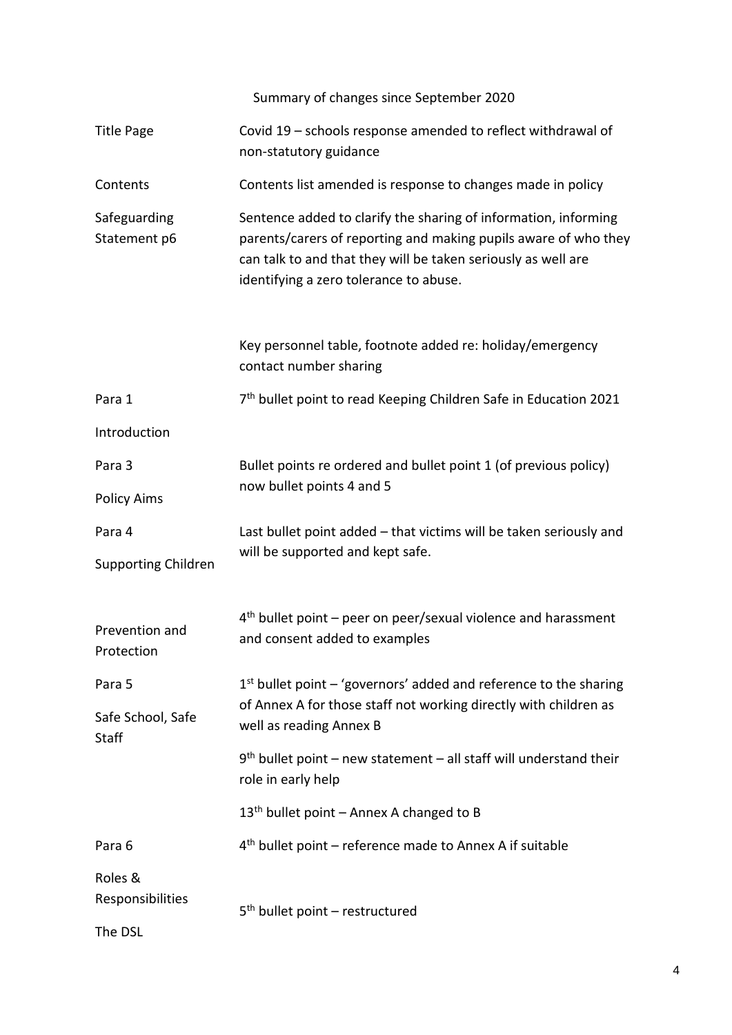Summary of changes since September 2020

| Section | Change |
|---|---|
| Title Page | Covid 19 – schools response amended to reflect withdrawal of non-statutory guidance |
| Contents | Contents list amended is response to changes made in policy |
| Safeguarding Statement p6 | Sentence added to clarify the sharing of information, informing parents/carers of reporting and making pupils aware of who they can talk to and that they will be taken seriously as well are identifying a zero tolerance to abuse. |
| | Key personnel table, footnote added re: holiday/emergency contact number sharing |
| Para 1 Introduction | 7th bullet point to read Keeping Children Safe in Education 2021 |
| Para 3 Policy Aims | Bullet points re ordered and bullet point 1 (of previous policy) now bullet points 4 and 5 |
| Para 4 Supporting Children | Last bullet point added – that victims will be taken seriously and will be supported and kept safe. |
| Prevention and Protection | 4th bullet point – peer on peer/sexual violence and harassment and consent added to examples |
| Para 5 Safe School, Safe Staff | 1st bullet point – 'governors' added and reference to the sharing of Annex A for those staff not working directly with children as well as reading Annex B |
| | 9th bullet point – new statement – all staff will understand their role in early help |
| | 13th bullet point – Annex A changed to B |
| Para 6 | 4th bullet point – reference made to Annex A if suitable |
| Roles & Responsibilities The DSL | 5th bullet point – restructured |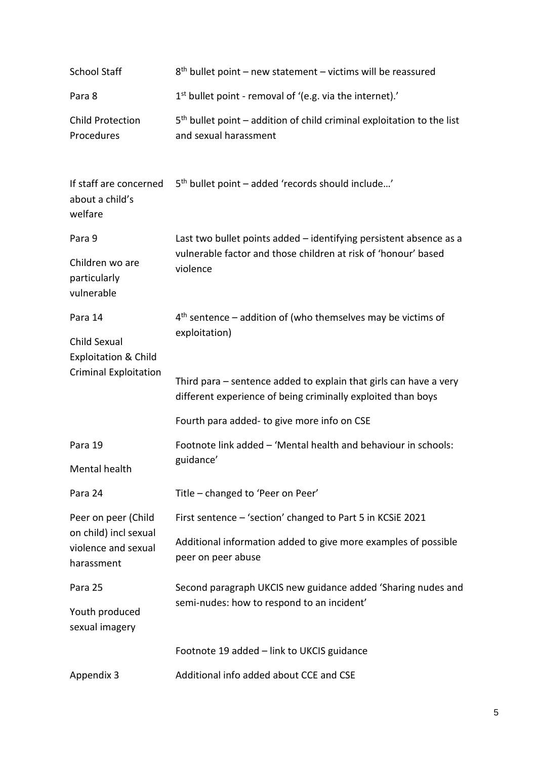| | |
|---|---|
| School Staff | 8th bullet point – new statement – victims will be reassured |
| Para 8 | 1st bullet point - removal of '(e.g. via the internet).' |
| Child Protection Procedures | 5th bullet point – addition of child criminal exploitation to the list and sexual harassment |
| If staff are concerned about a child's welfare | 5th bullet point – added 'records should include…' |
| Para 9<br><br>Children wo are particularly vulnerable | Last two bullet points added – identifying persistent absence as a vulnerable factor and those children at risk of 'honour' based violence |
| Para 14<br><br>Child Sexual Exploitation & Child Criminal Exploitation | 4th sentence – addition of (who themselves may be victims of exploitation)<br><br>Third para – sentence added to explain that girls can have a very different experience of being criminally exploited than boys<br><br>Fourth para added- to give more info on CSE |
| Para 19<br><br>Mental health | Footnote link added – 'Mental health and behaviour in schools: guidance' |
| Para 24 | Title – changed to 'Peer on Peer' |
| Peer on peer (Child on child) incl sexual violence and sexual harassment | First sentence – 'section' changed to Part 5 in KCSiE 2021<br><br>Additional information added to give more examples of possible peer on peer abuse |
| Para 25<br><br>Youth produced sexual imagery | Second paragraph UKCIS new guidance added 'Sharing nudes and semi-nudes: how to respond to an incident'<br><br>Footnote 19 added – link to UKCIS guidance |
| Appendix 3 | Additional info added about CCE and CSE |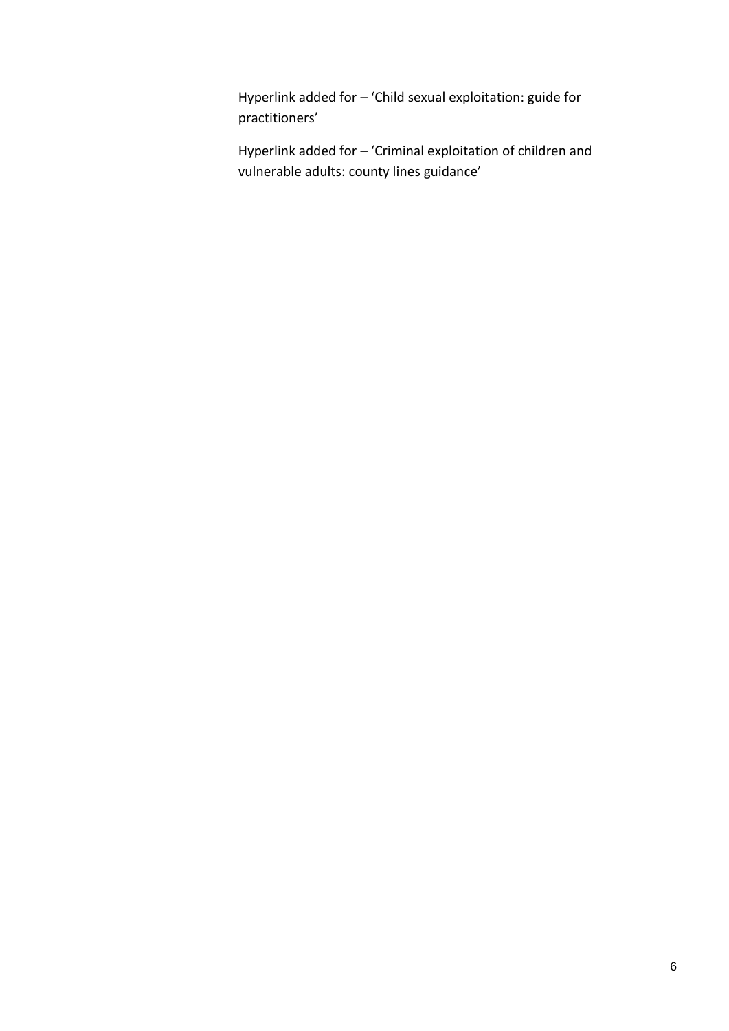Hyperlink added for – 'Child sexual exploitation: guide for practitioners'

Hyperlink added for – 'Criminal exploitation of children and vulnerable adults: county lines guidance'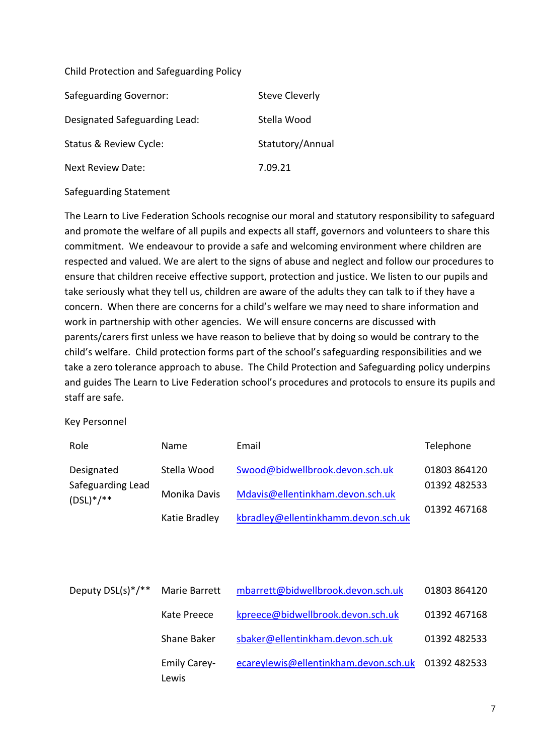Child Protection and Safeguarding Policy

| | |
|---|---|
| Safeguarding Governor: | Steve Cleverly |
| Designated Safeguarding Lead: | Stella Wood |
| Status & Review Cycle: | Statutory/Annual |
| Next Review Date: | 7.09.21 |

Safeguarding Statement

The Learn to Live Federation Schools recognise our moral and statutory responsibility to safeguard and promote the welfare of all pupils and expects all staff, governors and volunteers to share this commitment. We endeavour to provide a safe and welcoming environment where children are respected and valued. We are alert to the signs of abuse and neglect and follow our procedures to ensure that children receive effective support, protection and justice. We listen to our pupils and take seriously what they tell us, children are aware of the adults they can talk to if they have a concern. When there are concerns for a child's welfare we may need to share information and work in partnership with other agencies. We will ensure concerns are discussed with parents/carers first unless we have reason to believe that by doing so would be contrary to the child's welfare. Child protection forms part of the school's safeguarding responsibilities and we take a zero tolerance approach to abuse. The Child Protection and Safeguarding policy underpins and guides The Learn to Live Federation school's procedures and protocols to ensure its pupils and staff are safe.

Key Personnel

| Role | Name | Email | Telephone |
|---|---|---|---|
| Designated Safeguarding Lead (DSL)*/** | Stella Wood | Swood@bidwellbrook.devon.sch.uk | 01803 864120 |
| | Monika Davis | Mdavis@ellentinkham.devon.sch.uk | 01392 482533 |
| | Katie Bradley | kbradley@ellentinkhamm.devon.sch.uk | 01392 467168 |
| Deputy DSL(s)*/** | Marie Barrett | mbarrett@bidwellbrook.devon.sch.uk | 01803 864120 |
| | Kate Preece | kpreece@bidwellbrook.devon.sch.uk | 01392 467168 |
| | Shane Baker | sbaker@ellentinkham.devon.sch.uk | 01392 482533 |
| | Emily Carey-Lewis | ecareylewis@ellentinkham.devon.sch.uk | 01392 482533 |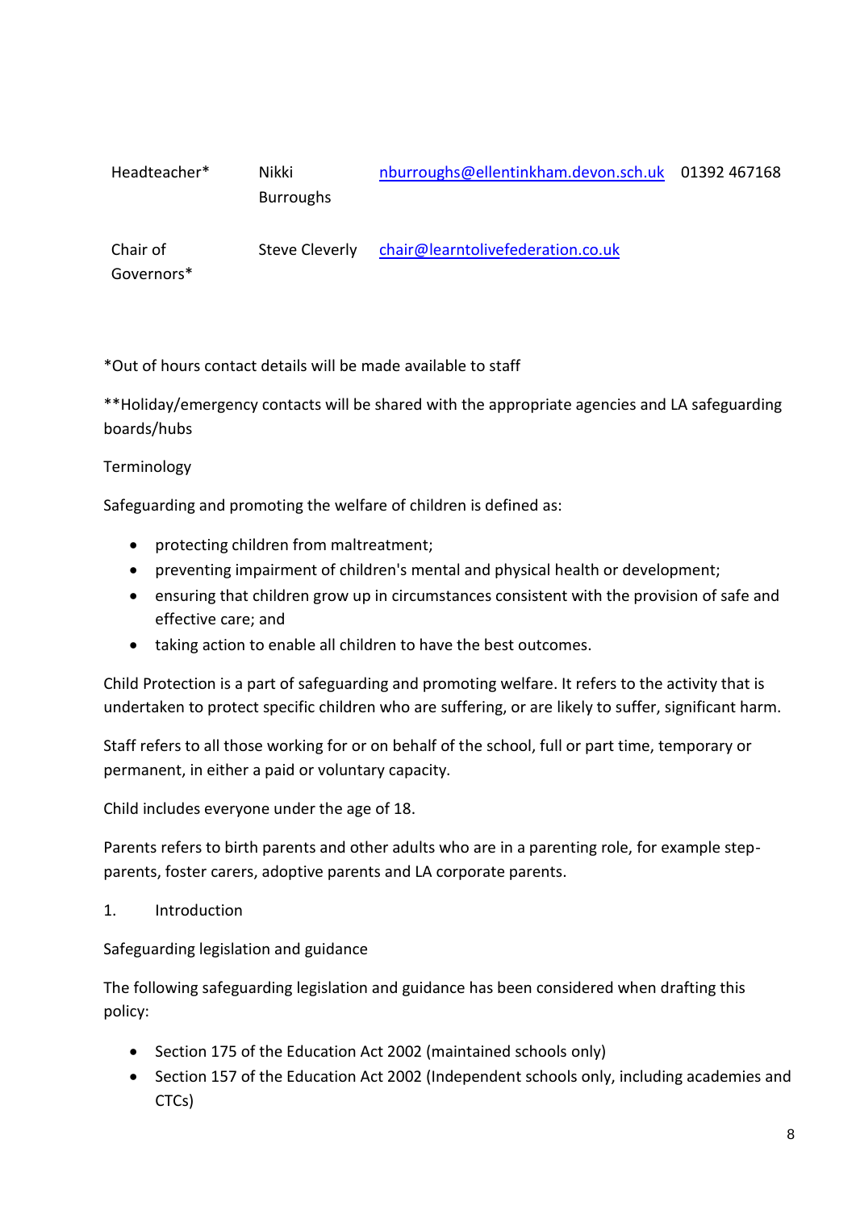| | | | |
|---|---|---|---|
| Headteacher* | Nikki Burroughs | nburroughs@ellentinkham.devon.sch.uk | 01392 467168 |
| Chair of Governors* | Steve Cleverly | chair@learntolivefederation.co.uk | |

*Out of hours contact details will be made available to staff

**Holiday/emergency contacts will be shared with the appropriate agencies and LA safeguarding boards/hubs

Terminology

Safeguarding and promoting the welfare of children is defined as:

- protecting children from maltreatment;
- preventing impairment of children's mental and physical health or development;
- ensuring that children grow up in circumstances consistent with the provision of safe and effective care; and
- taking action to enable all children to have the best outcomes.

Child Protection is a part of safeguarding and promoting welfare. It refers to the activity that is undertaken to protect specific children who are suffering, or are likely to suffer, significant harm.

Staff refers to all those working for or on behalf of the school, full or part time, temporary or permanent, in either a paid or voluntary capacity.

Child includes everyone under the age of 18.

Parents refers to birth parents and other adults who are in a parenting role, for example step-parents, foster carers, adoptive parents and LA corporate parents.

1. Introduction

Safeguarding legislation and guidance

The following safeguarding legislation and guidance has been considered when drafting this policy:

- Section 175 of the Education Act 2002 (maintained schools only)
- Section 157 of the Education Act 2002 (Independent schools only, including academies and CTCs)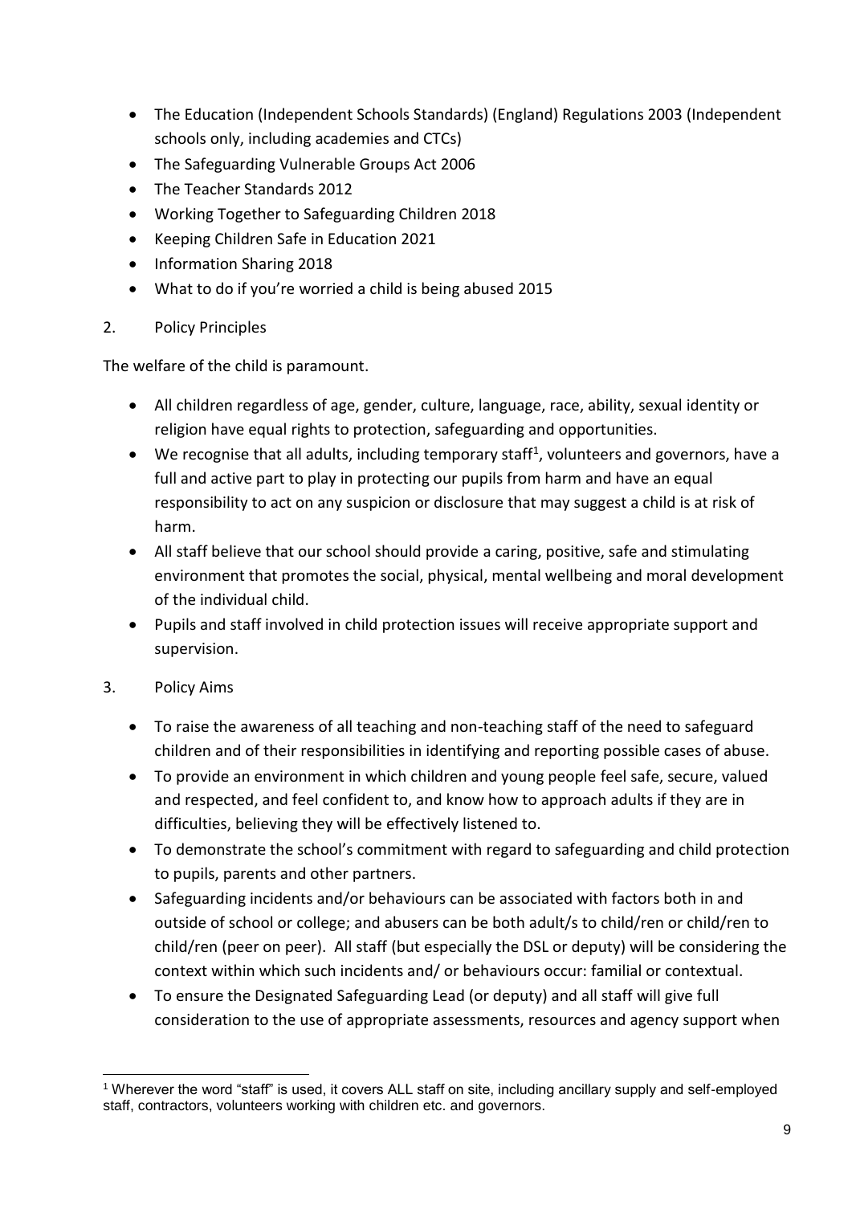- The Education (Independent Schools Standards) (England) Regulations 2003 (Independent schools only, including academies and CTCs)
- The Safeguarding Vulnerable Groups Act 2006
- The Teacher Standards 2012
- Working Together to Safeguarding Children 2018
- Keeping Children Safe in Education 2021
- Information Sharing 2018
- What to do if you're worried a child is being abused 2015

## 2. Policy Principles

The welfare of the child is paramount.

- All children regardless of age, gender, culture, language, race, ability, sexual identity or religion have equal rights to protection, safeguarding and opportunities.
- We recognise that all adults, including temporary staff[1], volunteers and governors, have a full and active part to play in protecting our pupils from harm and have an equal responsibility to act on any suspicion or disclosure that may suggest a child is at risk of harm.
- All staff believe that our school should provide a caring, positive, safe and stimulating environment that promotes the social, physical, mental wellbeing and moral development of the individual child.
- Pupils and staff involved in child protection issues will receive appropriate support and supervision.

## 3. Policy Aims

- To raise the awareness of all teaching and non-teaching staff of the need to safeguard children and of their responsibilities in identifying and reporting possible cases of abuse.
- To provide an environment in which children and young people feel safe, secure, valued and respected, and feel confident to, and know how to approach adults if they are in difficulties, believing they will be effectively listened to.
- To demonstrate the school's commitment with regard to safeguarding and child protection to pupils, parents and other partners.
- Safeguarding incidents and/or behaviours can be associated with factors both in and outside of school or college; and abusers can be both adult/s to child/ren or child/ren to child/ren (peer on peer). All staff (but especially the DSL or deputy) will be considering the context within which such incidents and/ or behaviours occur: familial or contextual.
- To ensure the Designated Safeguarding Lead (or deputy) and all staff will give full consideration to the use of appropriate assessments, resources and agency support when

[1] Wherever the word "staff" is used, it covers ALL staff on site, including ancillary supply and self-employed staff, contractors, volunteers working with children etc. and governors.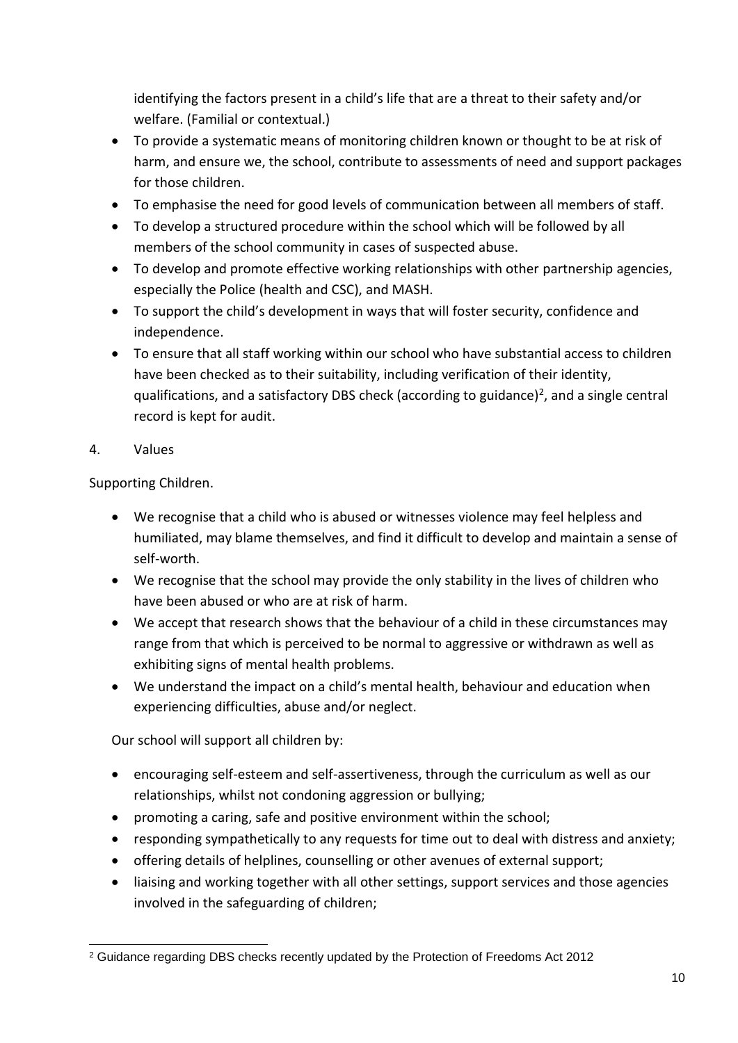identifying the factors present in a child's life that are a threat to their safety and/or welfare. (Familial or contextual.)

- To provide a systematic means of monitoring children known or thought to be at risk of harm, and ensure we, the school, contribute to assessments of need and support packages for those children.
- To emphasise the need for good levels of communication between all members of staff.
- To develop a structured procedure within the school which will be followed by all members of the school community in cases of suspected abuse.
- To develop and promote effective working relationships with other partnership agencies, especially the Police (health and CSC), and MASH.
- To support the child's development in ways that will foster security, confidence and independence.
- To ensure that all staff working within our school who have substantial access to children have been checked as to their suitability, including verification of their identity, qualifications, and a satisfactory DBS check (according to guidance)[2], and a single central record is kept for audit.

4. Values

Supporting Children.

- We recognise that a child who is abused or witnesses violence may feel helpless and humiliated, may blame themselves, and find it difficult to develop and maintain a sense of self-worth.
- We recognise that the school may provide the only stability in the lives of children who have been abused or who are at risk of harm.
- We accept that research shows that the behaviour of a child in these circumstances may range from that which is perceived to be normal to aggressive or withdrawn as well as exhibiting signs of mental health problems.
- We understand the impact on a child's mental health, behaviour and education when experiencing difficulties, abuse and/or neglect.

Our school will support all children by:

- encouraging self-esteem and self-assertiveness, through the curriculum as well as our relationships, whilst not condoning aggression or bullying;
- promoting a caring, safe and positive environment within the school;
- responding sympathetically to any requests for time out to deal with distress and anxiety;
- offering details of helplines, counselling or other avenues of external support;
- liaising and working together with all other settings, support services and those agencies involved in the safeguarding of children;

---

[2] Guidance regarding DBS checks recently updated by the Protection of Freedoms Act 2012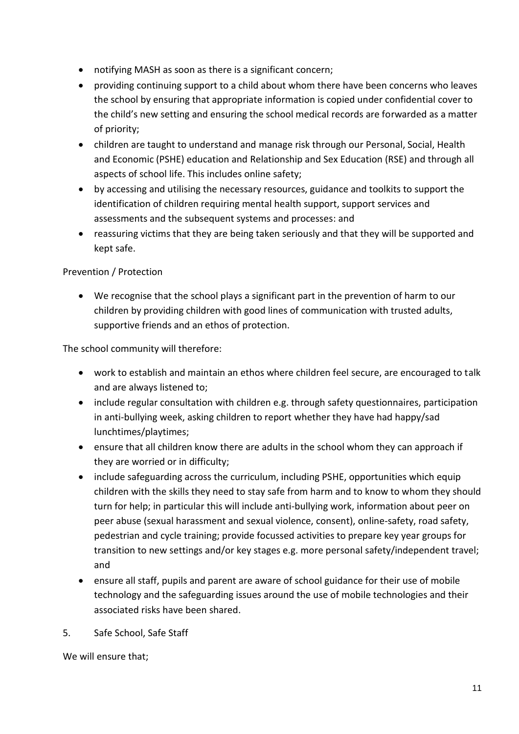- notifying MASH as soon as there is a significant concern;
- providing continuing support to a child about whom there have been concerns who leaves the school by ensuring that appropriate information is copied under confidential cover to the child's new setting and ensuring the school medical records are forwarded as a matter of priority;
- children are taught to understand and manage risk through our Personal, Social, Health and Economic (PSHE) education and Relationship and Sex Education (RSE) and through all aspects of school life. This includes online safety;
- by accessing and utilising the necessary resources, guidance and toolkits to support the identification of children requiring mental health support, support services and assessments and the subsequent systems and processes: and
- reassuring victims that they are being taken seriously and that they will be supported and kept safe.

Prevention / Protection

- We recognise that the school plays a significant part in the prevention of harm to our children by providing children with good lines of communication with trusted adults, supportive friends and an ethos of protection.

The school community will therefore:

- work to establish and maintain an ethos where children feel secure, are encouraged to talk and are always listened to;
- include regular consultation with children e.g. through safety questionnaires, participation in anti-bullying week, asking children to report whether they have had happy/sad lunchtimes/playtimes;
- ensure that all children know there are adults in the school whom they can approach if they are worried or in difficulty;
- include safeguarding across the curriculum, including PSHE, opportunities which equip children with the skills they need to stay safe from harm and to know to whom they should turn for help; in particular this will include anti-bullying work, information about peer on peer abuse (sexual harassment and sexual violence, consent), online-safety, road safety, pedestrian and cycle training; provide focussed activities to prepare key year groups for transition to new settings and/or key stages e.g. more personal safety/independent travel; and
- ensure all staff, pupils and parent are aware of school guidance for their use of mobile technology and the safeguarding issues around the use of mobile technologies and their associated risks have been shared.

5. Safe School, Safe Staff

We will ensure that;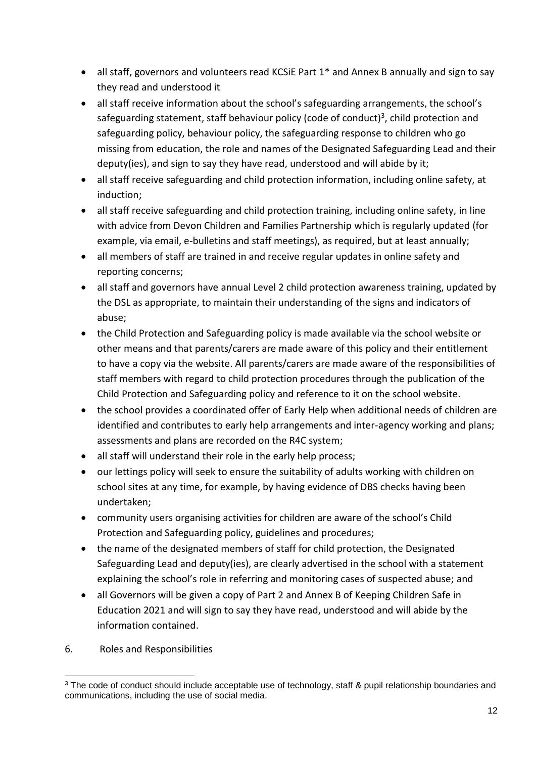- all staff, governors and volunteers read KCSiE Part 1* and Annex B annually and sign to say they read and understood it
- all staff receive information about the school's safeguarding arrangements, the school's safeguarding statement, staff behaviour policy (code of conduct)[3], child protection and safeguarding policy, behaviour policy, the safeguarding response to children who go missing from education, the role and names of the Designated Safeguarding Lead and their deputy(ies), and sign to say they have read, understood and will abide by it;
- all staff receive safeguarding and child protection information, including online safety, at induction;
- all staff receive safeguarding and child protection training, including online safety, in line with advice from Devon Children and Families Partnership which is regularly updated (for example, via email, e-bulletins and staff meetings), as required, but at least annually;
- all members of staff are trained in and receive regular updates in online safety and reporting concerns;
- all staff and governors have annual Level 2 child protection awareness training, updated by the DSL as appropriate, to maintain their understanding of the signs and indicators of abuse;
- the Child Protection and Safeguarding policy is made available via the school website or other means and that parents/carers are made aware of this policy and their entitlement to have a copy via the website. All parents/carers are made aware of the responsibilities of staff members with regard to child protection procedures through the publication of the Child Protection and Safeguarding policy and reference to it on the school website.
- the school provides a coordinated offer of Early Help when additional needs of children are identified and contributes to early help arrangements and inter-agency working and plans; assessments and plans are recorded on the R4C system;
- all staff will understand their role in the early help process;
- our lettings policy will seek to ensure the suitability of adults working with children on school sites at any time, for example, by having evidence of DBS checks having been undertaken;
- community users organising activities for children are aware of the school's Child Protection and Safeguarding policy, guidelines and procedures;
- the name of the designated members of staff for child protection, the Designated Safeguarding Lead and deputy(ies), are clearly advertised in the school with a statement explaining the school's role in referring and monitoring cases of suspected abuse; and
- all Governors will be given a copy of Part 2 and Annex B of Keeping Children Safe in Education 2021 and will sign to say they have read, understood and will abide by the information contained.

## 6. Roles and Responsibilities

[3] The code of conduct should include acceptable use of technology, staff & pupil relationship boundaries and communications, including the use of social media.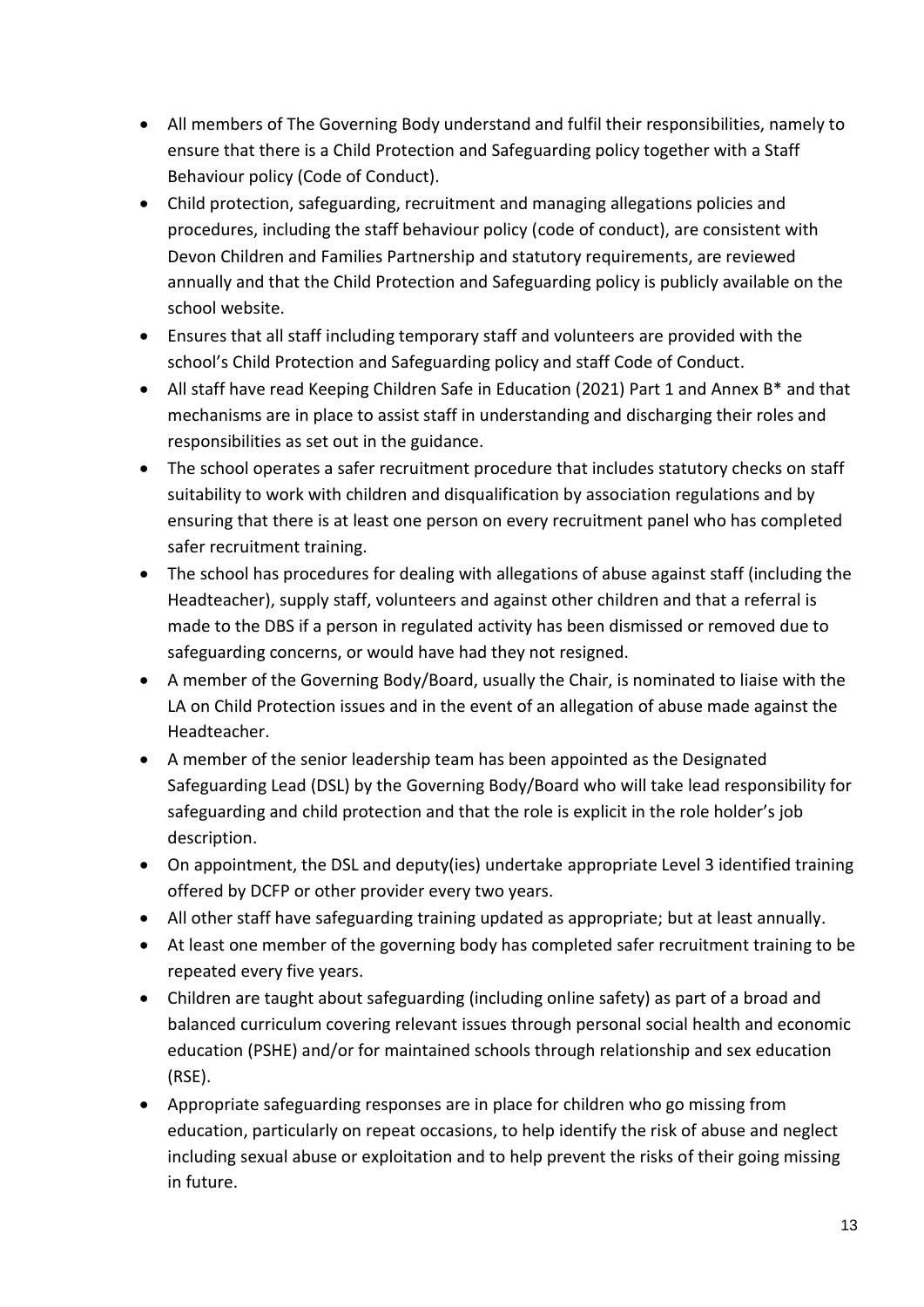- All members of The Governing Body understand and fulfil their responsibilities, namely to ensure that there is a Child Protection and Safeguarding policy together with a Staff Behaviour policy (Code of Conduct).
- Child protection, safeguarding, recruitment and managing allegations policies and procedures, including the staff behaviour policy (code of conduct), are consistent with Devon Children and Families Partnership and statutory requirements, are reviewed annually and that the Child Protection and Safeguarding policy is publicly available on the school website.
- Ensures that all staff including temporary staff and volunteers are provided with the school's Child Protection and Safeguarding policy and staff Code of Conduct.
- All staff have read Keeping Children Safe in Education (2021) Part 1 and Annex B* and that mechanisms are in place to assist staff in understanding and discharging their roles and responsibilities as set out in the guidance.
- The school operates a safer recruitment procedure that includes statutory checks on staff suitability to work with children and disqualification by association regulations and by ensuring that there is at least one person on every recruitment panel who has completed safer recruitment training.
- The school has procedures for dealing with allegations of abuse against staff (including the Headteacher), supply staff, volunteers and against other children and that a referral is made to the DBS if a person in regulated activity has been dismissed or removed due to safeguarding concerns, or would have had they not resigned.
- A member of the Governing Body/Board, usually the Chair, is nominated to liaise with the LA on Child Protection issues and in the event of an allegation of abuse made against the Headteacher.
- A member of the senior leadership team has been appointed as the Designated Safeguarding Lead (DSL) by the Governing Body/Board who will take lead responsibility for safeguarding and child protection and that the role is explicit in the role holder's job description.
- On appointment, the DSL and deputy(ies) undertake appropriate Level 3 identified training offered by DCFP or other provider every two years.
- All other staff have safeguarding training updated as appropriate; but at least annually.
- At least one member of the governing body has completed safer recruitment training to be repeated every five years.
- Children are taught about safeguarding (including online safety) as part of a broad and balanced curriculum covering relevant issues through personal social health and economic education (PSHE) and/or for maintained schools through relationship and sex education (RSE).
- Appropriate safeguarding responses are in place for children who go missing from education, particularly on repeat occasions, to help identify the risk of abuse and neglect including sexual abuse or exploitation and to help prevent the risks of their going missing in future.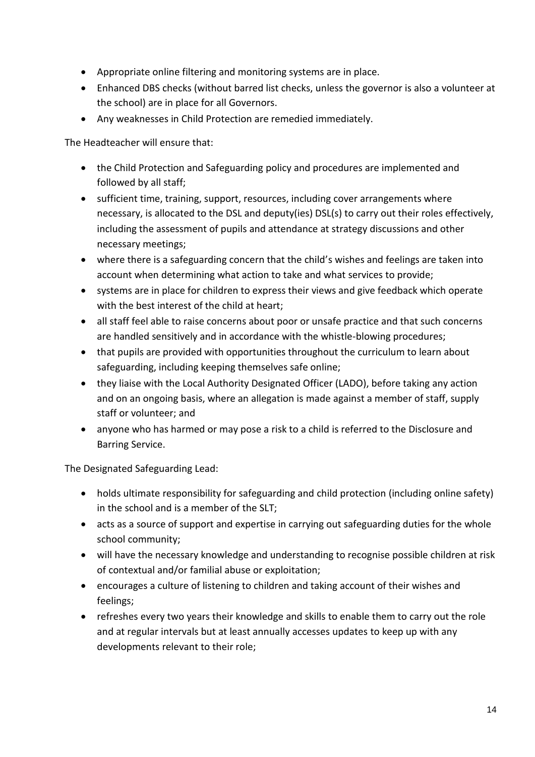- Appropriate online filtering and monitoring systems are in place.
- Enhanced DBS checks (without barred list checks, unless the governor is also a volunteer at the school) are in place for all Governors.
- Any weaknesses in Child Protection are remedied immediately.

The Headteacher will ensure that:

- the Child Protection and Safeguarding policy and procedures are implemented and followed by all staff;
- sufficient time, training, support, resources, including cover arrangements where necessary, is allocated to the DSL and deputy(ies) DSL(s) to carry out their roles effectively, including the assessment of pupils and attendance at strategy discussions and other necessary meetings;
- where there is a safeguarding concern that the child's wishes and feelings are taken into account when determining what action to take and what services to provide;
- systems are in place for children to express their views and give feedback which operate with the best interest of the child at heart;
- all staff feel able to raise concerns about poor or unsafe practice and that such concerns are handled sensitively and in accordance with the whistle-blowing procedures;
- that pupils are provided with opportunities throughout the curriculum to learn about safeguarding, including keeping themselves safe online;
- they liaise with the Local Authority Designated Officer (LADO), before taking any action and on an ongoing basis, where an allegation is made against a member of staff, supply staff or volunteer; and
- anyone who has harmed or may pose a risk to a child is referred to the Disclosure and Barring Service.

The Designated Safeguarding Lead:

- holds ultimate responsibility for safeguarding and child protection (including online safety) in the school and is a member of the SLT;
- acts as a source of support and expertise in carrying out safeguarding duties for the whole school community;
- will have the necessary knowledge and understanding to recognise possible children at risk of contextual and/or familial abuse or exploitation;
- encourages a culture of listening to children and taking account of their wishes and feelings;
- refreshes every two years their knowledge and skills to enable them to carry out the role and at regular intervals but at least annually accesses updates to keep up with any developments relevant to their role;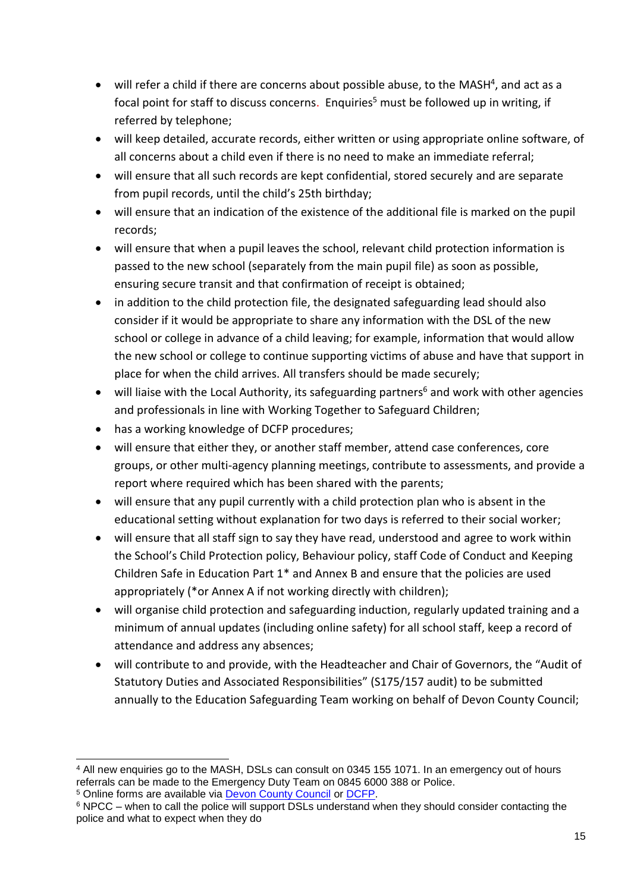- will refer a child if there are concerns about possible abuse, to the MASH[4], and act as a focal point for staff to discuss concerns. Enquiries[5] must be followed up in writing, if referred by telephone;
- will keep detailed, accurate records, either written or using appropriate online software, of all concerns about a child even if there is no need to make an immediate referral;
- will ensure that all such records are kept confidential, stored securely and are separate from pupil records, until the child's 25th birthday;
- will ensure that an indication of the existence of the additional file is marked on the pupil records;
- will ensure that when a pupil leaves the school, relevant child protection information is passed to the new school (separately from the main pupil file) as soon as possible, ensuring secure transit and that confirmation of receipt is obtained;
- in addition to the child protection file, the designated safeguarding lead should also consider if it would be appropriate to share any information with the DSL of the new school or college in advance of a child leaving; for example, information that would allow the new school or college to continue supporting victims of abuse and have that support in place for when the child arrives. All transfers should be made securely;
- will liaise with the Local Authority, its safeguarding partners[6] and work with other agencies and professionals in line with Working Together to Safeguard Children;
- has a working knowledge of DCFP procedures;
- will ensure that either they, or another staff member, attend case conferences, core groups, or other multi-agency planning meetings, contribute to assessments, and provide a report where required which has been shared with the parents;
- will ensure that any pupil currently with a child protection plan who is absent in the educational setting without explanation for two days is referred to their social worker;
- will ensure that all staff sign to say they have read, understood and agree to work within the School's Child Protection policy, Behaviour policy, staff Code of Conduct and Keeping Children Safe in Education Part 1* and Annex B and ensure that the policies are used appropriately (*or Annex A if not working directly with children);
- will organise child protection and safeguarding induction, regularly updated training and a minimum of annual updates (including online safety) for all school staff, keep a record of attendance and address any absences;
- will contribute to and provide, with the Headteacher and Chair of Governors, the "Audit of Statutory Duties and Associated Responsibilities" (S175/157 audit) to be submitted annually to the Education Safeguarding Team working on behalf of Devon County Council;

---

[4] All new enquiries go to the MASH, DSLs can consult on 0345 155 1071. In an emergency out of hours referrals can be made to the Emergency Duty Team on 0845 6000 388 or Police.

[5] Online forms are available via Devon County Council or DCFP.

[6] NPCC – when to call the police will support DSLs understand when they should consider contacting the police and what to expect when they do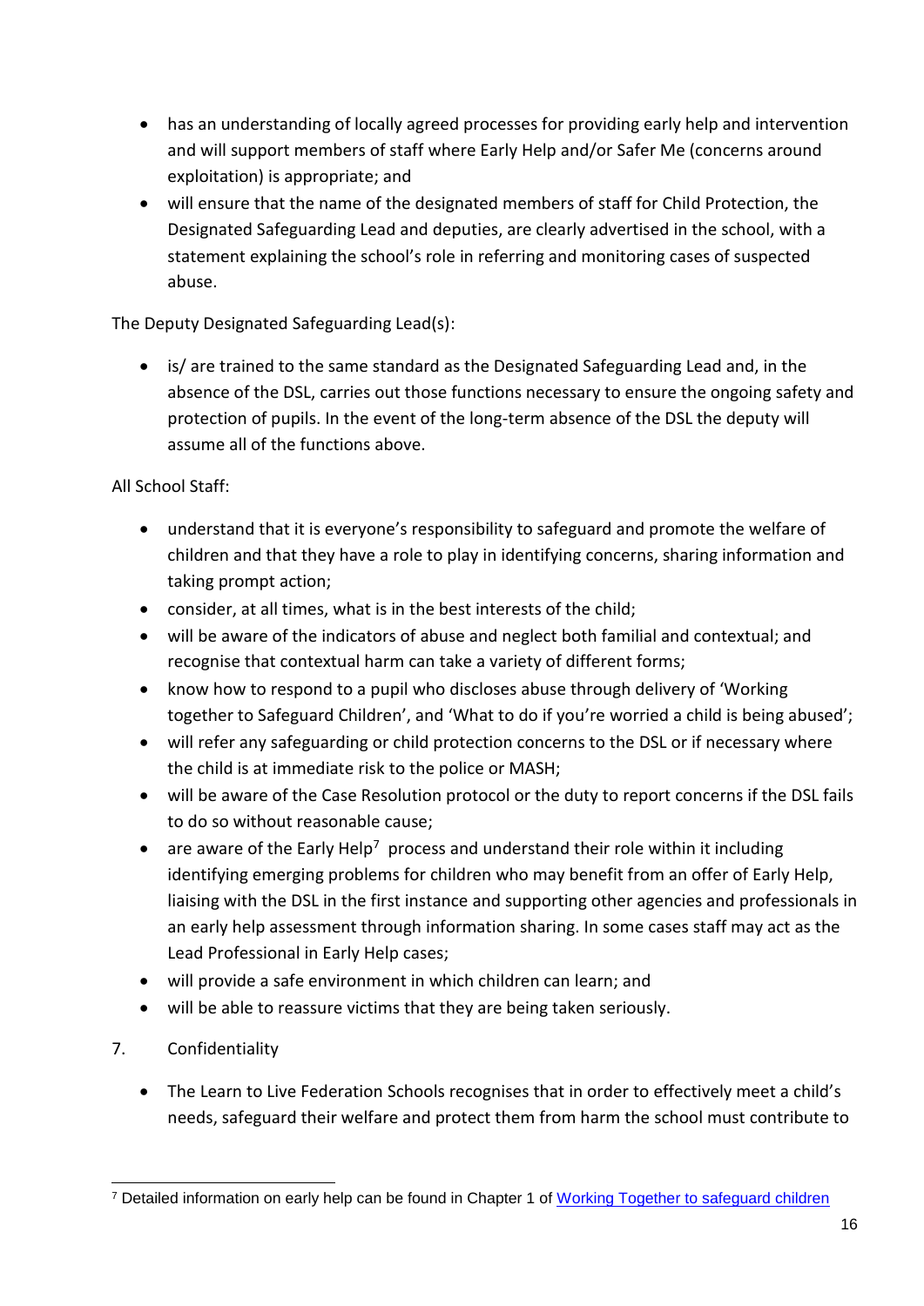- has an understanding of locally agreed processes for providing early help and intervention and will support members of staff where Early Help and/or Safer Me (concerns around exploitation) is appropriate; and
- will ensure that the name of the designated members of staff for Child Protection, the Designated Safeguarding Lead and deputies, are clearly advertised in the school, with a statement explaining the school's role in referring and monitoring cases of suspected abuse.

The Deputy Designated Safeguarding Lead(s):

- is/ are trained to the same standard as the Designated Safeguarding Lead and, in the absence of the DSL, carries out those functions necessary to ensure the ongoing safety and protection of pupils. In the event of the long-term absence of the DSL the deputy will assume all of the functions above.

All School Staff:

- understand that it is everyone's responsibility to safeguard and promote the welfare of children and that they have a role to play in identifying concerns, sharing information and taking prompt action;
- consider, at all times, what is in the best interests of the child;
- will be aware of the indicators of abuse and neglect both familial and contextual; and recognise that contextual harm can take a variety of different forms;
- know how to respond to a pupil who discloses abuse through delivery of 'Working together to Safeguard Children', and 'What to do if you're worried a child is being abused';
- will refer any safeguarding or child protection concerns to the DSL or if necessary where the child is at immediate risk to the police or MASH;
- will be aware of the Case Resolution protocol or the duty to report concerns if the DSL fails to do so without reasonable cause;
- are aware of the Early Help[7] process and understand their role within it including identifying emerging problems for children who may benefit from an offer of Early Help, liaising with the DSL in the first instance and supporting other agencies and professionals in an early help assessment through information sharing. In some cases staff may act as the Lead Professional in Early Help cases;
- will provide a safe environment in which children can learn; and
- will be able to reassure victims that they are being taken seriously.

## 7. Confidentiality

- The Learn to Live Federation Schools recognises that in order to effectively meet a child's needs, safeguard their welfare and protect them from harm the school must contribute to

---

[7] Detailed information on early help can be found in Chapter 1 of [Working Together to safeguard children]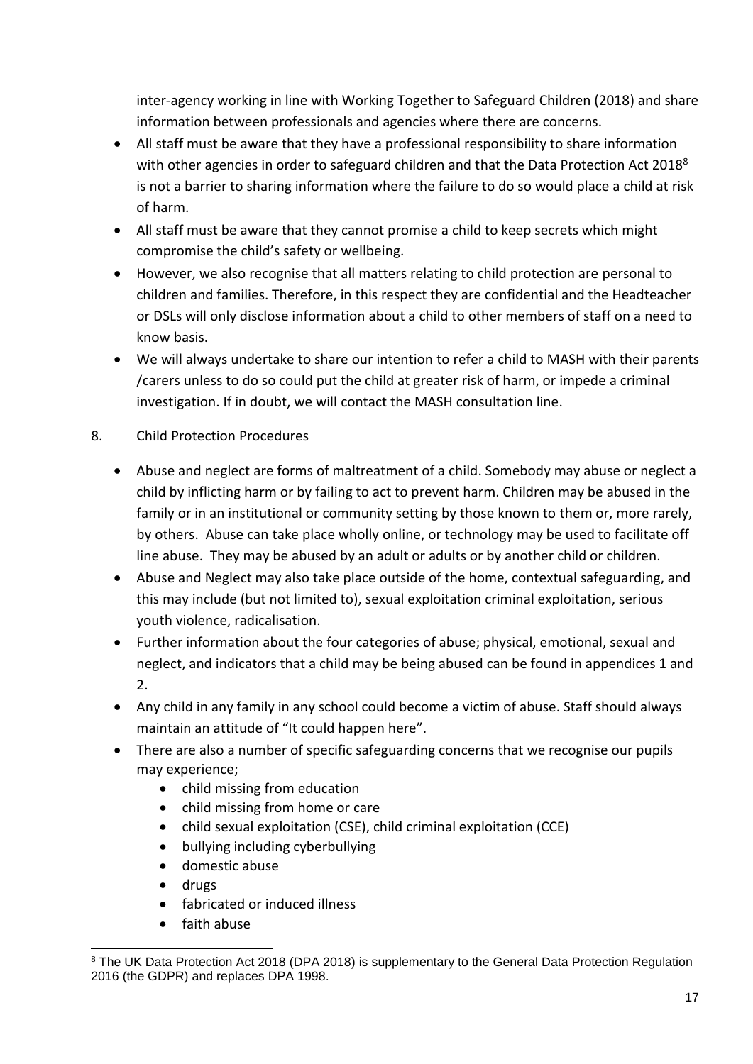inter-agency working in line with Working Together to Safeguard Children (2018) and share information between professionals and agencies where there are concerns.

- All staff must be aware that they have a professional responsibility to share information with other agencies in order to safeguard children and that the Data Protection Act 2018[8] is not a barrier to sharing information where the failure to do so would place a child at risk of harm.
- All staff must be aware that they cannot promise a child to keep secrets which might compromise the child's safety or wellbeing.
- However, we also recognise that all matters relating to child protection are personal to children and families. Therefore, in this respect they are confidential and the Headteacher or DSLs will only disclose information about a child to other members of staff on a need to know basis.
- We will always undertake to share our intention to refer a child to MASH with their parents /carers unless to do so could put the child at greater risk of harm, or impede a criminal investigation. If in doubt, we will contact the MASH consultation line.

## 8. Child Protection Procedures

- Abuse and neglect are forms of maltreatment of a child. Somebody may abuse or neglect a child by inflicting harm or by failing to act to prevent harm. Children may be abused in the family or in an institutional or community setting by those known to them or, more rarely, by others. Abuse can take place wholly online, or technology may be used to facilitate off line abuse. They may be abused by an adult or adults or by another child or children.
- Abuse and Neglect may also take place outside of the home, contextual safeguarding, and this may include (but not limited to), sexual exploitation criminal exploitation, serious youth violence, radicalisation.
- Further information about the four categories of abuse; physical, emotional, sexual and neglect, and indicators that a child may be being abused can be found in appendices 1 and 2.
- Any child in any family in any school could become a victim of abuse. Staff should always maintain an attitude of "It could happen here".
- There are also a number of specific safeguarding concerns that we recognise our pupils may experience;
  - child missing from education
  - child missing from home or care
  - child sexual exploitation (CSE), child criminal exploitation (CCE)
  - bullying including cyberbullying
  - domestic abuse
  - drugs
  - fabricated or induced illness
  - faith abuse

[8] The UK Data Protection Act 2018 (DPA 2018) is supplementary to the General Data Protection Regulation 2016 (the GDPR) and replaces DPA 1998.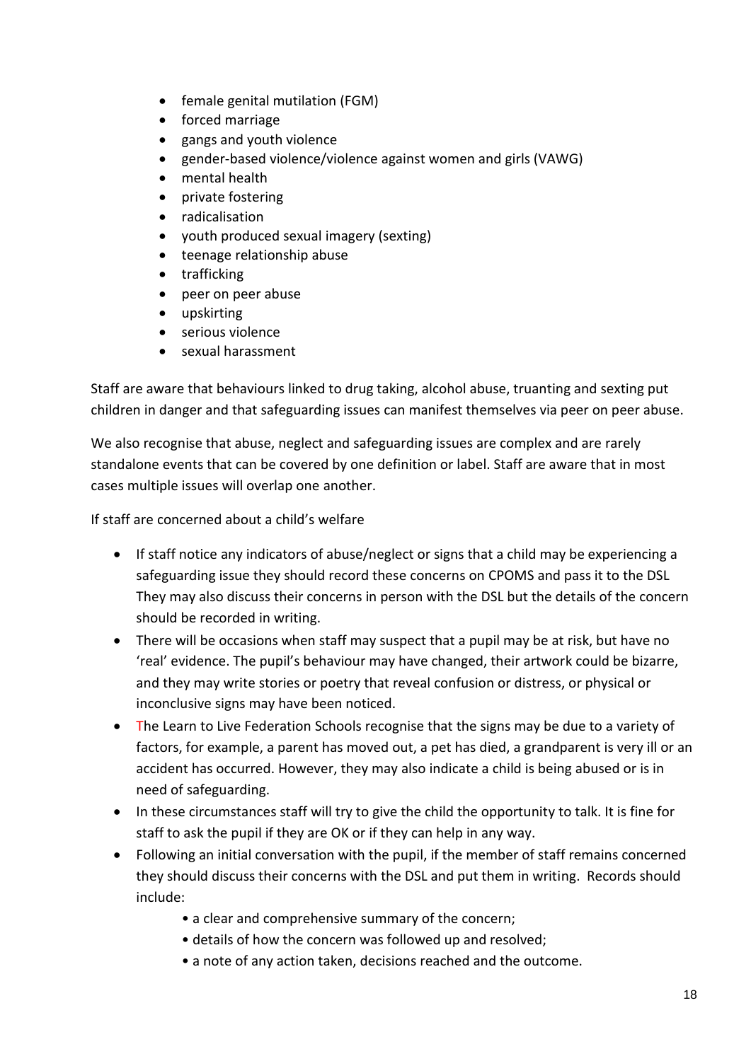- female genital mutilation (FGM)
- forced marriage
- gangs and youth violence
- gender-based violence/violence against women and girls (VAWG)
- mental health
- private fostering
- radicalisation
- youth produced sexual imagery (sexting)
- teenage relationship abuse
- trafficking
- peer on peer abuse
- upskirting
- serious violence
- sexual harassment

Staff are aware that behaviours linked to drug taking, alcohol abuse, truanting and sexting put children in danger and that safeguarding issues can manifest themselves via peer on peer abuse.

We also recognise that abuse, neglect and safeguarding issues are complex and are rarely standalone events that can be covered by one definition or label. Staff are aware that in most cases multiple issues will overlap one another.

If staff are concerned about a child's welfare

- If staff notice any indicators of abuse/neglect or signs that a child may be experiencing a safeguarding issue they should record these concerns on CPOMS and pass it to the DSL They may also discuss their concerns in person with the DSL but the details of the concern should be recorded in writing.
- There will be occasions when staff may suspect that a pupil may be at risk, but have no 'real' evidence. The pupil's behaviour may have changed, their artwork could be bizarre, and they may write stories or poetry that reveal confusion or distress, or physical or inconclusive signs may have been noticed.
- The Learn to Live Federation Schools recognise that the signs may be due to a variety of factors, for example, a parent has moved out, a pet has died, a grandparent is very ill or an accident has occurred. However, they may also indicate a child is being abused or is in need of safeguarding.
- In these circumstances staff will try to give the child the opportunity to talk. It is fine for staff to ask the pupil if they are OK or if they can help in any way.
- Following an initial conversation with the pupil, if the member of staff remains concerned they should discuss their concerns with the DSL and put them in writing. Records should include:
    - a clear and comprehensive summary of the concern;
    - details of how the concern was followed up and resolved;
    - a note of any action taken, decisions reached and the outcome.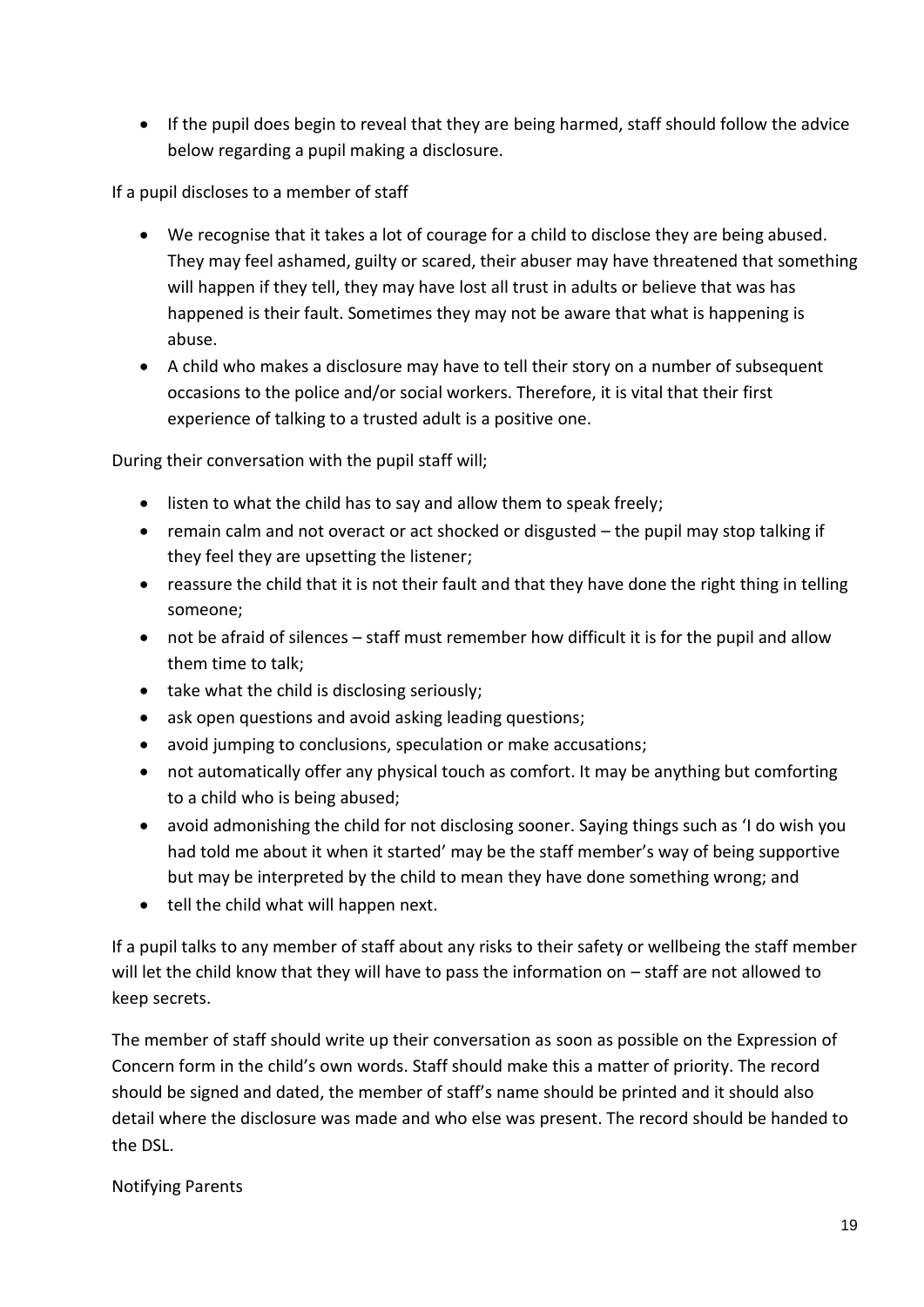- If the pupil does begin to reveal that they are being harmed, staff should follow the advice below regarding a pupil making a disclosure.

If a pupil discloses to a member of staff

- We recognise that it takes a lot of courage for a child to disclose they are being abused. They may feel ashamed, guilty or scared, their abuser may have threatened that something will happen if they tell, they may have lost all trust in adults or believe that was has happened is their fault. Sometimes they may not be aware that what is happening is abuse.
- A child who makes a disclosure may have to tell their story on a number of subsequent occasions to the police and/or social workers. Therefore, it is vital that their first experience of talking to a trusted adult is a positive one.

During their conversation with the pupil staff will;

- listen to what the child has to say and allow them to speak freely;
- remain calm and not overact or act shocked or disgusted – the pupil may stop talking if they feel they are upsetting the listener;
- reassure the child that it is not their fault and that they have done the right thing in telling someone;
- not be afraid of silences – staff must remember how difficult it is for the pupil and allow them time to talk;
- take what the child is disclosing seriously;
- ask open questions and avoid asking leading questions;
- avoid jumping to conclusions, speculation or make accusations;
- not automatically offer any physical touch as comfort. It may be anything but comforting to a child who is being abused;
- avoid admonishing the child for not disclosing sooner. Saying things such as 'I do wish you had told me about it when it started' may be the staff member's way of being supportive but may be interpreted by the child to mean they have done something wrong; and
- tell the child what will happen next.

If a pupil talks to any member of staff about any risks to their safety or wellbeing the staff member will let the child know that they will have to pass the information on – staff are not allowed to keep secrets.

The member of staff should write up their conversation as soon as possible on the Expression of Concern form in the child's own words. Staff should make this a matter of priority. The record should be signed and dated, the member of staff's name should be printed and it should also detail where the disclosure was made and who else was present. The record should be handed to the DSL.

Notifying Parents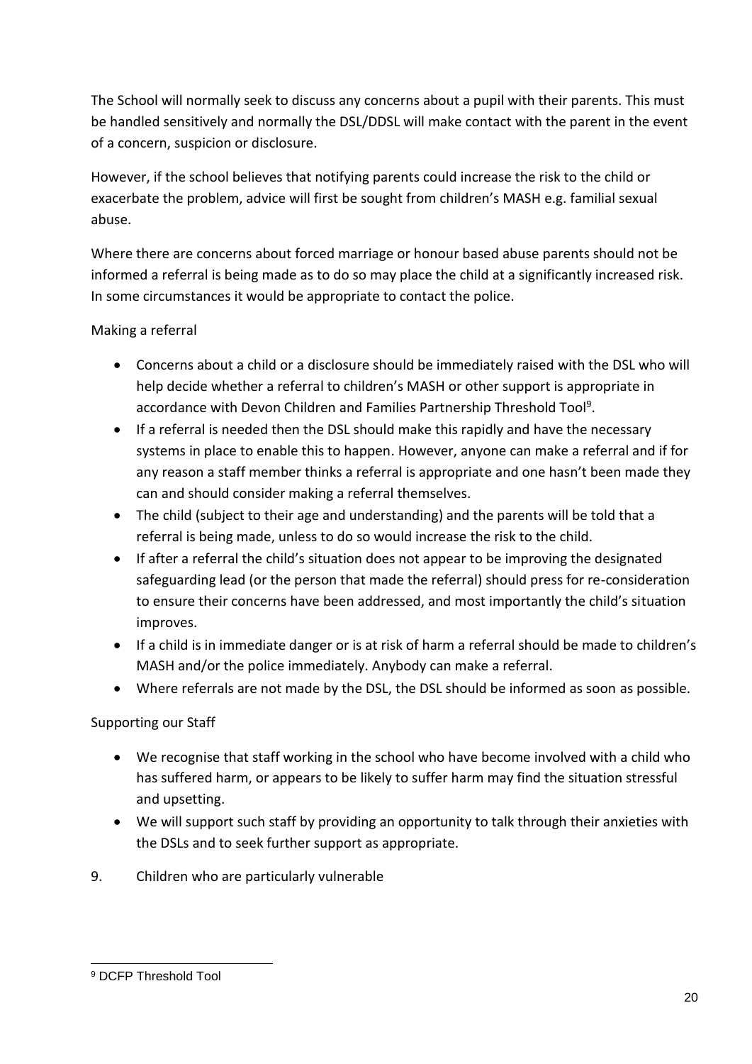The School will normally seek to discuss any concerns about a pupil with their parents. This must be handled sensitively and normally the DSL/DDSL will make contact with the parent in the event of a concern, suspicion or disclosure.

However, if the school believes that notifying parents could increase the risk to the child or exacerbate the problem, advice will first be sought from children's MASH e.g. familial sexual abuse.

Where there are concerns about forced marriage or honour based abuse parents should not be informed a referral is being made as to do so may place the child at a significantly increased risk. In some circumstances it would be appropriate to contact the police.

### Making a referral

- Concerns about a child or a disclosure should be immediately raised with the DSL who will help decide whether a referral to children's MASH or other support is appropriate in accordance with Devon Children and Families Partnership Threshold Tool[9].
- If a referral is needed then the DSL should make this rapidly and have the necessary systems in place to enable this to happen. However, anyone can make a referral and if for any reason a staff member thinks a referral is appropriate and one hasn't been made they can and should consider making a referral themselves.
- The child (subject to their age and understanding) and the parents will be told that a referral is being made, unless to do so would increase the risk to the child.
- If after a referral the child's situation does not appear to be improving the designated safeguarding lead (or the person that made the referral) should press for re-consideration to ensure their concerns have been addressed, and most importantly the child's situation improves.
- If a child is in immediate danger or is at risk of harm a referral should be made to children's MASH and/or the police immediately. Anybody can make a referral.
- Where referrals are not made by the DSL, the DSL should be informed as soon as possible.

### Supporting our Staff

- We recognise that staff working in the school who have become involved with a child who has suffered harm, or appears to be likely to suffer harm may find the situation stressful and upsetting.
- We will support such staff by providing an opportunity to talk through their anxieties with the DSLs and to seek further support as appropriate.

## 9. Children who are particularly vulnerable

[9] DCFP Threshold Tool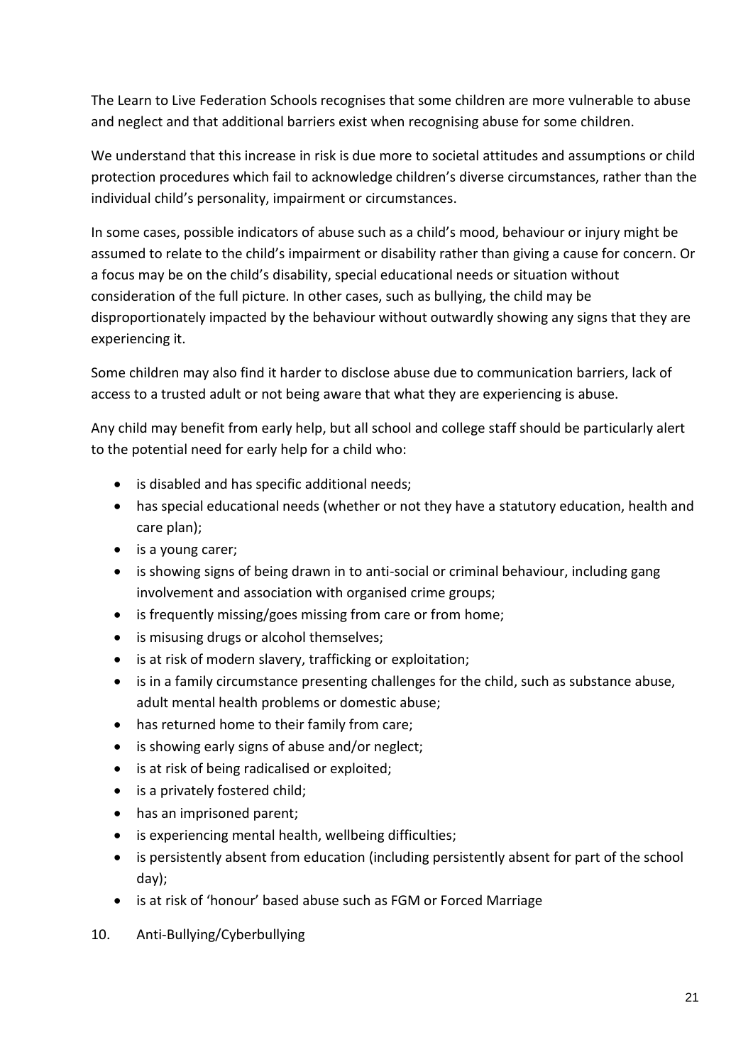The Learn to Live Federation Schools recognises that some children are more vulnerable to abuse and neglect and that additional barriers exist when recognising abuse for some children.

We understand that this increase in risk is due more to societal attitudes and assumptions or child protection procedures which fail to acknowledge children's diverse circumstances, rather than the individual child's personality, impairment or circumstances.

In some cases, possible indicators of abuse such as a child's mood, behaviour or injury might be assumed to relate to the child's impairment or disability rather than giving a cause for concern. Or a focus may be on the child's disability, special educational needs or situation without consideration of the full picture. In other cases, such as bullying, the child may be disproportionately impacted by the behaviour without outwardly showing any signs that they are experiencing it.

Some children may also find it harder to disclose abuse due to communication barriers, lack of access to a trusted adult or not being aware that what they are experiencing is abuse.

Any child may benefit from early help, but all school and college staff should be particularly alert to the potential need for early help for a child who:

- is disabled and has specific additional needs;
- has special educational needs (whether or not they have a statutory education, health and care plan);
- is a young carer;
- is showing signs of being drawn in to anti-social or criminal behaviour, including gang involvement and association with organised crime groups;
- is frequently missing/goes missing from care or from home;
- is misusing drugs or alcohol themselves;
- is at risk of modern slavery, trafficking or exploitation;
- is in a family circumstance presenting challenges for the child, such as substance abuse, adult mental health problems or domestic abuse;
- has returned home to their family from care;
- is showing early signs of abuse and/or neglect;
- is at risk of being radicalised or exploited;
- is a privately fostered child;
- has an imprisoned parent;
- is experiencing mental health, wellbeing difficulties;
- is persistently absent from education (including persistently absent for part of the school day);
- is at risk of 'honour' based abuse such as FGM or Forced Marriage

## 10. Anti-Bullying/Cyberbullying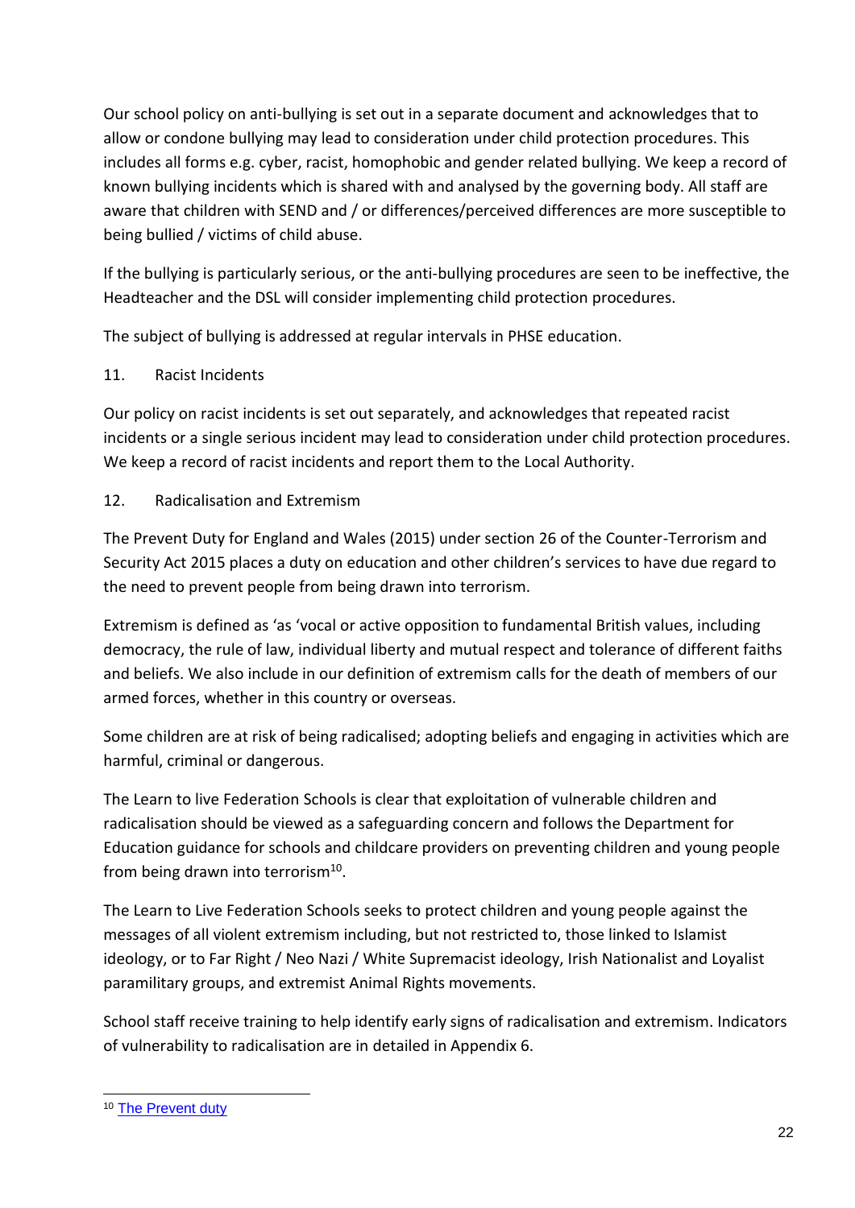Our school policy on anti-bullying is set out in a separate document and acknowledges that to allow or condone bullying may lead to consideration under child protection procedures. This includes all forms e.g. cyber, racist, homophobic and gender related bullying. We keep a record of known bullying incidents which is shared with and analysed by the governing body. All staff are aware that children with SEND and / or differences/perceived differences are more susceptible to being bullied / victims of child abuse.

If the bullying is particularly serious, or the anti-bullying procedures are seen to be ineffective, the Headteacher and the DSL will consider implementing child protection procedures.

The subject of bullying is addressed at regular intervals in PHSE education.

## 11. Racist Incidents

Our policy on racist incidents is set out separately, and acknowledges that repeated racist incidents or a single serious incident may lead to consideration under child protection procedures. We keep a record of racist incidents and report them to the Local Authority.

## 12. Radicalisation and Extremism

The Prevent Duty for England and Wales (2015) under section 26 of the Counter-Terrorism and Security Act 2015 places a duty on education and other children's services to have due regard to the need to prevent people from being drawn into terrorism.

Extremism is defined as 'as 'vocal or active opposition to fundamental British values, including democracy, the rule of law, individual liberty and mutual respect and tolerance of different faiths and beliefs. We also include in our definition of extremism calls for the death of members of our armed forces, whether in this country or overseas.

Some children are at risk of being radicalised; adopting beliefs and engaging in activities which are harmful, criminal or dangerous.

The Learn to live Federation Schools is clear that exploitation of vulnerable children and radicalisation should be viewed as a safeguarding concern and follows the Department for Education guidance for schools and childcare providers on preventing children and young people from being drawn into terrorism[10].

The Learn to Live Federation Schools seeks to protect children and young people against the messages of all violent extremism including, but not restricted to, those linked to Islamist ideology, or to Far Right / Neo Nazi / White Supremacist ideology, Irish Nationalist and Loyalist paramilitary groups, and extremist Animal Rights movements.

School staff receive training to help identify early signs of radicalisation and extremism. Indicators of vulnerability to radicalisation are in detailed in Appendix 6.

---

[10] The Prevent duty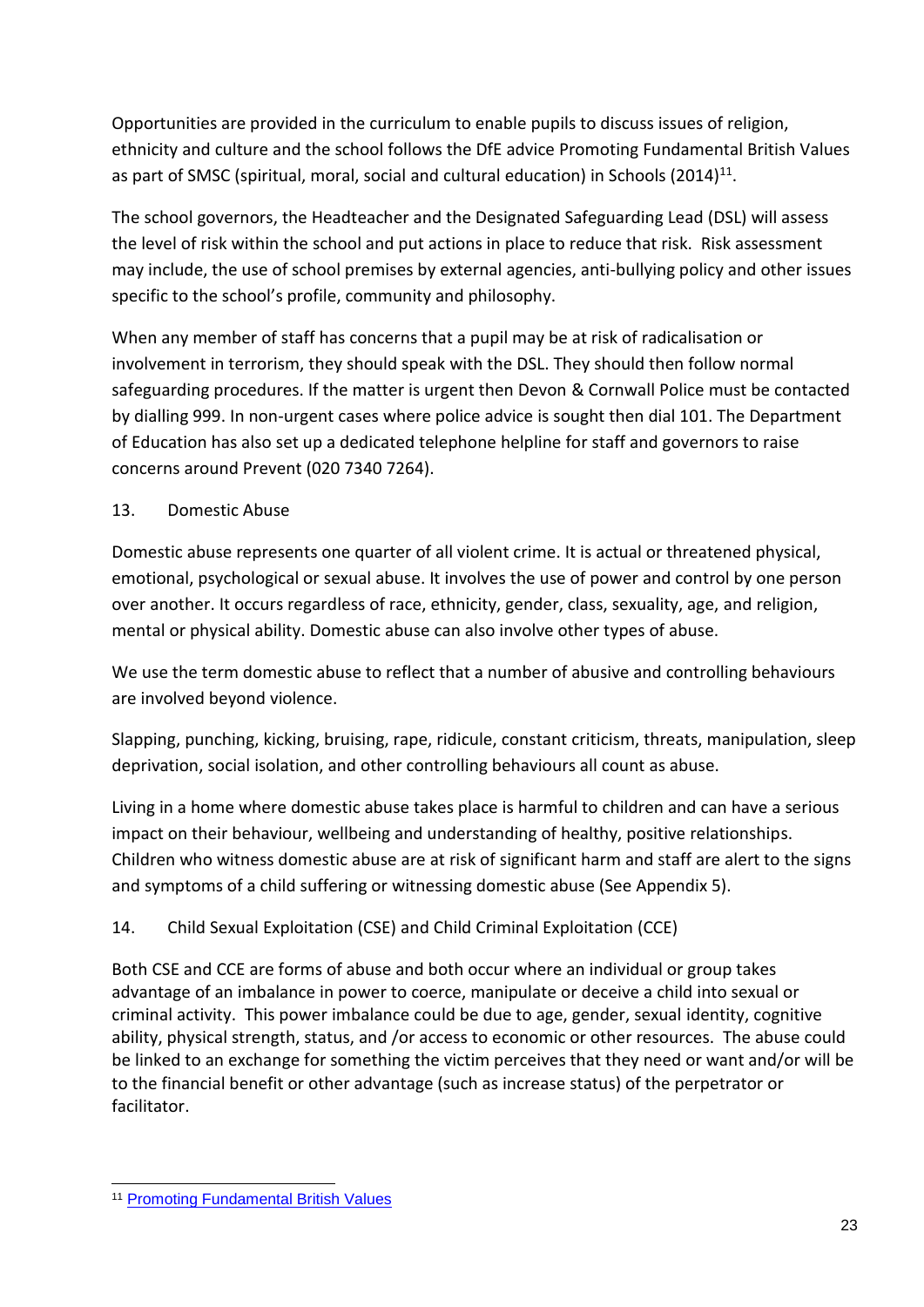Opportunities are provided in the curriculum to enable pupils to discuss issues of religion, ethnicity and culture and the school follows the DfE advice Promoting Fundamental British Values as part of SMSC (spiritual, moral, social and cultural education) in Schools (2014)[11].

The school governors, the Headteacher and the Designated Safeguarding Lead (DSL) will assess the level of risk within the school and put actions in place to reduce that risk. Risk assessment may include, the use of school premises by external agencies, anti-bullying policy and other issues specific to the school's profile, community and philosophy.

When any member of staff has concerns that a pupil may be at risk of radicalisation or involvement in terrorism, they should speak with the DSL. They should then follow normal safeguarding procedures. If the matter is urgent then Devon & Cornwall Police must be contacted by dialling 999. In non-urgent cases where police advice is sought then dial 101. The Department of Education has also set up a dedicated telephone helpline for staff and governors to raise concerns around Prevent (020 7340 7264).

## 13. Domestic Abuse

Domestic abuse represents one quarter of all violent crime. It is actual or threatened physical, emotional, psychological or sexual abuse. It involves the use of power and control by one person over another. It occurs regardless of race, ethnicity, gender, class, sexuality, age, and religion, mental or physical ability. Domestic abuse can also involve other types of abuse.

We use the term domestic abuse to reflect that a number of abusive and controlling behaviours are involved beyond violence.

Slapping, punching, kicking, bruising, rape, ridicule, constant criticism, threats, manipulation, sleep deprivation, social isolation, and other controlling behaviours all count as abuse.

Living in a home where domestic abuse takes place is harmful to children and can have a serious impact on their behaviour, wellbeing and understanding of healthy, positive relationships. Children who witness domestic abuse are at risk of significant harm and staff are alert to the signs and symptoms of a child suffering or witnessing domestic abuse (See Appendix 5).

## 14. Child Sexual Exploitation (CSE) and Child Criminal Exploitation (CCE)

Both CSE and CCE are forms of abuse and both occur where an individual or group takes advantage of an imbalance in power to coerce, manipulate or deceive a child into sexual or criminal activity. This power imbalance could be due to age, gender, sexual identity, cognitive ability, physical strength, status, and /or access to economic or other resources. The abuse could be linked to an exchange for something the victim perceives that they need or want and/or will be to the financial benefit or other advantage (such as increase status) of the perpetrator or facilitator.

---

[11] Promoting Fundamental British Values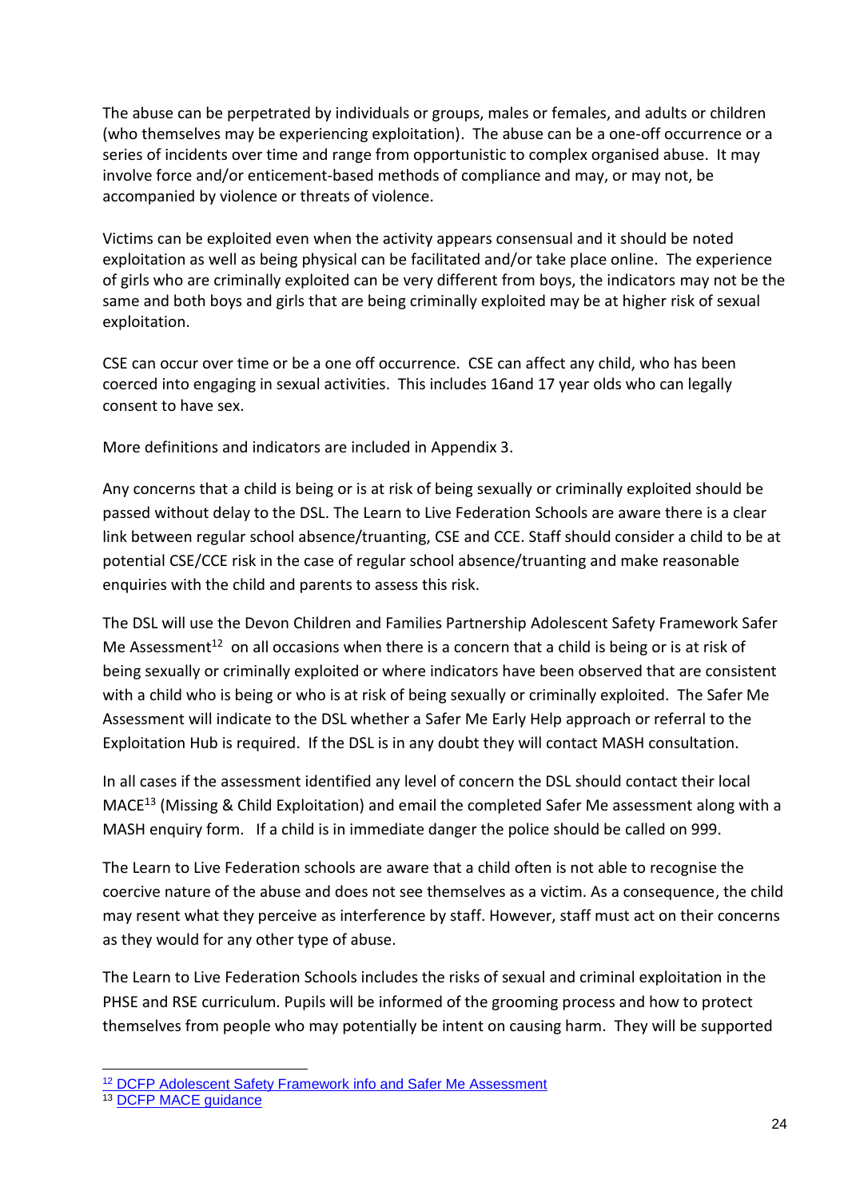The abuse can be perpetrated by individuals or groups, males or females, and adults or children (who themselves may be experiencing exploitation). The abuse can be a one-off occurrence or a series of incidents over time and range from opportunistic to complex organised abuse. It may involve force and/or enticement-based methods of compliance and may, or may not, be accompanied by violence or threats of violence.

Victims can be exploited even when the activity appears consensual and it should be noted exploitation as well as being physical can be facilitated and/or take place online. The experience of girls who are criminally exploited can be very different from boys, the indicators may not be the same and both boys and girls that are being criminally exploited may be at higher risk of sexual exploitation.

CSE can occur over time or be a one off occurrence. CSE can affect any child, who has been coerced into engaging in sexual activities. This includes 16and 17 year olds who can legally consent to have sex.

More definitions and indicators are included in Appendix 3.

Any concerns that a child is being or is at risk of being sexually or criminally exploited should be passed without delay to the DSL. The Learn to Live Federation Schools are aware there is a clear link between regular school absence/truanting, CSE and CCE. Staff should consider a child to be at potential CSE/CCE risk in the case of regular school absence/truanting and make reasonable enquiries with the child and parents to assess this risk.

The DSL will use the Devon Children and Families Partnership Adolescent Safety Framework Safer Me Assessment[12] on all occasions when there is a concern that a child is being or is at risk of being sexually or criminally exploited or where indicators have been observed that are consistent with a child who is being or who is at risk of being sexually or criminally exploited. The Safer Me Assessment will indicate to the DSL whether a Safer Me Early Help approach or referral to the Exploitation Hub is required. If the DSL is in any doubt they will contact MASH consultation.

In all cases if the assessment identified any level of concern the DSL should contact their local MACE[13] (Missing & Child Exploitation) and email the completed Safer Me assessment along with a MASH enquiry form. If a child is in immediate danger the police should be called on 999.

The Learn to Live Federation schools are aware that a child often is not able to recognise the coercive nature of the abuse and does not see themselves as a victim. As a consequence, the child may resent what they perceive as interference by staff. However, staff must act on their concerns as they would for any other type of abuse.

The Learn to Live Federation Schools includes the risks of sexual and criminal exploitation in the PHSE and RSE curriculum. Pupils will be informed of the grooming process and how to protect themselves from people who may potentially be intent on causing harm. They will be supported

---

[12] DCFP Adolescent Safety Framework info and Safer Me Assessment

[13] DCFP MACE guidance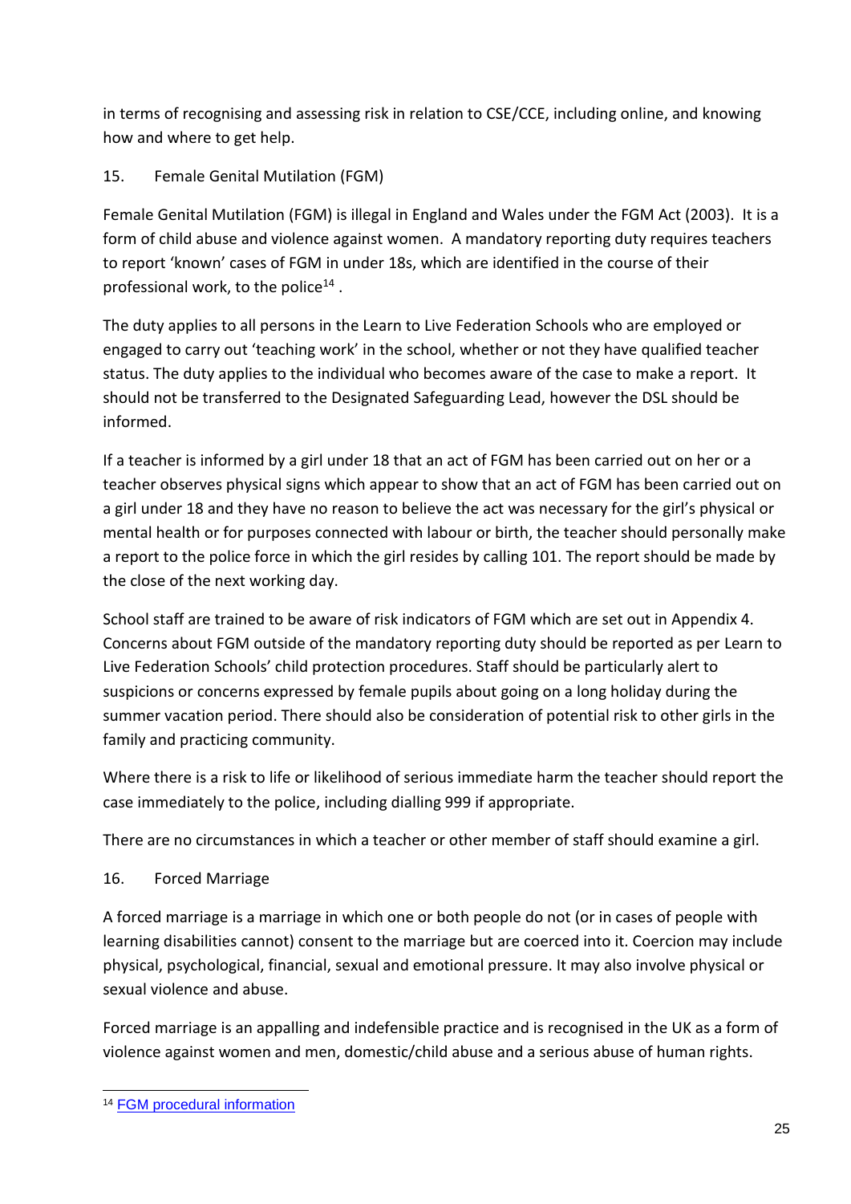in terms of recognising and assessing risk in relation to CSE/CCE, including online, and knowing how and where to get help.

## 15. Female Genital Mutilation (FGM)

Female Genital Mutilation (FGM) is illegal in England and Wales under the FGM Act (2003). It is a form of child abuse and violence against women. A mandatory reporting duty requires teachers to report 'known' cases of FGM in under 18s, which are identified in the course of their professional work, to the police[14] .

The duty applies to all persons in the Learn to Live Federation Schools who are employed or engaged to carry out 'teaching work' in the school, whether or not they have qualified teacher status. The duty applies to the individual who becomes aware of the case to make a report. It should not be transferred to the Designated Safeguarding Lead, however the DSL should be informed.

If a teacher is informed by a girl under 18 that an act of FGM has been carried out on her or a teacher observes physical signs which appear to show that an act of FGM has been carried out on a girl under 18 and they have no reason to believe the act was necessary for the girl's physical or mental health or for purposes connected with labour or birth, the teacher should personally make a report to the police force in which the girl resides by calling 101. The report should be made by the close of the next working day.

School staff are trained to be aware of risk indicators of FGM which are set out in Appendix 4. Concerns about FGM outside of the mandatory reporting duty should be reported as per Learn to Live Federation Schools' child protection procedures. Staff should be particularly alert to suspicions or concerns expressed by female pupils about going on a long holiday during the summer vacation period. There should also be consideration of potential risk to other girls in the family and practicing community.

Where there is a risk to life or likelihood of serious immediate harm the teacher should report the case immediately to the police, including dialling 999 if appropriate.

There are no circumstances in which a teacher or other member of staff should examine a girl.

## 16. Forced Marriage

A forced marriage is a marriage in which one or both people do not (or in cases of people with learning disabilities cannot) consent to the marriage but are coerced into it. Coercion may include physical, psychological, financial, sexual and emotional pressure. It may also involve physical or sexual violence and abuse.

Forced marriage is an appalling and indefensible practice and is recognised in the UK as a form of violence against women and men, domestic/child abuse and a serious abuse of human rights.

[14] FGM procedural information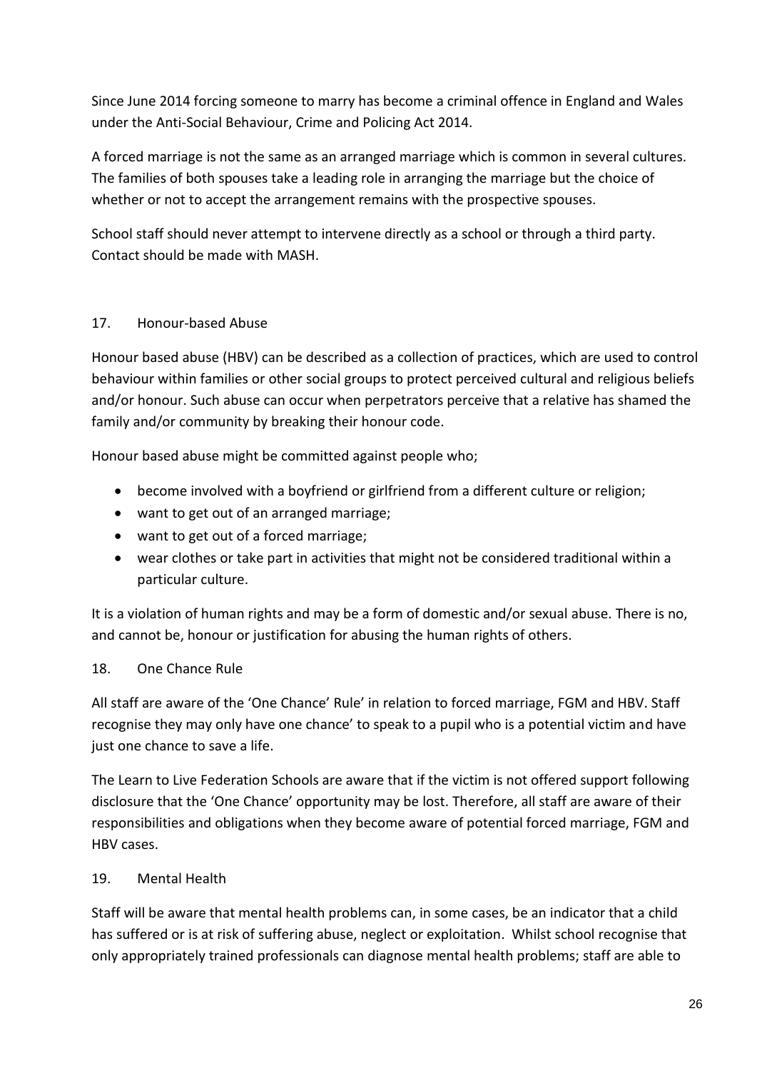Since June 2014 forcing someone to marry has become a criminal offence in England and Wales under the Anti-Social Behaviour, Crime and Policing Act 2014.

A forced marriage is not the same as an arranged marriage which is common in several cultures. The families of both spouses take a leading role in arranging the marriage but the choice of whether or not to accept the arrangement remains with the prospective spouses.

School staff should never attempt to intervene directly as a school or through a third party. Contact should be made with MASH.

## 17. Honour-based Abuse

Honour based abuse (HBV) can be described as a collection of practices, which are used to control behaviour within families or other social groups to protect perceived cultural and religious beliefs and/or honour. Such abuse can occur when perpetrators perceive that a relative has shamed the family and/or community by breaking their honour code.

Honour based abuse might be committed against people who;

- become involved with a boyfriend or girlfriend from a different culture or religion;
- want to get out of an arranged marriage;
- want to get out of a forced marriage;
- wear clothes or take part in activities that might not be considered traditional within a particular culture.

It is a violation of human rights and may be a form of domestic and/or sexual abuse. There is no, and cannot be, honour or justification for abusing the human rights of others.

## 18. One Chance Rule

All staff are aware of the 'One Chance' Rule' in relation to forced marriage, FGM and HBV. Staff recognise they may only have one chance' to speak to a pupil who is a potential victim and have just one chance to save a life.

The Learn to Live Federation Schools are aware that if the victim is not offered support following disclosure that the 'One Chance' opportunity may be lost. Therefore, all staff are aware of their responsibilities and obligations when they become aware of potential forced marriage, FGM and HBV cases.

## 19. Mental Health

Staff will be aware that mental health problems can, in some cases, be an indicator that a child has suffered or is at risk of suffering abuse, neglect or exploitation. Whilst school recognise that only appropriately trained professionals can diagnose mental health problems; staff are able to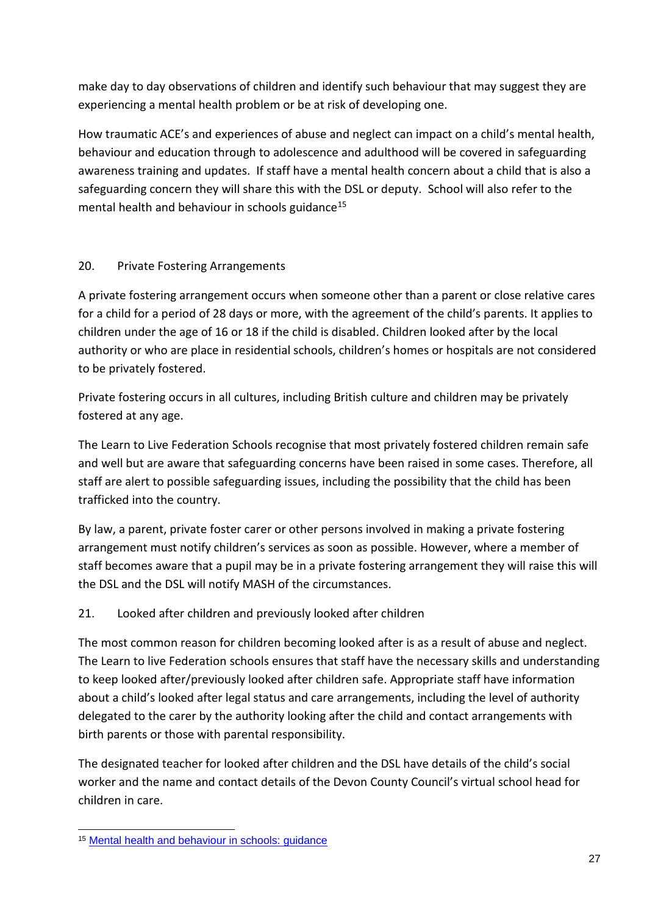make day to day observations of children and identify such behaviour that may suggest they are experiencing a mental health problem or be at risk of developing one.

How traumatic ACE's and experiences of abuse and neglect can impact on a child's mental health, behaviour and education through to adolescence and adulthood will be covered in safeguarding awareness training and updates. If staff have a mental health concern about a child that is also a safeguarding concern they will share this with the DSL or deputy. School will also refer to the mental health and behaviour in schools guidance[15]

## 20. Private Fostering Arrangements

A private fostering arrangement occurs when someone other than a parent or close relative cares for a child for a period of 28 days or more, with the agreement of the child's parents. It applies to children under the age of 16 or 18 if the child is disabled. Children looked after by the local authority or who are place in residential schools, children's homes or hospitals are not considered to be privately fostered.

Private fostering occurs in all cultures, including British culture and children may be privately fostered at any age.

The Learn to Live Federation Schools recognise that most privately fostered children remain safe and well but are aware that safeguarding concerns have been raised in some cases. Therefore, all staff are alert to possible safeguarding issues, including the possibility that the child has been trafficked into the country.

By law, a parent, private foster carer or other persons involved in making a private fostering arrangement must notify children's services as soon as possible. However, where a member of staff becomes aware that a pupil may be in a private fostering arrangement they will raise this will the DSL and the DSL will notify MASH of the circumstances.

## 21. Looked after children and previously looked after children

The most common reason for children becoming looked after is as a result of abuse and neglect. The Learn to live Federation schools ensures that staff have the necessary skills and understanding to keep looked after/previously looked after children safe. Appropriate staff have information about a child's looked after legal status and care arrangements, including the level of authority delegated to the carer by the authority looking after the child and contact arrangements with birth parents or those with parental responsibility.

The designated teacher for looked after children and the DSL have details of the child's social worker and the name and contact details of the Devon County Council's virtual school head for children in care.

---

[15] Mental health and behaviour in schools: guidance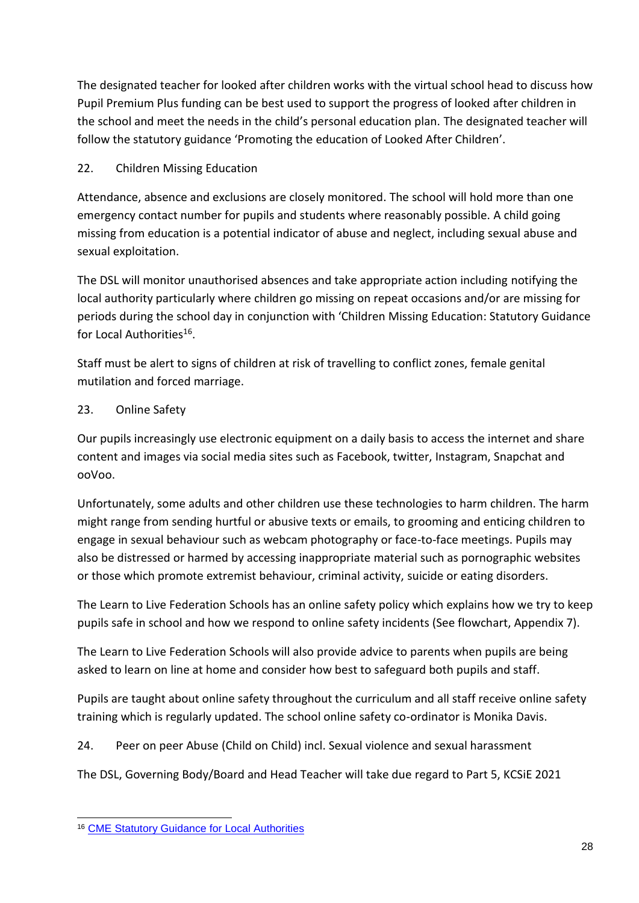The designated teacher for looked after children works with the virtual school head to discuss how Pupil Premium Plus funding can be best used to support the progress of looked after children in the school and meet the needs in the child's personal education plan. The designated teacher will follow the statutory guidance 'Promoting the education of Looked After Children'.

## 22. Children Missing Education

Attendance, absence and exclusions are closely monitored. The school will hold more than one emergency contact number for pupils and students where reasonably possible. A child going missing from education is a potential indicator of abuse and neglect, including sexual abuse and sexual exploitation.

The DSL will monitor unauthorised absences and take appropriate action including notifying the local authority particularly where children go missing on repeat occasions and/or are missing for periods during the school day in conjunction with 'Children Missing Education: Statutory Guidance for Local Authorities[16].

Staff must be alert to signs of children at risk of travelling to conflict zones, female genital mutilation and forced marriage.

## 23. Online Safety

Our pupils increasingly use electronic equipment on a daily basis to access the internet and share content and images via social media sites such as Facebook, twitter, Instagram, Snapchat and ooVoo.

Unfortunately, some adults and other children use these technologies to harm children. The harm might range from sending hurtful or abusive texts or emails, to grooming and enticing children to engage in sexual behaviour such as webcam photography or face-to-face meetings. Pupils may also be distressed or harmed by accessing inappropriate material such as pornographic websites or those which promote extremist behaviour, criminal activity, suicide or eating disorders.

The Learn to Live Federation Schools has an online safety policy which explains how we try to keep pupils safe in school and how we respond to online safety incidents (See flowchart, Appendix 7).

The Learn to Live Federation Schools will also provide advice to parents when pupils are being asked to learn on line at home and consider how best to safeguard both pupils and staff.

Pupils are taught about online safety throughout the curriculum and all staff receive online safety training which is regularly updated. The school online safety co-ordinator is Monika Davis.

## 24. Peer on peer Abuse (Child on Child) incl. Sexual violence and sexual harassment

The DSL, Governing Body/Board and Head Teacher will take due regard to Part 5, KCSiE 2021

---

[16] CME Statutory Guidance for Local Authorities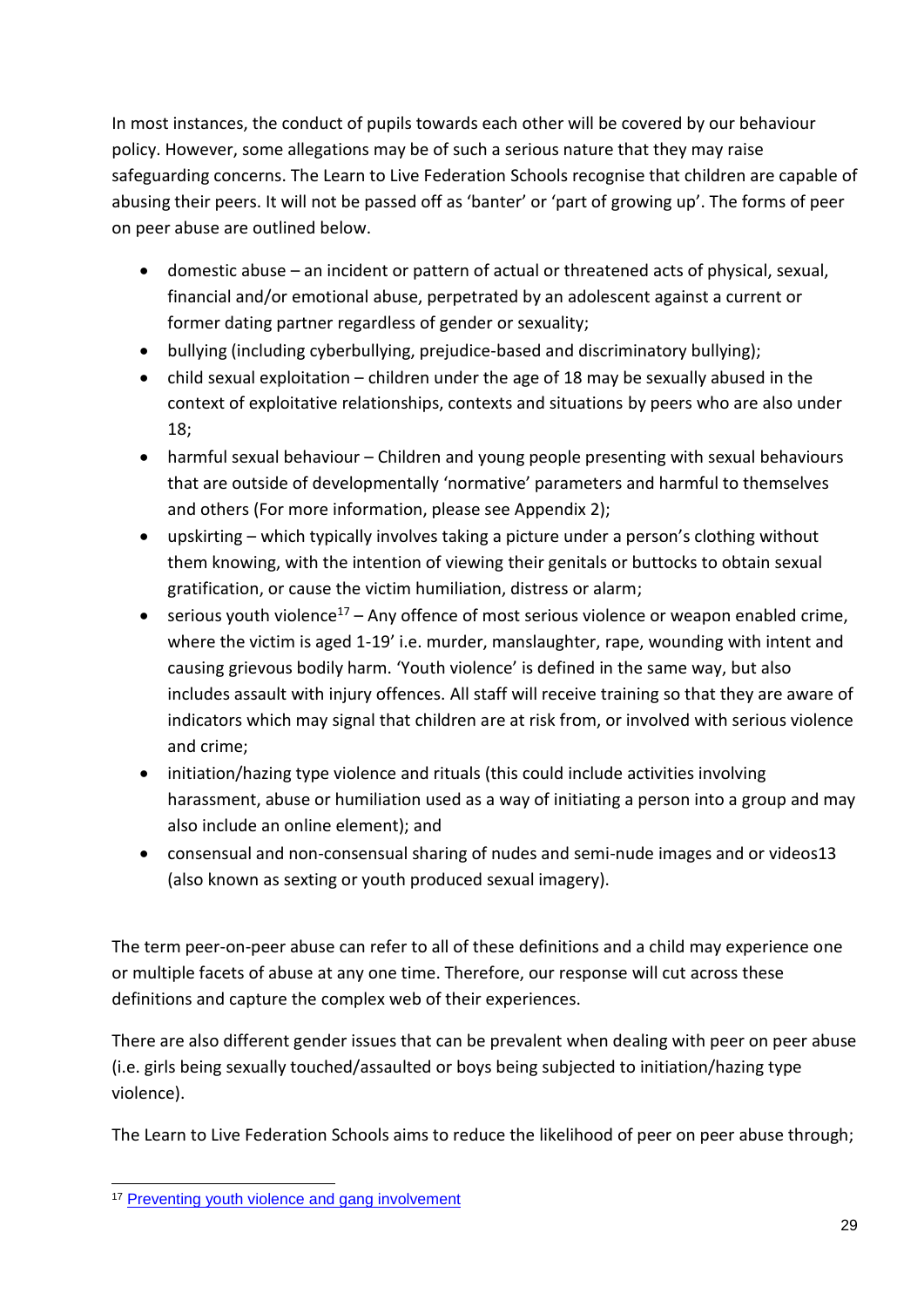In most instances, the conduct of pupils towards each other will be covered by our behaviour policy. However, some allegations may be of such a serious nature that they may raise safeguarding concerns. The Learn to Live Federation Schools recognise that children are capable of abusing their peers. It will not be passed off as 'banter' or 'part of growing up'. The forms of peer on peer abuse are outlined below.

- domestic abuse – an incident or pattern of actual or threatened acts of physical, sexual, financial and/or emotional abuse, perpetrated by an adolescent against a current or former dating partner regardless of gender or sexuality;
- bullying (including cyberbullying, prejudice-based and discriminatory bullying);
- child sexual exploitation – children under the age of 18 may be sexually abused in the context of exploitative relationships, contexts and situations by peers who are also under 18;
- harmful sexual behaviour – Children and young people presenting with sexual behaviours that are outside of developmentally 'normative' parameters and harmful to themselves and others (For more information, please see Appendix 2);
- upskirting – which typically involves taking a picture under a person's clothing without them knowing, with the intention of viewing their genitals or buttocks to obtain sexual gratification, or cause the victim humiliation, distress or alarm;
- serious youth violence[17] – Any offence of most serious violence or weapon enabled crime, where the victim is aged 1-19' i.e. murder, manslaughter, rape, wounding with intent and causing grievous bodily harm. 'Youth violence' is defined in the same way, but also includes assault with injury offences. All staff will receive training so that they are aware of indicators which may signal that children are at risk from, or involved with serious violence and crime;
- initiation/hazing type violence and rituals (this could include activities involving harassment, abuse or humiliation used as a way of initiating a person into a group and may also include an online element); and
- consensual and non-consensual sharing of nudes and semi-nude images and or videos13 (also known as sexting or youth produced sexual imagery).

The term peer-on-peer abuse can refer to all of these definitions and a child may experience one or multiple facets of abuse at any one time. Therefore, our response will cut across these definitions and capture the complex web of their experiences.

There are also different gender issues that can be prevalent when dealing with peer on peer abuse (i.e. girls being sexually touched/assaulted or boys being subjected to initiation/hazing type violence).

The Learn to Live Federation Schools aims to reduce the likelihood of peer on peer abuse through;

---

[17] Preventing youth violence and gang involvement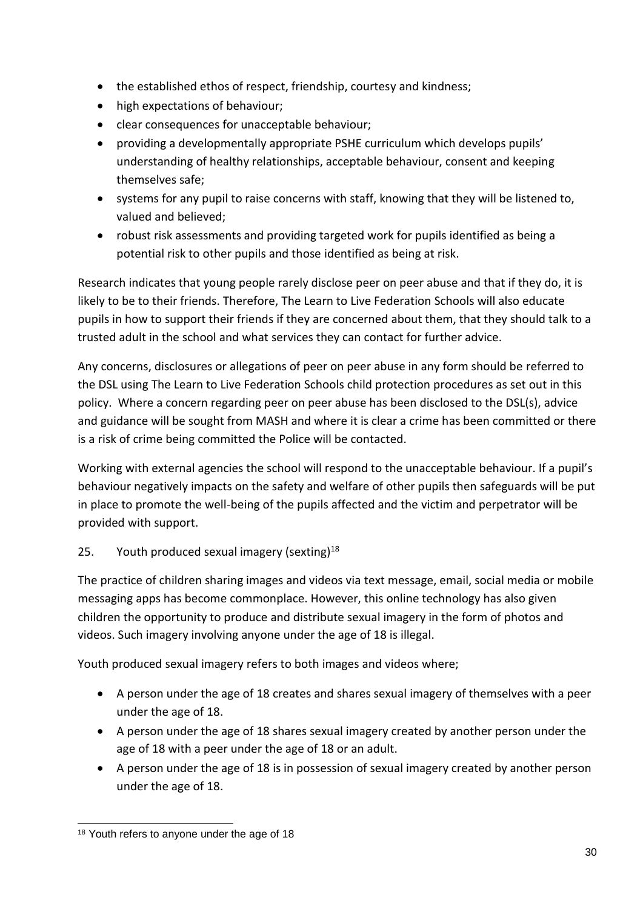- the established ethos of respect, friendship, courtesy and kindness;
- high expectations of behaviour;
- clear consequences for unacceptable behaviour;
- providing a developmentally appropriate PSHE curriculum which develops pupils' understanding of healthy relationships, acceptable behaviour, consent and keeping themselves safe;
- systems for any pupil to raise concerns with staff, knowing that they will be listened to, valued and believed;
- robust risk assessments and providing targeted work for pupils identified as being a potential risk to other pupils and those identified as being at risk.

Research indicates that young people rarely disclose peer on peer abuse and that if they do, it is likely to be to their friends. Therefore, The Learn to Live Federation Schools will also educate pupils in how to support their friends if they are concerned about them, that they should talk to a trusted adult in the school and what services they can contact for further advice.

Any concerns, disclosures or allegations of peer on peer abuse in any form should be referred to the DSL using The Learn to Live Federation Schools child protection procedures as set out in this policy. Where a concern regarding peer on peer abuse has been disclosed to the DSL(s), advice and guidance will be sought from MASH and where it is clear a crime has been committed or there is a risk of crime being committed the Police will be contacted.

Working with external agencies the school will respond to the unacceptable behaviour. If a pupil's behaviour negatively impacts on the safety and welfare of other pupils then safeguards will be put in place to promote the well-being of the pupils affected and the victim and perpetrator will be provided with support.

## 25. Youth produced sexual imagery (sexting)[18]

The practice of children sharing images and videos via text message, email, social media or mobile messaging apps has become commonplace. However, this online technology has also given children the opportunity to produce and distribute sexual imagery in the form of photos and videos. Such imagery involving anyone under the age of 18 is illegal.

Youth produced sexual imagery refers to both images and videos where;

- A person under the age of 18 creates and shares sexual imagery of themselves with a peer under the age of 18.
- A person under the age of 18 shares sexual imagery created by another person under the age of 18 with a peer under the age of 18 or an adult.
- A person under the age of 18 is in possession of sexual imagery created by another person under the age of 18.

[18] Youth refers to anyone under the age of 18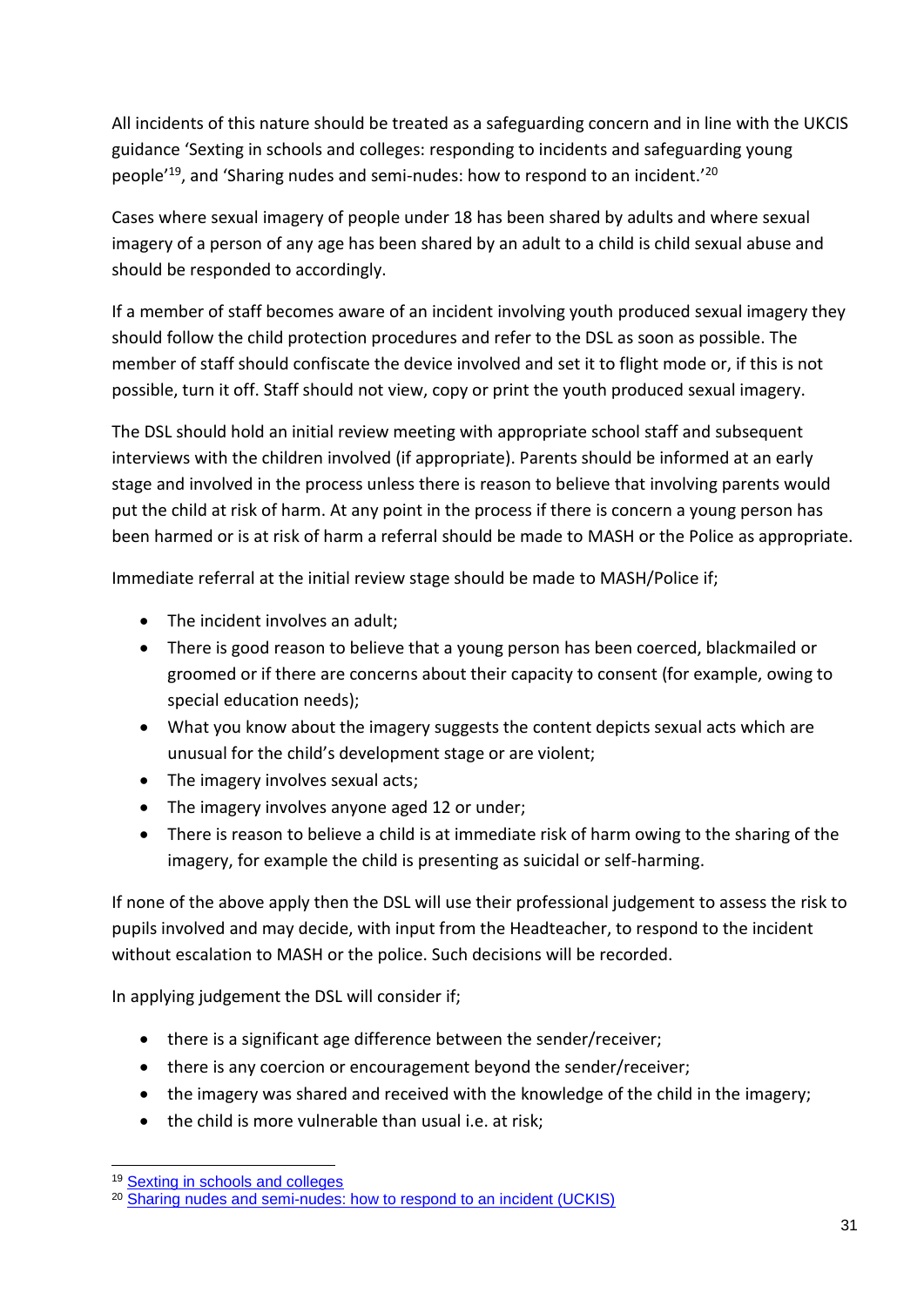All incidents of this nature should be treated as a safeguarding concern and in line with the UKCIS guidance 'Sexting in schools and colleges: responding to incidents and safeguarding young people'[19], and 'Sharing nudes and semi-nudes: how to respond to an incident.'[20]

Cases where sexual imagery of people under 18 has been shared by adults and where sexual imagery of a person of any age has been shared by an adult to a child is child sexual abuse and should be responded to accordingly.

If a member of staff becomes aware of an incident involving youth produced sexual imagery they should follow the child protection procedures and refer to the DSL as soon as possible. The member of staff should confiscate the device involved and set it to flight mode or, if this is not possible, turn it off. Staff should not view, copy or print the youth produced sexual imagery.

The DSL should hold an initial review meeting with appropriate school staff and subsequent interviews with the children involved (if appropriate). Parents should be informed at an early stage and involved in the process unless there is reason to believe that involving parents would put the child at risk of harm. At any point in the process if there is concern a young person has been harmed or is at risk of harm a referral should be made to MASH or the Police as appropriate.

Immediate referral at the initial review stage should be made to MASH/Police if;

- The incident involves an adult;
- There is good reason to believe that a young person has been coerced, blackmailed or groomed or if there are concerns about their capacity to consent (for example, owing to special education needs);
- What you know about the imagery suggests the content depicts sexual acts which are unusual for the child's development stage or are violent;
- The imagery involves sexual acts;
- The imagery involves anyone aged 12 or under;
- There is reason to believe a child is at immediate risk of harm owing to the sharing of the imagery, for example the child is presenting as suicidal or self-harming.

If none of the above apply then the DSL will use their professional judgement to assess the risk to pupils involved and may decide, with input from the Headteacher, to respond to the incident without escalation to MASH or the police. Such decisions will be recorded.

In applying judgement the DSL will consider if;

- there is a significant age difference between the sender/receiver;
- there is any coercion or encouragement beyond the sender/receiver;
- the imagery was shared and received with the knowledge of the child in the imagery;
- the child is more vulnerable than usual i.e. at risk;

---

[19] Sexting in schools and colleges

[20] Sharing nudes and semi-nudes: how to respond to an incident (UCKIS)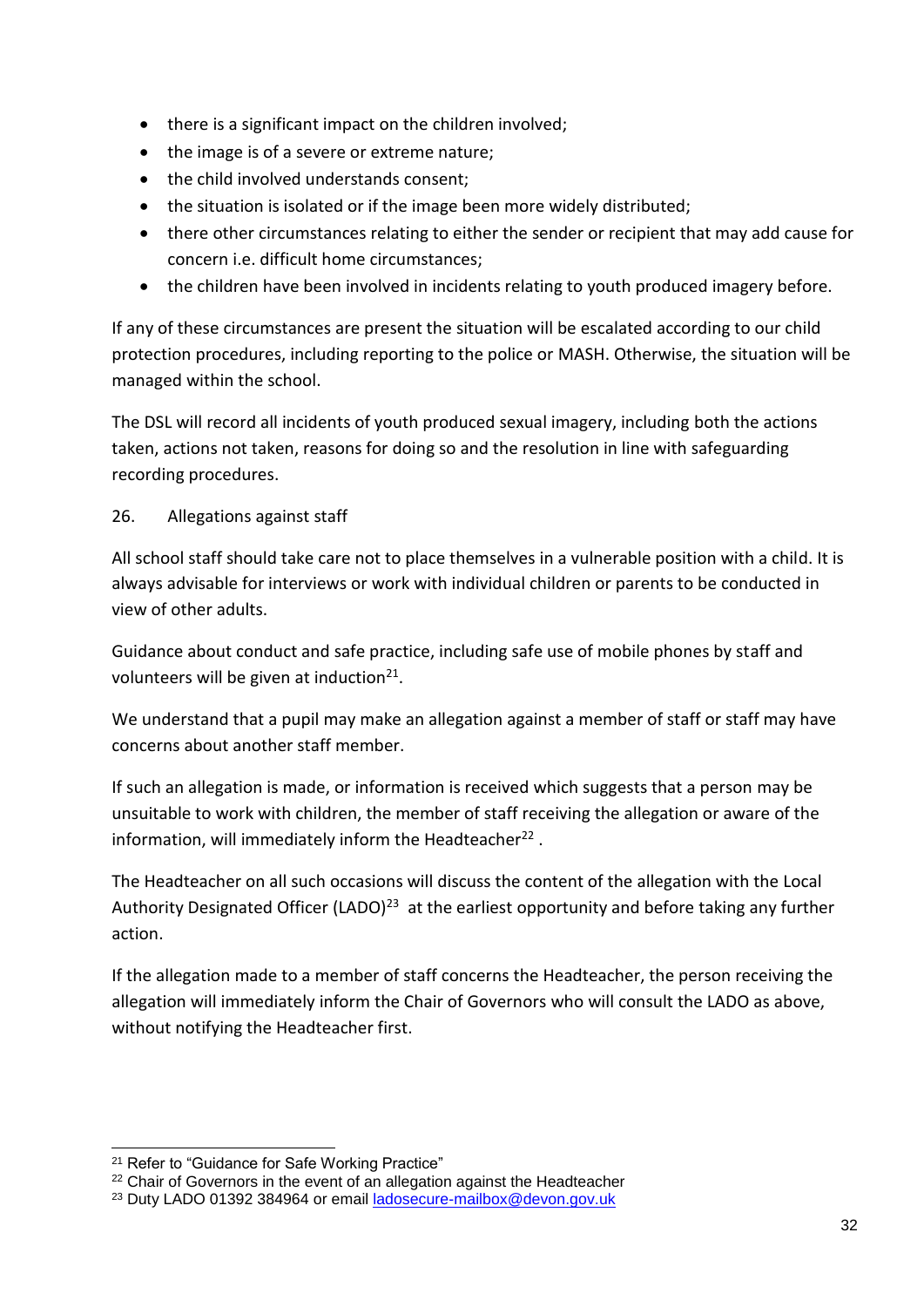- there is a significant impact on the children involved;
- the image is of a severe or extreme nature;
- the child involved understands consent;
- the situation is isolated or if the image been more widely distributed;
- there other circumstances relating to either the sender or recipient that may add cause for concern i.e. difficult home circumstances;
- the children have been involved in incidents relating to youth produced imagery before.

If any of these circumstances are present the situation will be escalated according to our child protection procedures, including reporting to the police or MASH. Otherwise, the situation will be managed within the school.

The DSL will record all incidents of youth produced sexual imagery, including both the actions taken, actions not taken, reasons for doing so and the resolution in line with safeguarding recording procedures.

26. Allegations against staff

All school staff should take care not to place themselves in a vulnerable position with a child. It is always advisable for interviews or work with individual children or parents to be conducted in view of other adults.

Guidance about conduct and safe practice, including safe use of mobile phones by staff and volunteers will be given at induction[21].

We understand that a pupil may make an allegation against a member of staff or staff may have concerns about another staff member.

If such an allegation is made, or information is received which suggests that a person may be unsuitable to work with children, the member of staff receiving the allegation or aware of the information, will immediately inform the Headteacher[22] .

The Headteacher on all such occasions will discuss the content of the allegation with the Local Authority Designated Officer (LADO)[23] at the earliest opportunity and before taking any further action.

If the allegation made to a member of staff concerns the Headteacher, the person receiving the allegation will immediately inform the Chair of Governors who will consult the LADO as above, without notifying the Headteacher first.

---

[21] Refer to "Guidance for Safe Working Practice"

[22] Chair of Governors in the event of an allegation against the Headteacher

[23] Duty LADO 01392 384964 or email ladosecure-mailbox@devon.gov.uk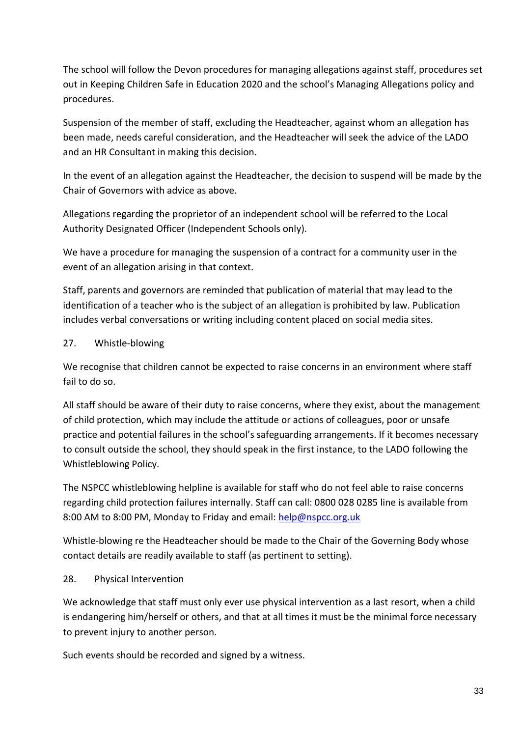The school will follow the Devon procedures for managing allegations against staff, procedures set out in Keeping Children Safe in Education 2020 and the school's Managing Allegations policy and procedures.

Suspension of the member of staff, excluding the Headteacher, against whom an allegation has been made, needs careful consideration, and the Headteacher will seek the advice of the LADO and an HR Consultant in making this decision.

In the event of an allegation against the Headteacher, the decision to suspend will be made by the Chair of Governors with advice as above.

Allegations regarding the proprietor of an independent school will be referred to the Local Authority Designated Officer (Independent Schools only).

We have a procedure for managing the suspension of a contract for a community user in the event of an allegation arising in that context.

Staff, parents and governors are reminded that publication of material that may lead to the identification of a teacher who is the subject of an allegation is prohibited by law. Publication includes verbal conversations or writing including content placed on social media sites.

## 27. Whistle-blowing

We recognise that children cannot be expected to raise concerns in an environment where staff fail to do so.

All staff should be aware of their duty to raise concerns, where they exist, about the management of child protection, which may include the attitude or actions of colleagues, poor or unsafe practice and potential failures in the school's safeguarding arrangements. If it becomes necessary to consult outside the school, they should speak in the first instance, to the LADO following the Whistleblowing Policy.

The NSPCC whistleblowing helpline is available for staff who do not feel able to raise concerns regarding child protection failures internally. Staff can call: 0800 028 0285 line is available from 8:00 AM to 8:00 PM, Monday to Friday and email: [help@nspcc.org.uk](mailto:help@nspcc.org.uk)

Whistle-blowing re the Headteacher should be made to the Chair of the Governing Body whose contact details are readily available to staff (as pertinent to setting).

## 28. Physical Intervention

We acknowledge that staff must only ever use physical intervention as a last resort, when a child is endangering him/herself or others, and that at all times it must be the minimal force necessary to prevent injury to another person.

Such events should be recorded and signed by a witness.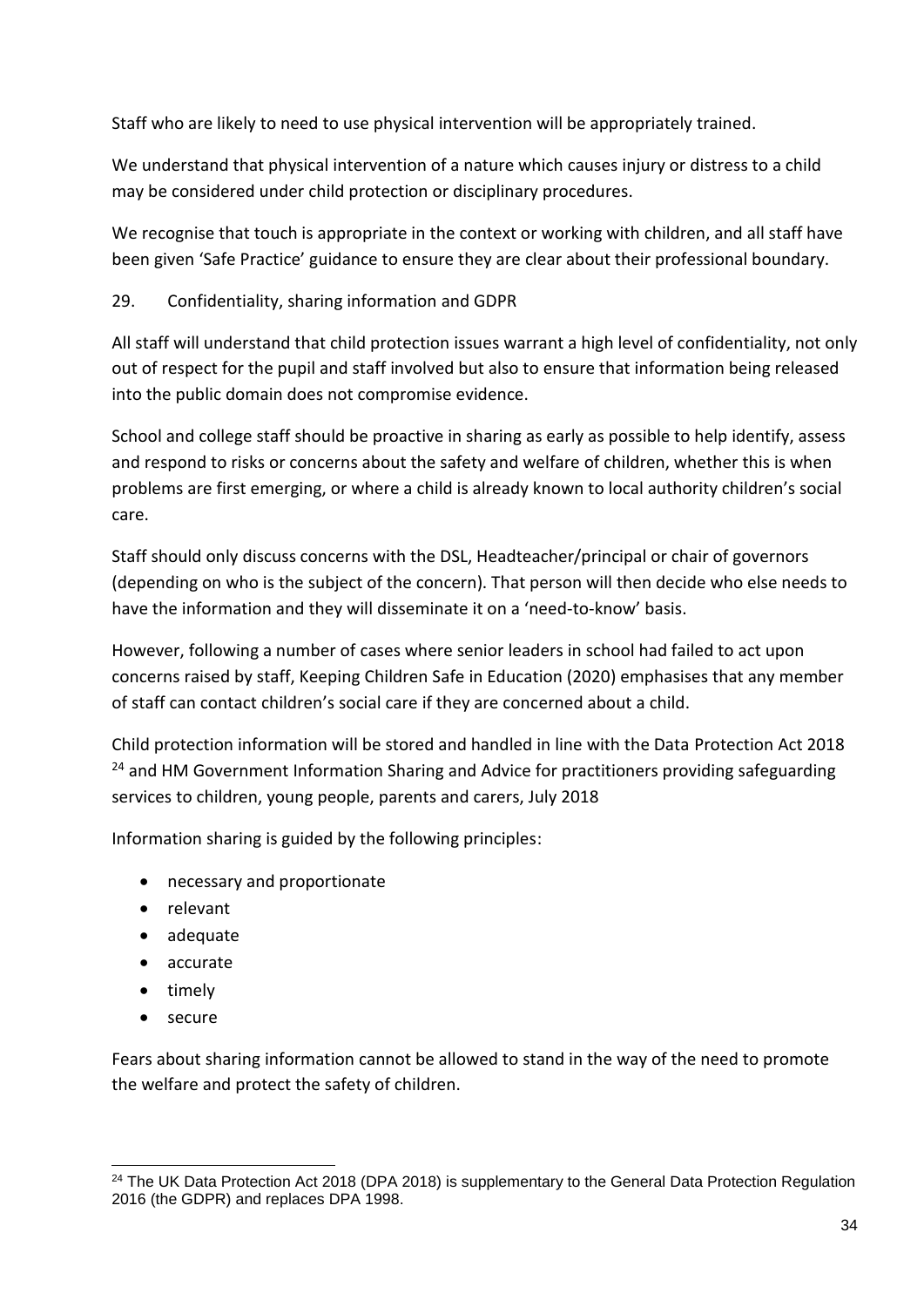Staff who are likely to need to use physical intervention will be appropriately trained.

We understand that physical intervention of a nature which causes injury or distress to a child may be considered under child protection or disciplinary procedures.

We recognise that touch is appropriate in the context or working with children, and all staff have been given 'Safe Practice' guidance to ensure they are clear about their professional boundary.

## 29. Confidentiality, sharing information and GDPR

All staff will understand that child protection issues warrant a high level of confidentiality, not only out of respect for the pupil and staff involved but also to ensure that information being released into the public domain does not compromise evidence.

School and college staff should be proactive in sharing as early as possible to help identify, assess and respond to risks or concerns about the safety and welfare of children, whether this is when problems are first emerging, or where a child is already known to local authority children's social care.

Staff should only discuss concerns with the DSL, Headteacher/principal or chair of governors (depending on who is the subject of the concern). That person will then decide who else needs to have the information and they will disseminate it on a 'need-to-know' basis.

However, following a number of cases where senior leaders in school had failed to act upon concerns raised by staff, Keeping Children Safe in Education (2020) emphasises that any member of staff can contact children's social care if they are concerned about a child.

Child protection information will be stored and handled in line with the Data Protection Act 2018 [24] and HM Government Information Sharing and Advice for practitioners providing safeguarding services to children, young people, parents and carers, July 2018

Information sharing is guided by the following principles:

- necessary and proportionate
- relevant
- adequate
- accurate
- timely
- secure

Fears about sharing information cannot be allowed to stand in the way of the need to promote the welfare and protect the safety of children.

[24] The UK Data Protection Act 2018 (DPA 2018) is supplementary to the General Data Protection Regulation 2016 (the GDPR) and replaces DPA 1998.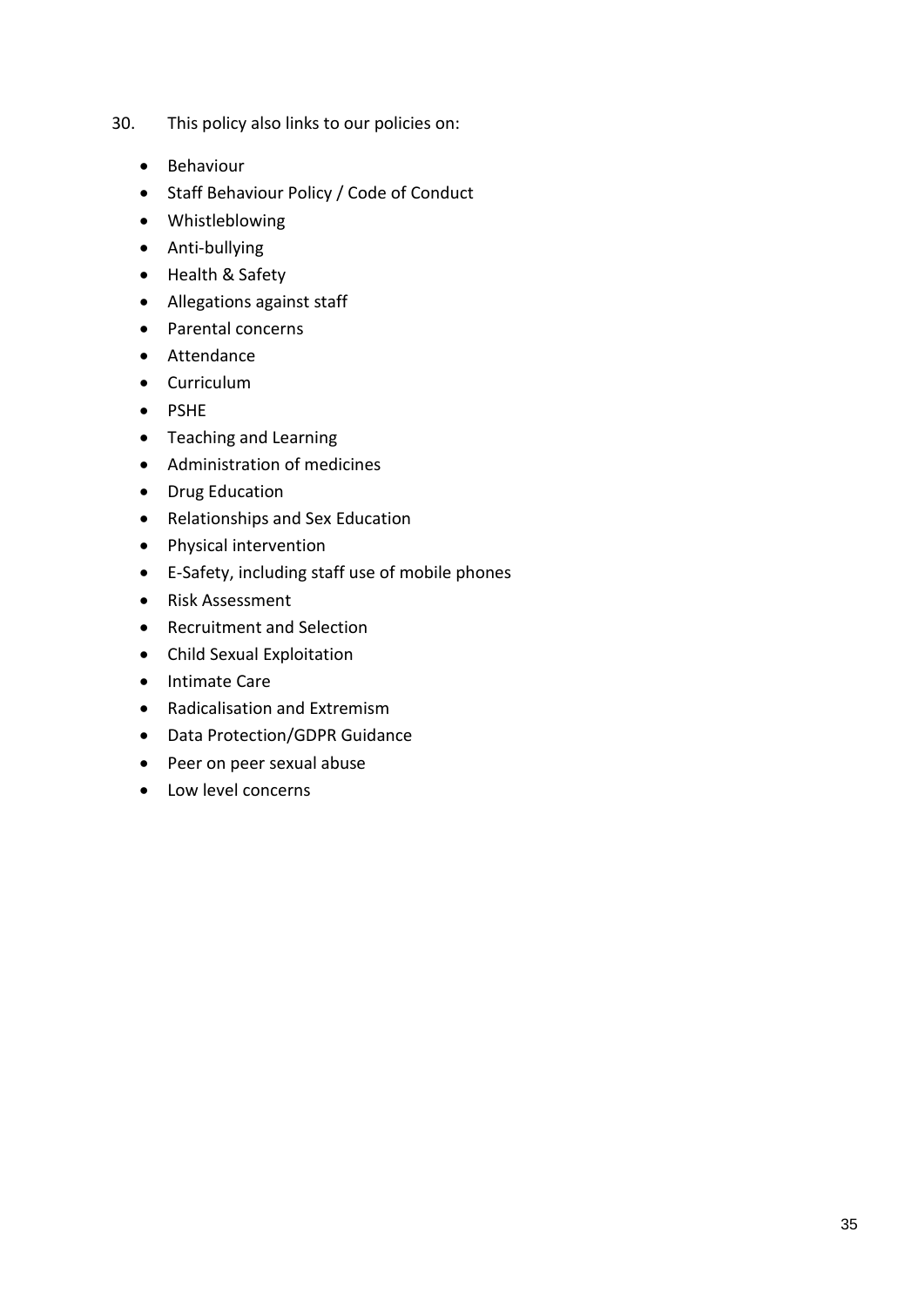30. This policy also links to our policies on:

- Behaviour
- Staff Behaviour Policy / Code of Conduct
- Whistleblowing
- Anti-bullying
- Health & Safety
- Allegations against staff
- Parental concerns
- Attendance
- Curriculum
- PSHE
- Teaching and Learning
- Administration of medicines
- Drug Education
- Relationships and Sex Education
- Physical intervention
- E-Safety, including staff use of mobile phones
- Risk Assessment
- Recruitment and Selection
- Child Sexual Exploitation
- Intimate Care
- Radicalisation and Extremism
- Data Protection/GDPR Guidance
- Peer on peer sexual abuse
- Low level concerns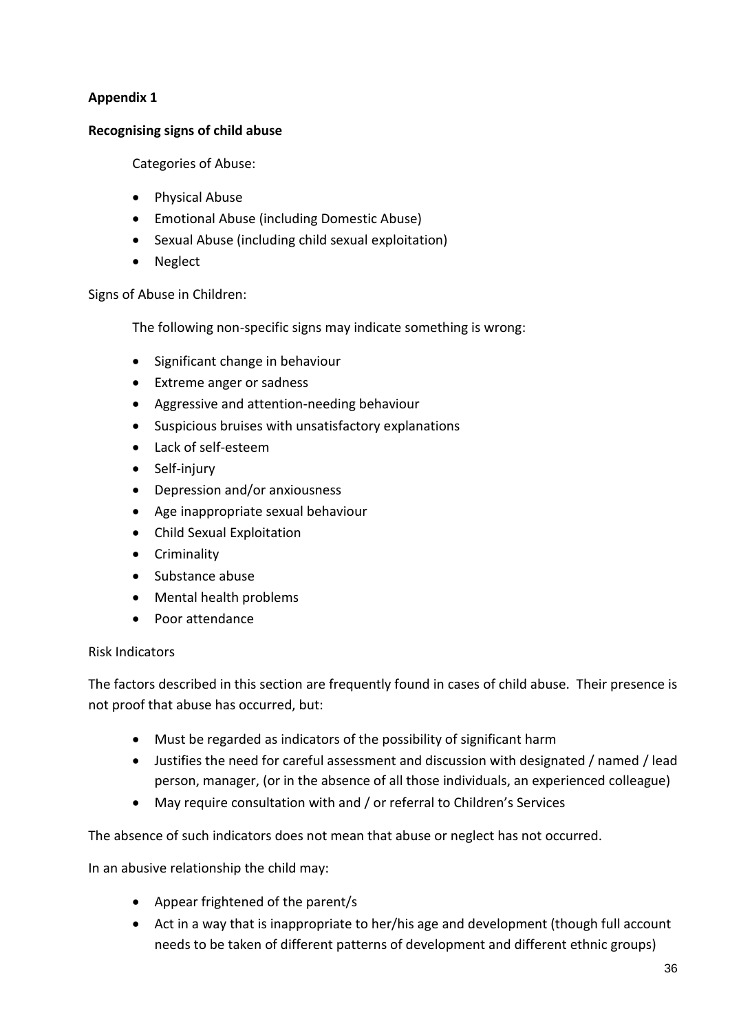**Appendix 1**

**Recognising signs of child abuse**

Categories of Abuse:

- Physical Abuse
- Emotional Abuse (including Domestic Abuse)
- Sexual Abuse (including child sexual exploitation)
- Neglect

Signs of Abuse in Children:

The following non-specific signs may indicate something is wrong:

- Significant change in behaviour
- Extreme anger or sadness
- Aggressive and attention-needing behaviour
- Suspicious bruises with unsatisfactory explanations
- Lack of self-esteem
- Self-injury
- Depression and/or anxiousness
- Age inappropriate sexual behaviour
- Child Sexual Exploitation
- Criminality
- Substance abuse
- Mental health problems
- Poor attendance

Risk Indicators

The factors described in this section are frequently found in cases of child abuse. Their presence is not proof that abuse has occurred, but:

- Must be regarded as indicators of the possibility of significant harm
- Justifies the need for careful assessment and discussion with designated / named / lead person, manager, (or in the absence of all those individuals, an experienced colleague)
- May require consultation with and / or referral to Children's Services

The absence of such indicators does not mean that abuse or neglect has not occurred.

In an abusive relationship the child may:

- Appear frightened of the parent/s
- Act in a way that is inappropriate to her/his age and development (though full account needs to be taken of different patterns of development and different ethnic groups)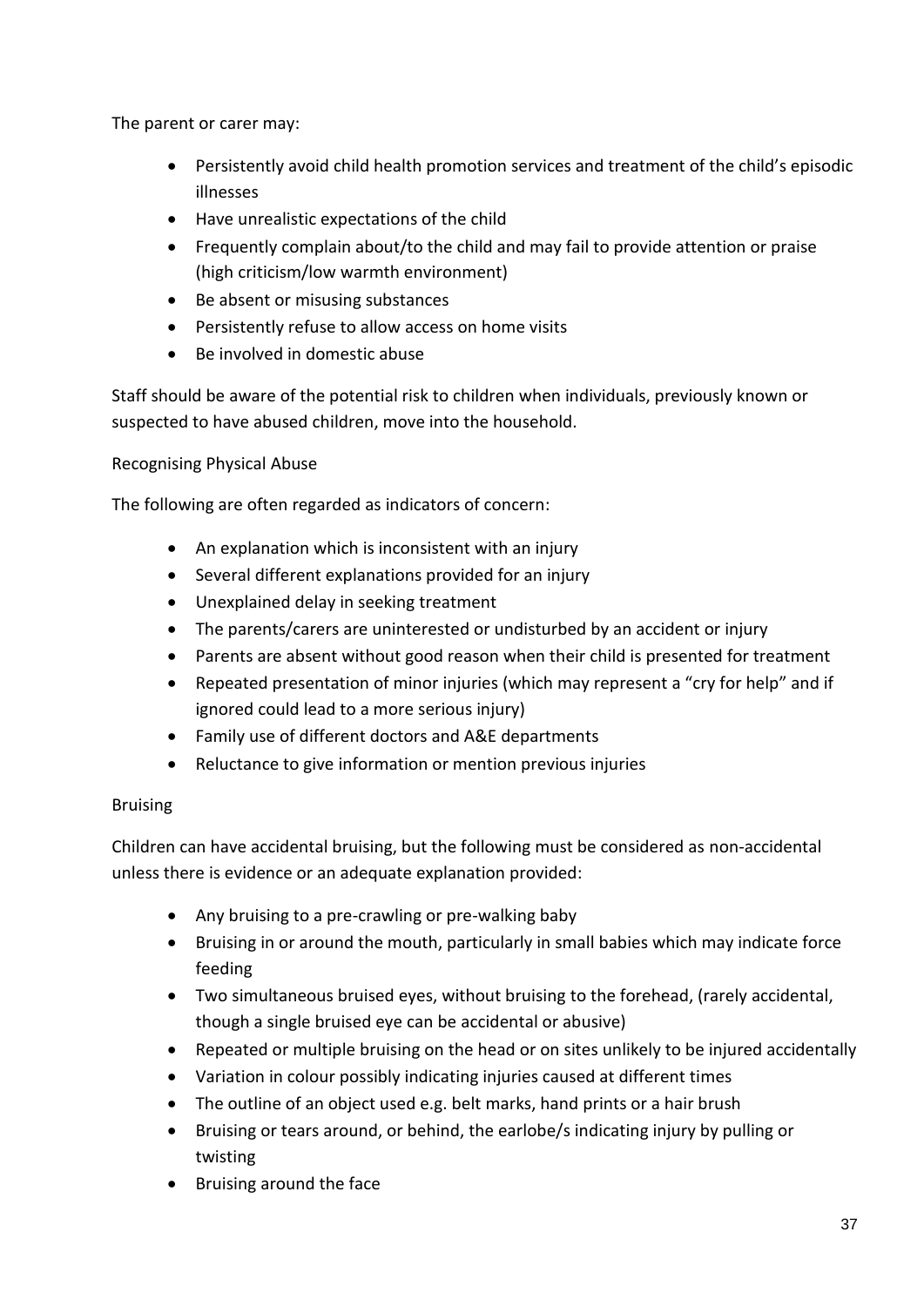The parent or carer may:

- Persistently avoid child health promotion services and treatment of the child's episodic illnesses
- Have unrealistic expectations of the child
- Frequently complain about/to the child and may fail to provide attention or praise (high criticism/low warmth environment)
- Be absent or misusing substances
- Persistently refuse to allow access on home visits
- Be involved in domestic abuse

Staff should be aware of the potential risk to children when individuals, previously known or suspected to have abused children, move into the household.

Recognising Physical Abuse

The following are often regarded as indicators of concern:

- An explanation which is inconsistent with an injury
- Several different explanations provided for an injury
- Unexplained delay in seeking treatment
- The parents/carers are uninterested or undisturbed by an accident or injury
- Parents are absent without good reason when their child is presented for treatment
- Repeated presentation of minor injuries (which may represent a "cry for help" and if ignored could lead to a more serious injury)
- Family use of different doctors and A&E departments
- Reluctance to give information or mention previous injuries

Bruising

Children can have accidental bruising, but the following must be considered as non-accidental unless there is evidence or an adequate explanation provided:

- Any bruising to a pre-crawling or pre-walking baby
- Bruising in or around the mouth, particularly in small babies which may indicate force feeding
- Two simultaneous bruised eyes, without bruising to the forehead, (rarely accidental, though a single bruised eye can be accidental or abusive)
- Repeated or multiple bruising on the head or on sites unlikely to be injured accidentally
- Variation in colour possibly indicating injuries caused at different times
- The outline of an object used e.g. belt marks, hand prints or a hair brush
- Bruising or tears around, or behind, the earlobe/s indicating injury by pulling or twisting
- Bruising around the face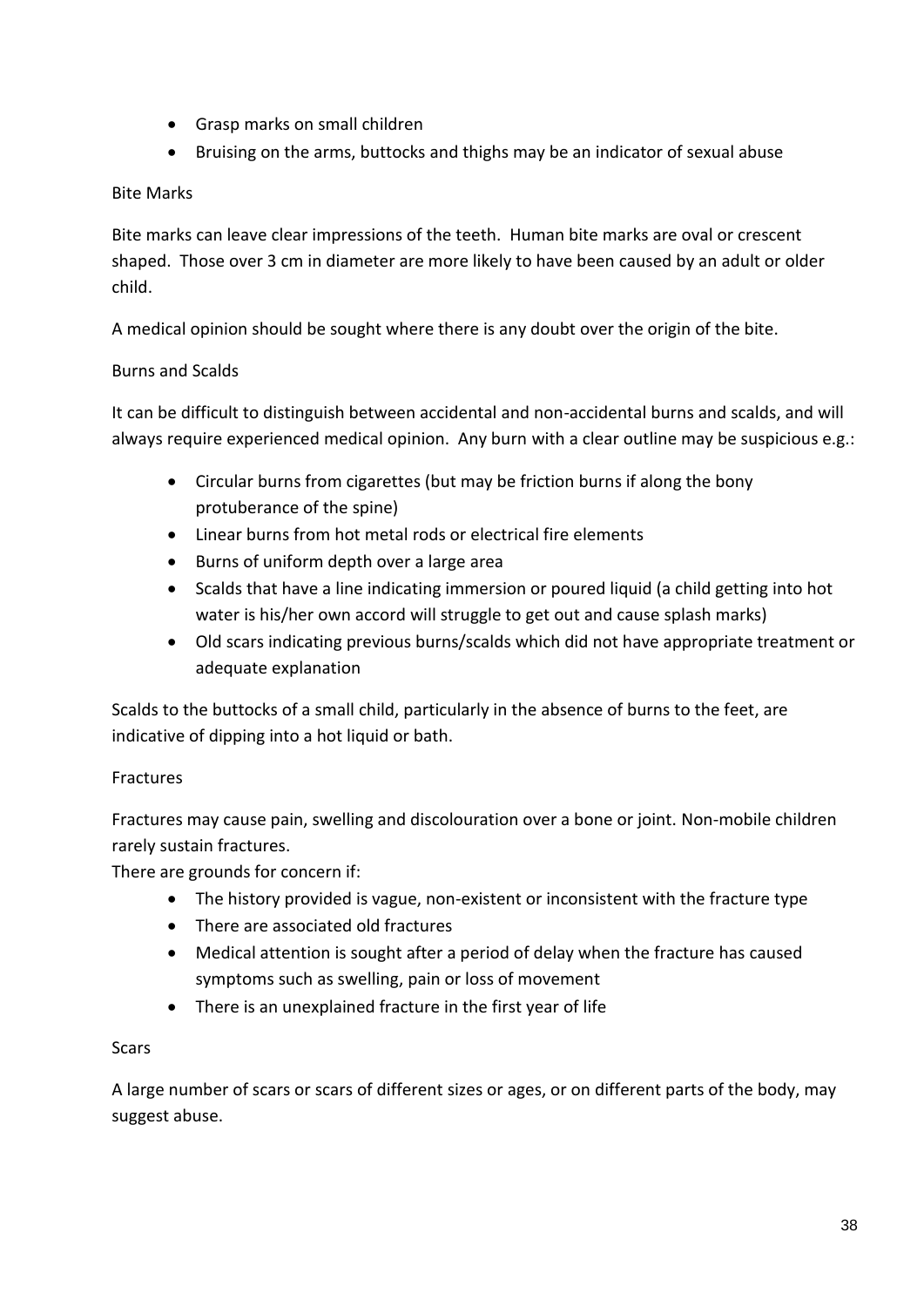- Grasp marks on small children
- Bruising on the arms, buttocks and thighs may be an indicator of sexual abuse

### Bite Marks

Bite marks can leave clear impressions of the teeth. Human bite marks are oval or crescent shaped. Those over 3 cm in diameter are more likely to have been caused by an adult or older child.

A medical opinion should be sought where there is any doubt over the origin of the bite.

### Burns and Scalds

It can be difficult to distinguish between accidental and non-accidental burns and scalds, and will always require experienced medical opinion. Any burn with a clear outline may be suspicious e.g.:

- Circular burns from cigarettes (but may be friction burns if along the bony protuberance of the spine)
- Linear burns from hot metal rods or electrical fire elements
- Burns of uniform depth over a large area
- Scalds that have a line indicating immersion or poured liquid (a child getting into hot water is his/her own accord will struggle to get out and cause splash marks)
- Old scars indicating previous burns/scalds which did not have appropriate treatment or adequate explanation

Scalds to the buttocks of a small child, particularly in the absence of burns to the feet, are indicative of dipping into a hot liquid or bath.

### Fractures

Fractures may cause pain, swelling and discolouration over a bone or joint. Non-mobile children rarely sustain fractures.

There are grounds for concern if:

- The history provided is vague, non-existent or inconsistent with the fracture type
- There are associated old fractures
- Medical attention is sought after a period of delay when the fracture has caused symptoms such as swelling, pain or loss of movement
- There is an unexplained fracture in the first year of life

### Scars

A large number of scars or scars of different sizes or ages, or on different parts of the body, may suggest abuse.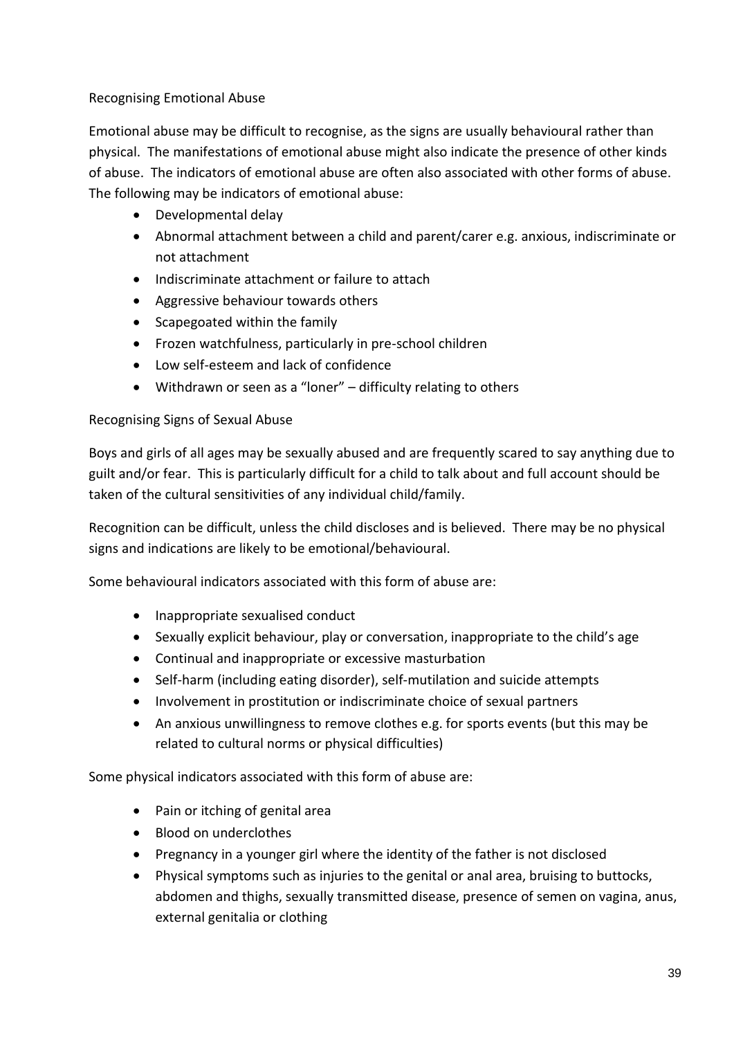### Recognising Emotional Abuse

Emotional abuse may be difficult to recognise, as the signs are usually behavioural rather than physical. The manifestations of emotional abuse might also indicate the presence of other kinds of abuse. The indicators of emotional abuse are often also associated with other forms of abuse. The following may be indicators of emotional abuse:

- Developmental delay
- Abnormal attachment between a child and parent/carer e.g. anxious, indiscriminate or not attachment
- Indiscriminate attachment or failure to attach
- Aggressive behaviour towards others
- Scapegoated within the family
- Frozen watchfulness, particularly in pre-school children
- Low self-esteem and lack of confidence
- Withdrawn or seen as a "loner" – difficulty relating to others

### Recognising Signs of Sexual Abuse

Boys and girls of all ages may be sexually abused and are frequently scared to say anything due to guilt and/or fear. This is particularly difficult for a child to talk about and full account should be taken of the cultural sensitivities of any individual child/family.

Recognition can be difficult, unless the child discloses and is believed. There may be no physical signs and indications are likely to be emotional/behavioural.

Some behavioural indicators associated with this form of abuse are:

- Inappropriate sexualised conduct
- Sexually explicit behaviour, play or conversation, inappropriate to the child's age
- Continual and inappropriate or excessive masturbation
- Self-harm (including eating disorder), self-mutilation and suicide attempts
- Involvement in prostitution or indiscriminate choice of sexual partners
- An anxious unwillingness to remove clothes e.g. for sports events (but this may be related to cultural norms or physical difficulties)

Some physical indicators associated with this form of abuse are:

- Pain or itching of genital area
- Blood on underclothes
- Pregnancy in a younger girl where the identity of the father is not disclosed
- Physical symptoms such as injuries to the genital or anal area, bruising to buttocks, abdomen and thighs, sexually transmitted disease, presence of semen on vagina, anus, external genitalia or clothing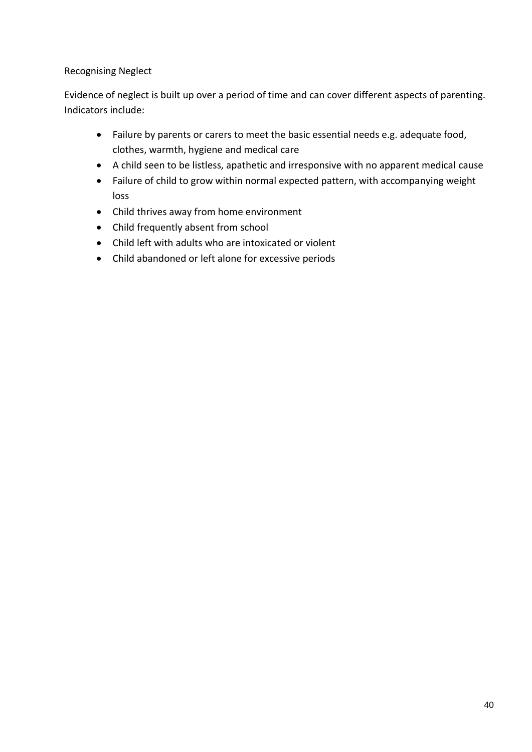## Recognising Neglect

Evidence of neglect is built up over a period of time and can cover different aspects of parenting. Indicators include:

- Failure by parents or carers to meet the basic essential needs e.g. adequate food, clothes, warmth, hygiene and medical care
- A child seen to be listless, apathetic and irresponsive with no apparent medical cause
- Failure of child to grow within normal expected pattern, with accompanying weight loss
- Child thrives away from home environment
- Child frequently absent from school
- Child left with adults who are intoxicated or violent
- Child abandoned or left alone for excessive periods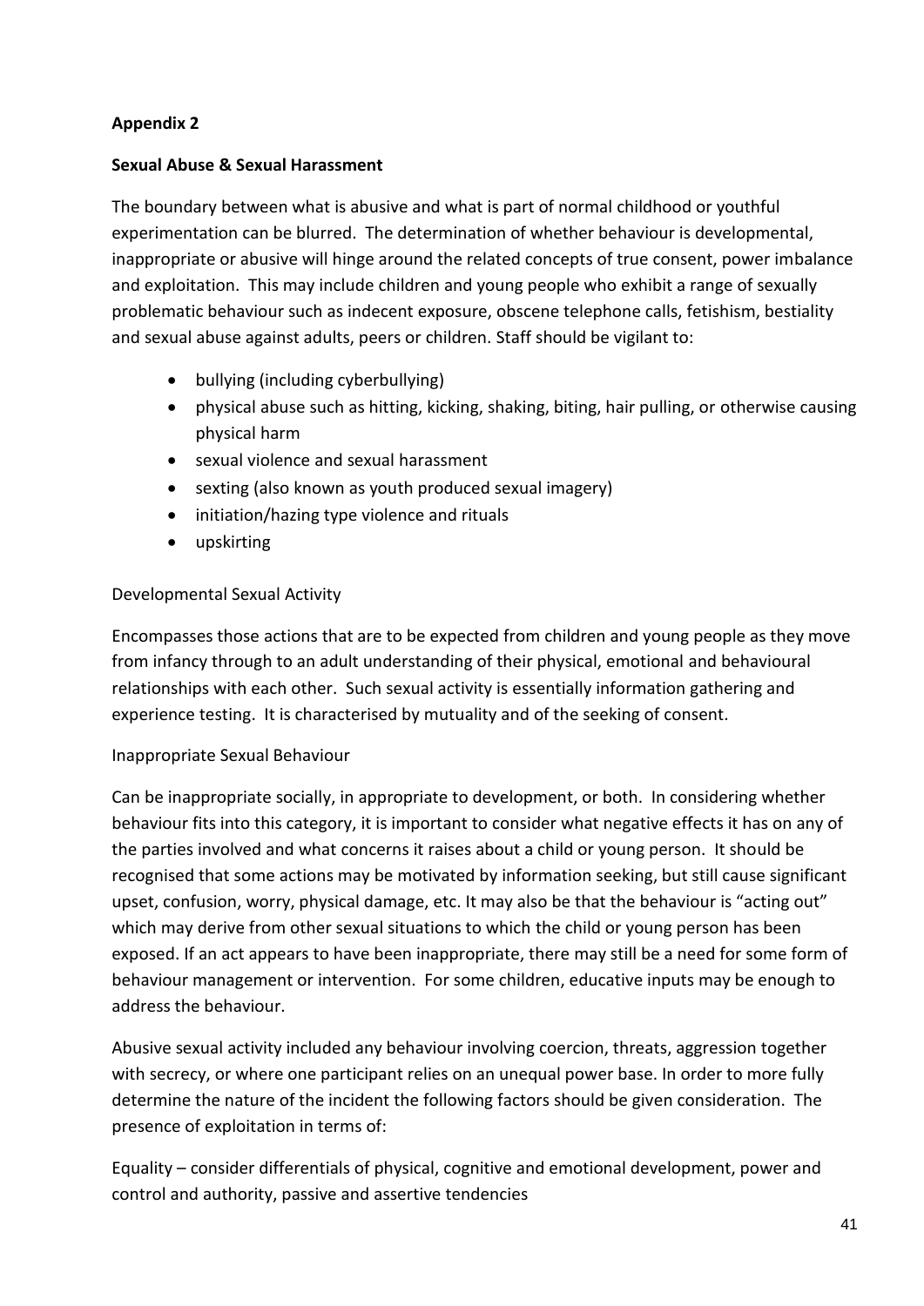**Appendix 2**

**Sexual Abuse & Sexual Harassment**

The boundary between what is abusive and what is part of normal childhood or youthful experimentation can be blurred. The determination of whether behaviour is developmental, inappropriate or abusive will hinge around the related concepts of true consent, power imbalance and exploitation. This may include children and young people who exhibit a range of sexually problematic behaviour such as indecent exposure, obscene telephone calls, fetishism, bestiality and sexual abuse against adults, peers or children. Staff should be vigilant to:

- bullying (including cyberbullying)
- physical abuse such as hitting, kicking, shaking, biting, hair pulling, or otherwise causing physical harm
- sexual violence and sexual harassment
- sexting (also known as youth produced sexual imagery)
- initiation/hazing type violence and rituals
- upskirting

Developmental Sexual Activity

Encompasses those actions that are to be expected from children and young people as they move from infancy through to an adult understanding of their physical, emotional and behavioural relationships with each other. Such sexual activity is essentially information gathering and experience testing. It is characterised by mutuality and of the seeking of consent.

Inappropriate Sexual Behaviour

Can be inappropriate socially, in appropriate to development, or both. In considering whether behaviour fits into this category, it is important to consider what negative effects it has on any of the parties involved and what concerns it raises about a child or young person. It should be recognised that some actions may be motivated by information seeking, but still cause significant upset, confusion, worry, physical damage, etc. It may also be that the behaviour is "acting out" which may derive from other sexual situations to which the child or young person has been exposed. If an act appears to have been inappropriate, there may still be a need for some form of behaviour management or intervention. For some children, educative inputs may be enough to address the behaviour.

Abusive sexual activity included any behaviour involving coercion, threats, aggression together with secrecy, or where one participant relies on an unequal power base. In order to more fully determine the nature of the incident the following factors should be given consideration. The presence of exploitation in terms of:

Equality – consider differentials of physical, cognitive and emotional development, power and control and authority, passive and assertive tendencies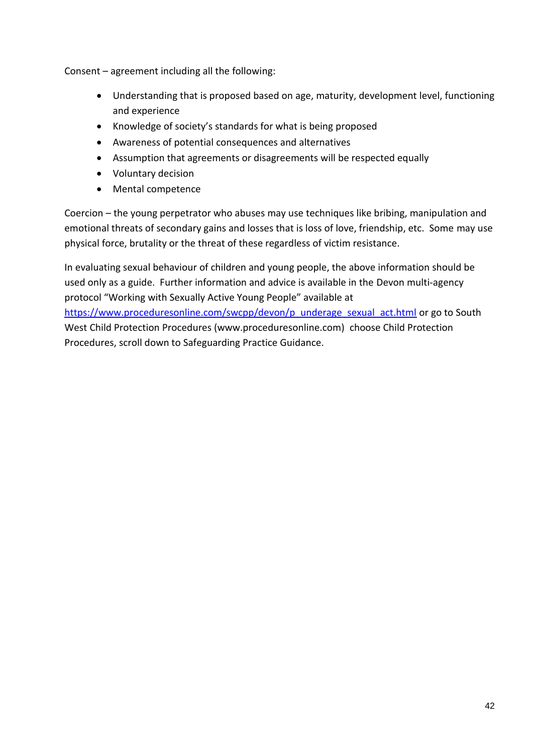Consent – agreement including all the following:

- Understanding that is proposed based on age, maturity, development level, functioning and experience
- Knowledge of society's standards for what is being proposed
- Awareness of potential consequences and alternatives
- Assumption that agreements or disagreements will be respected equally
- Voluntary decision
- Mental competence

Coercion – the young perpetrator who abuses may use techniques like bribing, manipulation and emotional threats of secondary gains and losses that is loss of love, friendship, etc. Some may use physical force, brutality or the threat of these regardless of victim resistance.

In evaluating sexual behaviour of children and young people, the above information should be used only as a guide. Further information and advice is available in the Devon multi-agency protocol "Working with Sexually Active Young People" available at [https://www.proceduresonline.com/swcpp/devon/p_underage_sexual_act.html](https://www.proceduresonline.com/swcpp/devon/p_underage_sexual_act.html) or go to South West Child Protection Procedures (www.proceduresonline.com) choose Child Protection Procedures, scroll down to Safeguarding Practice Guidance.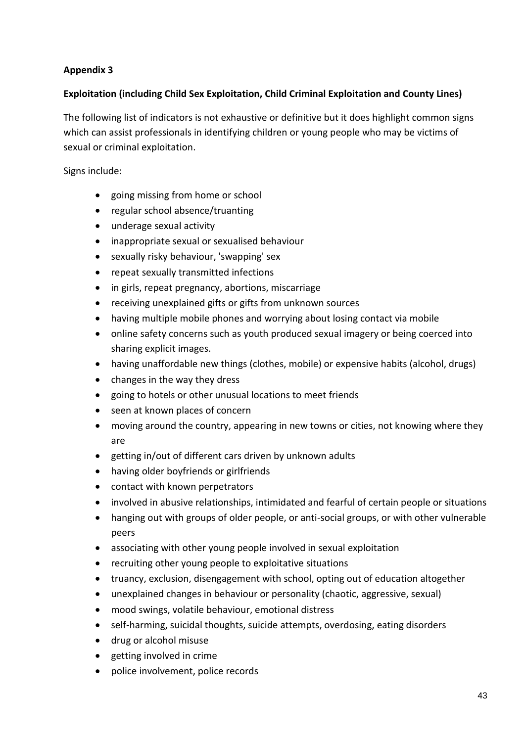**Appendix 3**

**Exploitation (including Child Sex Exploitation, Child Criminal Exploitation and County Lines)**

The following list of indicators is not exhaustive or definitive but it does highlight common signs which can assist professionals in identifying children or young people who may be victims of sexual or criminal exploitation.

Signs include:

- going missing from home or school
- regular school absence/truanting
- underage sexual activity
- inappropriate sexual or sexualised behaviour
- sexually risky behaviour, 'swapping' sex
- repeat sexually transmitted infections
- in girls, repeat pregnancy, abortions, miscarriage
- receiving unexplained gifts or gifts from unknown sources
- having multiple mobile phones and worrying about losing contact via mobile
- online safety concerns such as youth produced sexual imagery or being coerced into sharing explicit images.
- having unaffordable new things (clothes, mobile) or expensive habits (alcohol, drugs)
- changes in the way they dress
- going to hotels or other unusual locations to meet friends
- seen at known places of concern
- moving around the country, appearing in new towns or cities, not knowing where they are
- getting in/out of different cars driven by unknown adults
- having older boyfriends or girlfriends
- contact with known perpetrators
- involved in abusive relationships, intimidated and fearful of certain people or situations
- hanging out with groups of older people, or anti-social groups, or with other vulnerable peers
- associating with other young people involved in sexual exploitation
- recruiting other young people to exploitative situations
- truancy, exclusion, disengagement with school, opting out of education altogether
- unexplained changes in behaviour or personality (chaotic, aggressive, sexual)
- mood swings, volatile behaviour, emotional distress
- self-harming, suicidal thoughts, suicide attempts, overdosing, eating disorders
- drug or alcohol misuse
- getting involved in crime
- police involvement, police records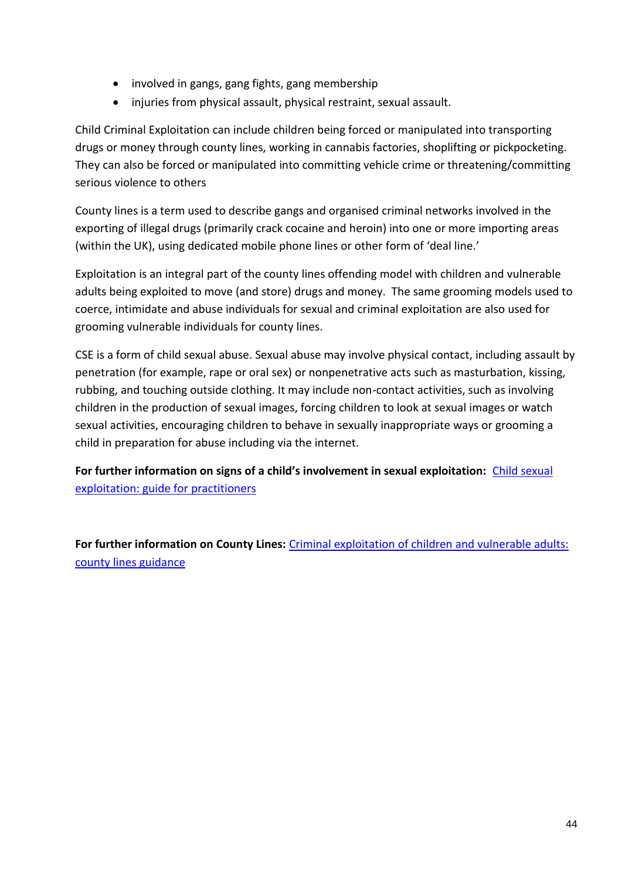- involved in gangs, gang fights, gang membership
- injuries from physical assault, physical restraint, sexual assault.

Child Criminal Exploitation can include children being forced or manipulated into transporting drugs or money through county lines, working in cannabis factories, shoplifting or pickpocketing. They can also be forced or manipulated into committing vehicle crime or threatening/committing serious violence to others

County lines is a term used to describe gangs and organised criminal networks involved in the exporting of illegal drugs (primarily crack cocaine and heroin) into one or more importing areas (within the UK), using dedicated mobile phone lines or other form of 'deal line.'

Exploitation is an integral part of the county lines offending model with children and vulnerable adults being exploited to move (and store) drugs and money. The same grooming models used to coerce, intimidate and abuse individuals for sexual and criminal exploitation are also used for grooming vulnerable individuals for county lines.

CSE is a form of child sexual abuse. Sexual abuse may involve physical contact, including assault by penetration (for example, rape or oral sex) or nonpenetrative acts such as masturbation, kissing, rubbing, and touching outside clothing. It may include non-contact activities, such as involving children in the production of sexual images, forcing children to look at sexual images or watch sexual activities, encouraging children to behave in sexually inappropriate ways or grooming a child in preparation for abuse including via the internet.

**For further information on signs of a child's involvement in sexual exploitation:** Child sexual exploitation: guide for practitioners

**For further information on County Lines:** Criminal exploitation of children and vulnerable adults: county lines guidance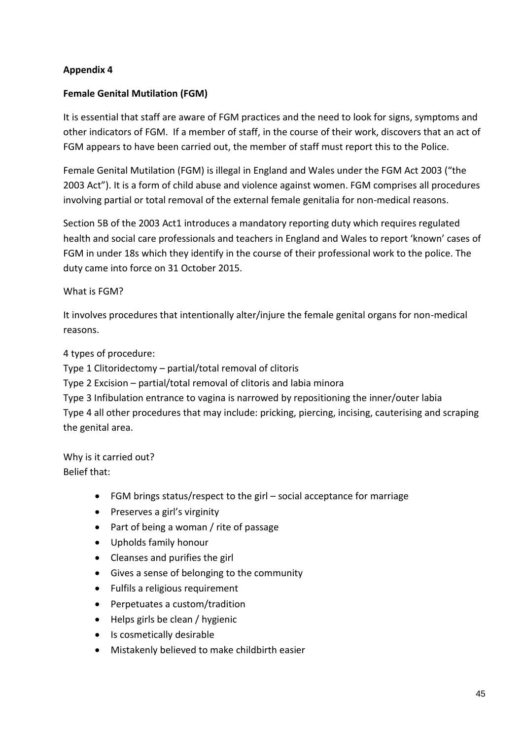**Appendix 4**

**Female Genital Mutilation (FGM)**

It is essential that staff are aware of FGM practices and the need to look for signs, symptoms and other indicators of FGM. If a member of staff, in the course of their work, discovers that an act of FGM appears to have been carried out, the member of staff must report this to the Police.

Female Genital Mutilation (FGM) is illegal in England and Wales under the FGM Act 2003 ("the 2003 Act"). It is a form of child abuse and violence against women. FGM comprises all procedures involving partial or total removal of the external female genitalia for non-medical reasons.

Section 5B of the 2003 Act1 introduces a mandatory reporting duty which requires regulated health and social care professionals and teachers in England and Wales to report 'known' cases of FGM in under 18s which they identify in the course of their professional work to the police. The duty came into force on 31 October 2015.

What is FGM?

It involves procedures that intentionally alter/injure the female genital organs for non-medical reasons.

4 types of procedure:
Type 1 Clitoridectomy – partial/total removal of clitoris
Type 2 Excision – partial/total removal of clitoris and labia minora
Type 3 Infibulation entrance to vagina is narrowed by repositioning the inner/outer labia
Type 4 all other procedures that may include: pricking, piercing, incising, cauterising and scraping the genital area.

Why is it carried out?
Belief that:

- FGM brings status/respect to the girl – social acceptance for marriage
- Preserves a girl's virginity
- Part of being a woman / rite of passage
- Upholds family honour
- Cleanses and purifies the girl
- Gives a sense of belonging to the community
- Fulfils a religious requirement
- Perpetuates a custom/tradition
- Helps girls be clean / hygienic
- Is cosmetically desirable
- Mistakenly believed to make childbirth easier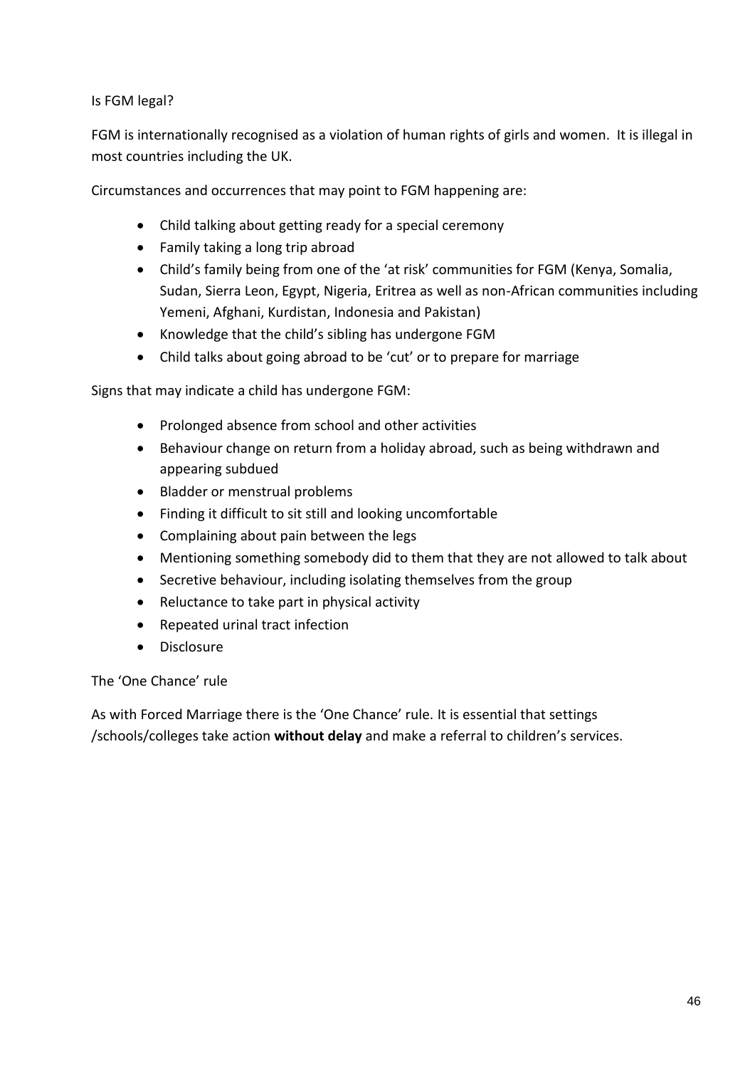Is FGM legal?

FGM is internationally recognised as a violation of human rights of girls and women. It is illegal in most countries including the UK.

Circumstances and occurrences that may point to FGM happening are:

- Child talking about getting ready for a special ceremony
- Family taking a long trip abroad
- Child's family being from one of the 'at risk' communities for FGM (Kenya, Somalia, Sudan, Sierra Leon, Egypt, Nigeria, Eritrea as well as non-African communities including Yemeni, Afghani, Kurdistan, Indonesia and Pakistan)
- Knowledge that the child's sibling has undergone FGM
- Child talks about going abroad to be 'cut' or to prepare for marriage

Signs that may indicate a child has undergone FGM:

- Prolonged absence from school and other activities
- Behaviour change on return from a holiday abroad, such as being withdrawn and appearing subdued
- Bladder or menstrual problems
- Finding it difficult to sit still and looking uncomfortable
- Complaining about pain between the legs
- Mentioning something somebody did to them that they are not allowed to talk about
- Secretive behaviour, including isolating themselves from the group
- Reluctance to take part in physical activity
- Repeated urinal tract infection
- Disclosure

The 'One Chance' rule

As with Forced Marriage there is the 'One Chance' rule. It is essential that settings /schools/colleges take action **without delay** and make a referral to children's services.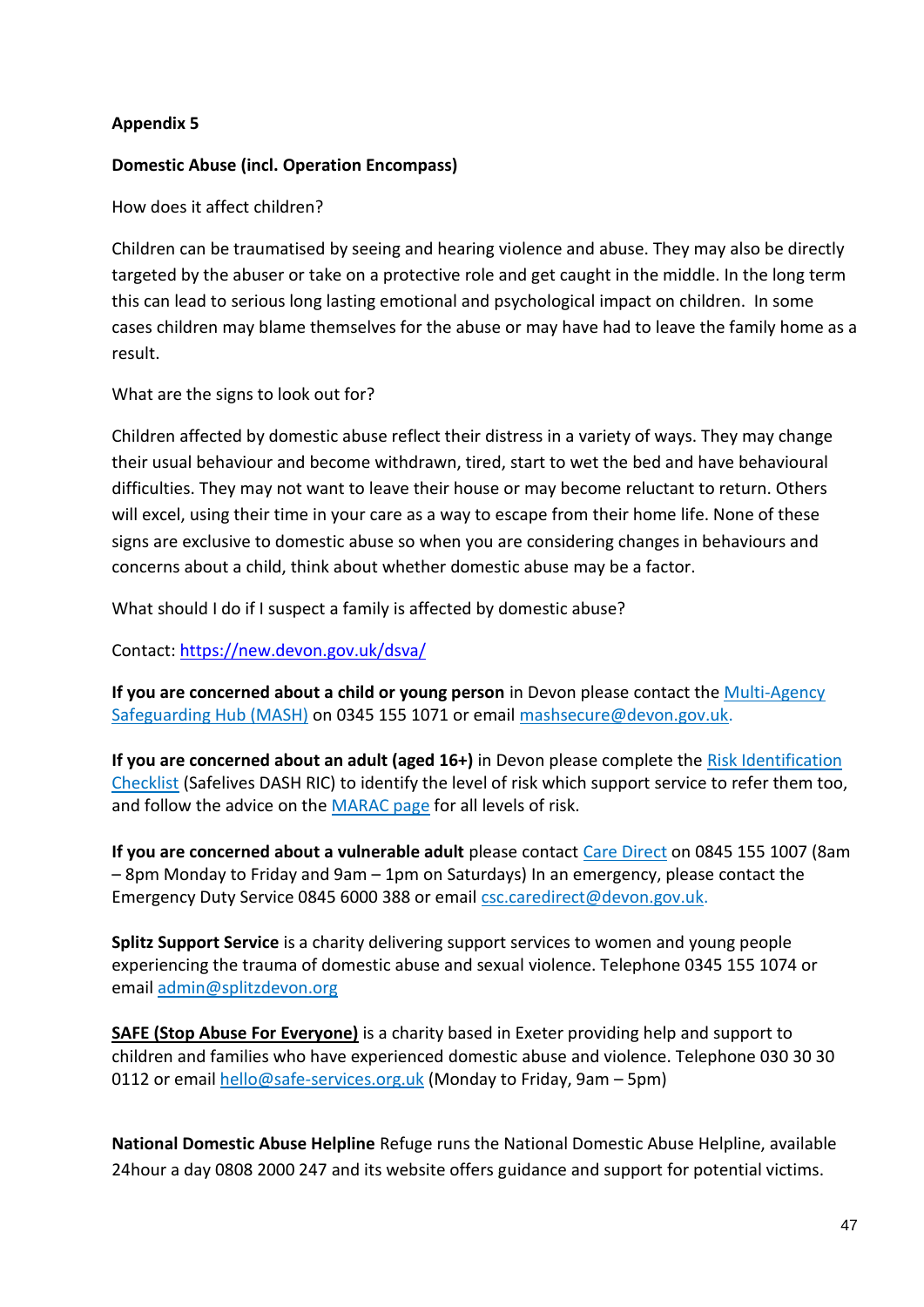**Appendix 5**

**Domestic Abuse (incl. Operation Encompass)**

How does it affect children?

Children can be traumatised by seeing and hearing violence and abuse. They may also be directly targeted by the abuser or take on a protective role and get caught in the middle. In the long term this can lead to serious long lasting emotional and psychological impact on children. In some cases children may blame themselves for the abuse or may have had to leave the family home as a result.

What are the signs to look out for?

Children affected by domestic abuse reflect their distress in a variety of ways. They may change their usual behaviour and become withdrawn, tired, start to wet the bed and have behavioural difficulties. They may not want to leave their house or may become reluctant to return. Others will excel, using their time in your care as a way to escape from their home life. None of these signs are exclusive to domestic abuse so when you are considering changes in behaviours and concerns about a child, think about whether domestic abuse may be a factor.

What should I do if I suspect a family is affected by domestic abuse?

Contact: https://new.devon.gov.uk/dsva/

**If you are concerned about a child or young person** in Devon please contact the Multi-Agency Safeguarding Hub (MASH) on 0345 155 1071 or email mashsecure@devon.gov.uk.

**If you are concerned about an adult (aged 16+)** in Devon please complete the Risk Identification Checklist (Safelives DASH RIC) to identify the level of risk which support service to refer them too, and follow the advice on the MARAC page for all levels of risk.

**If you are concerned about a vulnerable adult** please contact Care Direct on 0845 155 1007 (8am – 8pm Monday to Friday and 9am – 1pm on Saturdays) In an emergency, please contact the Emergency Duty Service 0845 6000 388 or email csc.caredirect@devon.gov.uk.

**Splitz Support Service** is a charity delivering support services to women and young people experiencing the trauma of domestic abuse and sexual violence. Telephone 0345 155 1074 or email admin@splitzdevon.org

**SAFE (Stop Abuse For Everyone)** is a charity based in Exeter providing help and support to children and families who have experienced domestic abuse and violence. Telephone 030 30 30 0112 or email hello@safe-services.org.uk (Monday to Friday, 9am – 5pm)

**National Domestic Abuse Helpline** Refuge runs the National Domestic Abuse Helpline, available 24hour a day 0808 2000 247 and its website offers guidance and support for potential victims.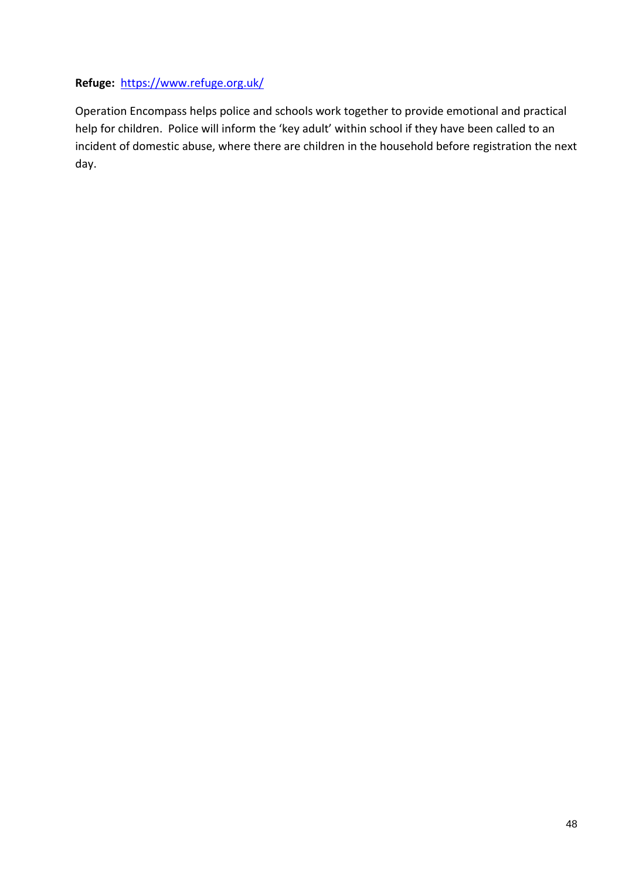**Refuge:** https://www.refuge.org.uk/

Operation Encompass helps police and schools work together to provide emotional and practical help for children. Police will inform the 'key adult' within school if they have been called to an incident of domestic abuse, where there are children in the household before registration the next day.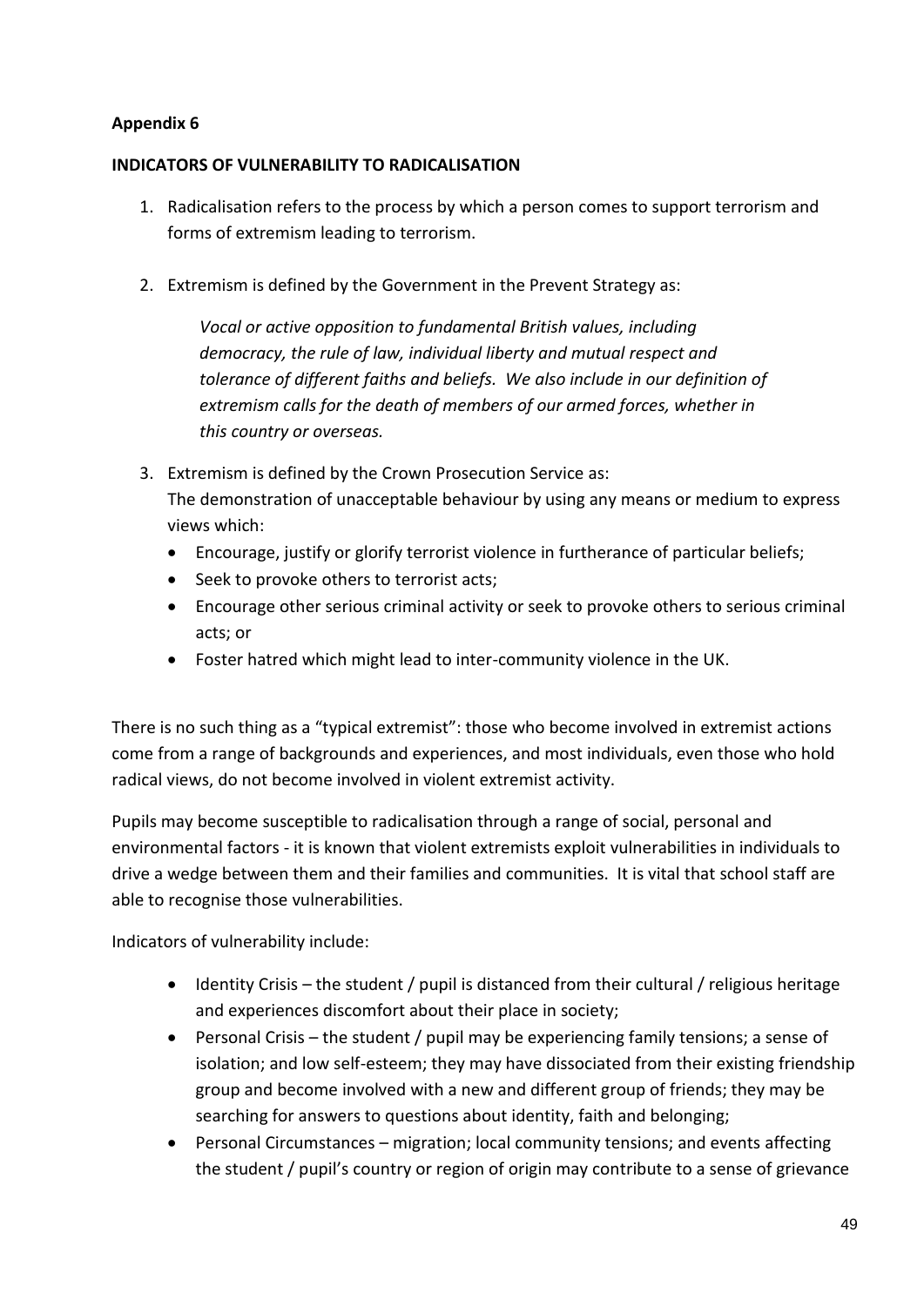**Appendix 6**

**INDICATORS OF VULNERABILITY TO RADICALISATION**

1. Radicalisation refers to the process by which a person comes to support terrorism and forms of extremism leading to terrorism.

2. Extremism is defined by the Government in the Prevent Strategy as:

   *Vocal or active opposition to fundamental British values, including democracy, the rule of law, individual liberty and mutual respect and tolerance of different faiths and beliefs. We also include in our definition of extremism calls for the death of members of our armed forces, whether in this country or overseas.*

3. Extremism is defined by the Crown Prosecution Service as:
   The demonstration of unacceptable behaviour by using any means or medium to express views which:
   - Encourage, justify or glorify terrorist violence in furtherance of particular beliefs;
   - Seek to provoke others to terrorist acts;
   - Encourage other serious criminal activity or seek to provoke others to serious criminal acts; or
   - Foster hatred which might lead to inter-community violence in the UK.

There is no such thing as a "typical extremist": those who become involved in extremist actions come from a range of backgrounds and experiences, and most individuals, even those who hold radical views, do not become involved in violent extremist activity.

Pupils may become susceptible to radicalisation through a range of social, personal and environmental factors - it is known that violent extremists exploit vulnerabilities in individuals to drive a wedge between them and their families and communities. It is vital that school staff are able to recognise those vulnerabilities.

Indicators of vulnerability include:

- Identity Crisis – the student / pupil is distanced from their cultural / religious heritage and experiences discomfort about their place in society;
- Personal Crisis – the student / pupil may be experiencing family tensions; a sense of isolation; and low self-esteem; they may have dissociated from their existing friendship group and become involved with a new and different group of friends; they may be searching for answers to questions about identity, faith and belonging;
- Personal Circumstances – migration; local community tensions; and events affecting the student / pupil's country or region of origin may contribute to a sense of grievance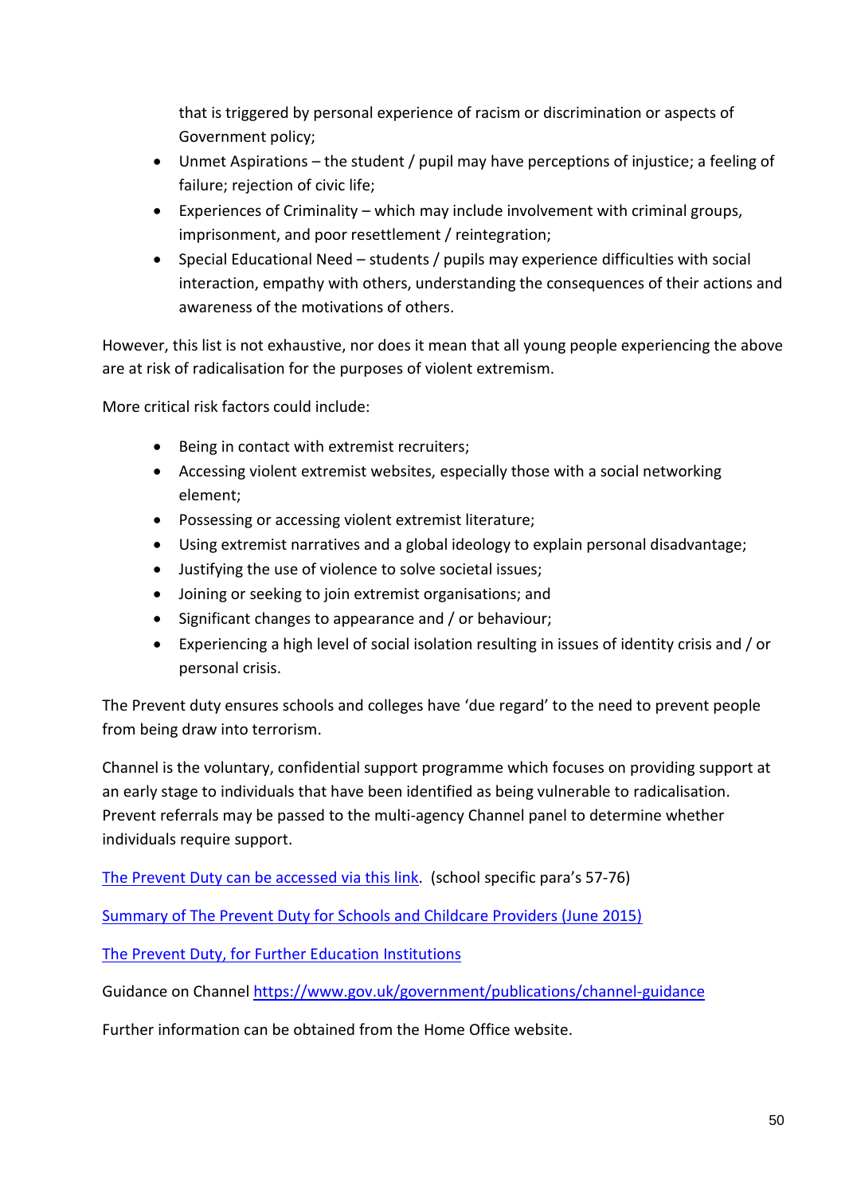that is triggered by personal experience of racism or discrimination or aspects of Government policy;

- Unmet Aspirations – the student / pupil may have perceptions of injustice; a feeling of failure; rejection of civic life;
- Experiences of Criminality – which may include involvement with criminal groups, imprisonment, and poor resettlement / reintegration;
- Special Educational Need – students / pupils may experience difficulties with social interaction, empathy with others, understanding the consequences of their actions and awareness of the motivations of others.

However, this list is not exhaustive, nor does it mean that all young people experiencing the above are at risk of radicalisation for the purposes of violent extremism.

More critical risk factors could include:

- Being in contact with extremist recruiters;
- Accessing violent extremist websites, especially those with a social networking element;
- Possessing or accessing violent extremist literature;
- Using extremist narratives and a global ideology to explain personal disadvantage;
- Justifying the use of violence to solve societal issues;
- Joining or seeking to join extremist organisations; and
- Significant changes to appearance and / or behaviour;
- Experiencing a high level of social isolation resulting in issues of identity crisis and / or personal crisis.

The Prevent duty ensures schools and colleges have 'due regard' to the need to prevent people from being draw into terrorism.

Channel is the voluntary, confidential support programme which focuses on providing support at an early stage to individuals that have been identified as being vulnerable to radicalisation. Prevent referrals may be passed to the multi-agency Channel panel to determine whether individuals require support.

The Prevent Duty can be accessed via this link. (school specific para's 57-76)

Summary of The Prevent Duty for Schools and Childcare Providers (June 2015)

The Prevent Duty, for Further Education Institutions

Guidance on Channel https://www.gov.uk/government/publications/channel-guidance

Further information can be obtained from the Home Office website.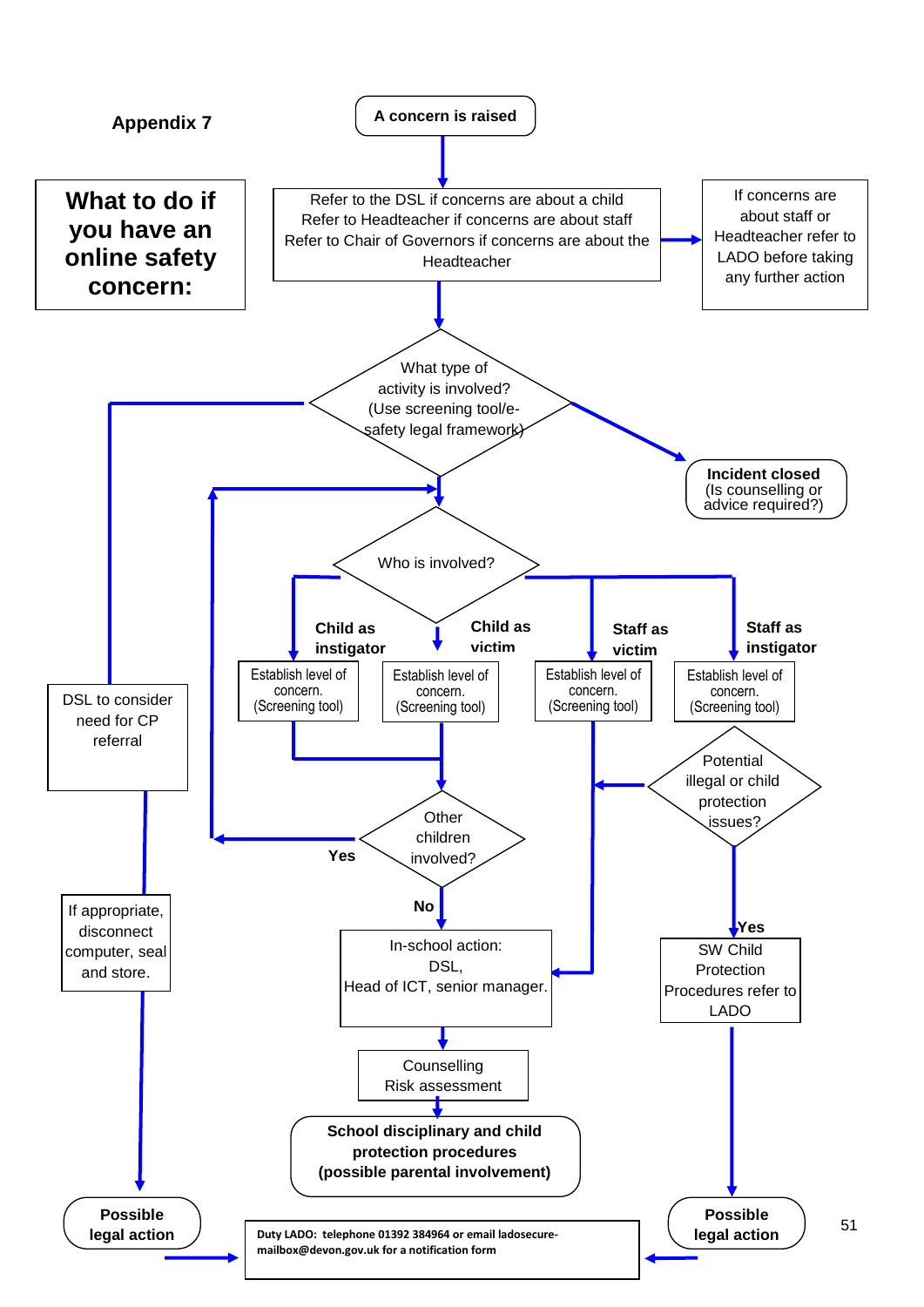**Appendix 7**

# What to do if you have an online safety concern:

**A concern is raised**

Refer to the DSL if concerns are about a child
Refer to Headteacher if concerns are about staff
Refer to Chair of Governors if concerns are about the Headteacher

If concerns are about staff or Headteacher refer to LADO before taking any further action

What type of activity is involved?
(Use screening tool/e-safety legal framework)

**Incident closed**
(Is counselling or advice required?)

DSL to consider need for CP referral

If appropriate, disconnect computer, seal and store.

**Possible legal action**

Who is involved?

**Child as instigator**

Establish level of concern.
(Screening tool)

**Child as victim**

Establish level of concern.
(Screening tool)

**Staff as victim**

Establish level of concern.
(Screening tool)

**Staff as instigator**

Establish level of concern.
(Screening tool)

Potential illegal or child protection issues?

**Yes**

SW Child Protection Procedures refer to LADO

**Possible legal action**

Other children involved?

**Yes**

**No**

In-school action:
DSL,
Head of ICT, senior manager.

Counselling
Risk assessment

**School disciplinary and child protection procedures (possible parental involvement)**

**Duty LADO: telephone 01392 384964 or email ladosecure-mailbox@devon.gov.uk for a notification form**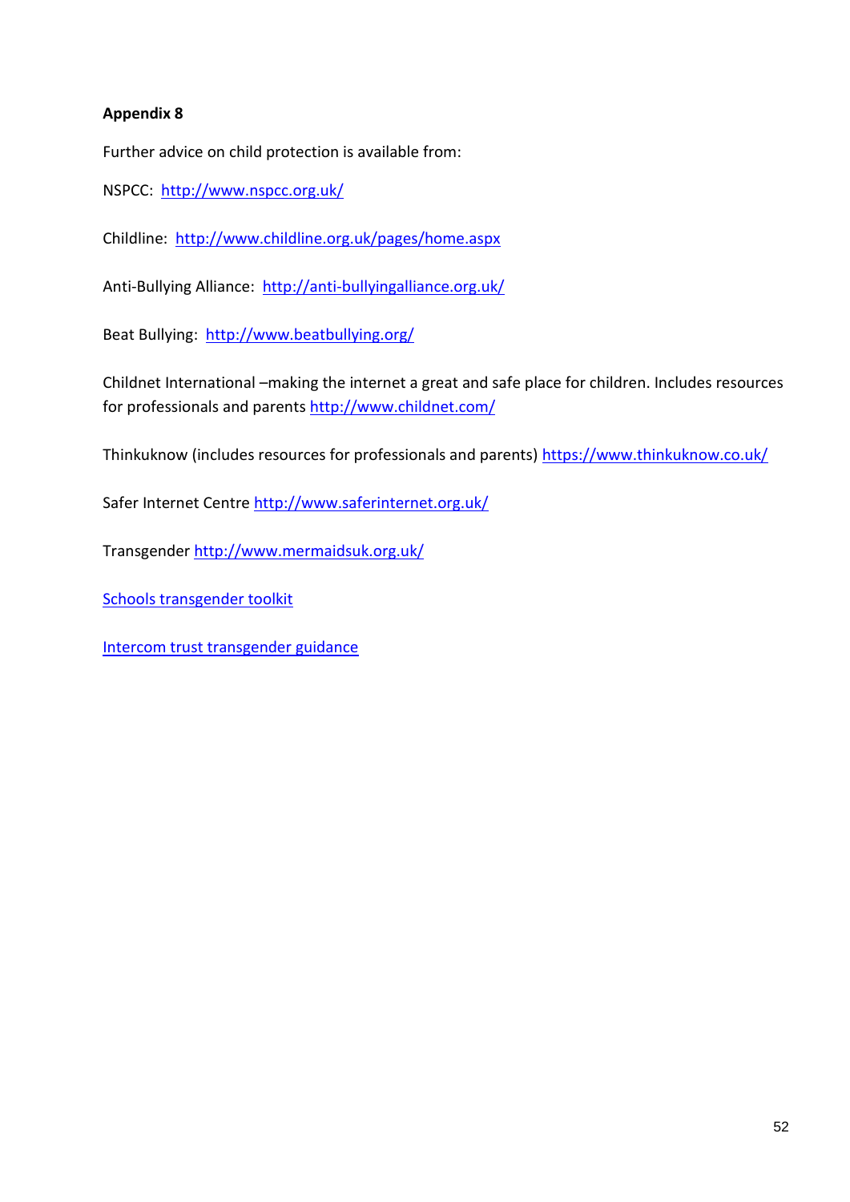**Appendix 8**

Further advice on child protection is available from:

NSPCC: http://www.nspcc.org.uk/

Childline: http://www.childline.org.uk/pages/home.aspx

Anti-Bullying Alliance: http://anti-bullyingalliance.org.uk/

Beat Bullying: http://www.beatbullying.org/

Childnet International –making the internet a great and safe place for children. Includes resources for professionals and parents http://www.childnet.com/

Thinkuknow (includes resources for professionals and parents) https://www.thinkuknow.co.uk/

Safer Internet Centre http://www.saferinternet.org.uk/

Transgender http://www.mermaidsuk.org.uk/

Schools transgender toolkit

Intercom trust transgender guidance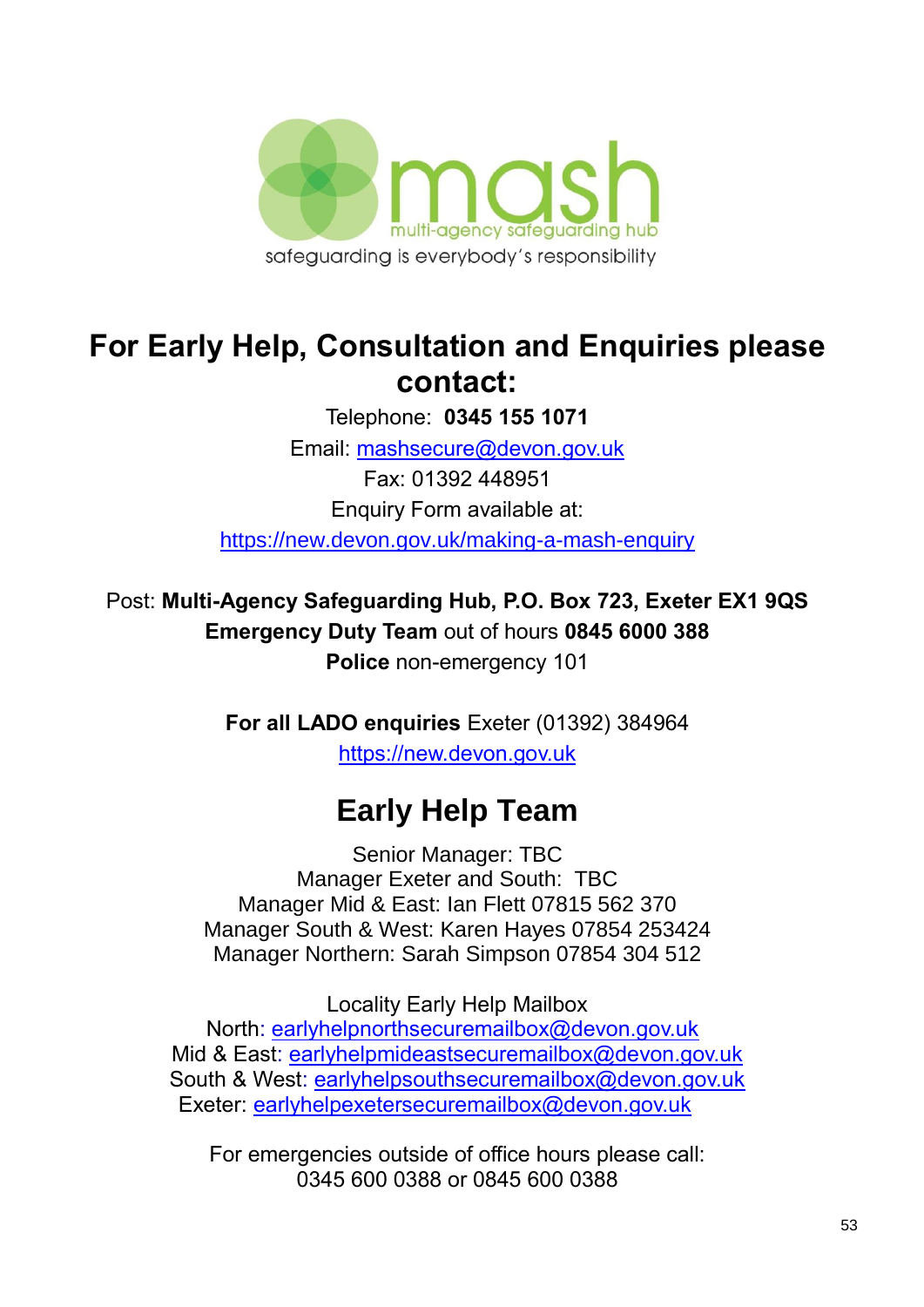mash

multi-agency safeguarding hub

safeguarding is everybody's responsibility

## For Early Help, Consultation and Enquiries please contact:

Telephone: **0345 155 1071**

Email: mashsecure@devon.gov.uk

Fax: 01392 448951

Enquiry Form available at:

https://new.devon.gov.uk/making-a-mash-enquiry

Post: **Multi-Agency Safeguarding Hub, P.O. Box 723, Exeter EX1 9QS**

**Emergency Duty Team** out of hours **0845 6000 388**

**Police** non-emergency 101

**For all LADO enquiries** Exeter (01392) 384964

https://new.devon.gov.uk

## Early Help Team

Senior Manager: TBC
Manager Exeter and South: TBC
Manager Mid & East: Ian Flett 07815 562 370
Manager South & West: Karen Hayes 07854 253424
Manager Northern: Sarah Simpson 07854 304 512

Locality Early Help Mailbox
North: earlyhelpnorthsecuremailbox@devon.gov.uk
Mid & East: earlyhelpmideastsecuremailbox@devon.gov.uk
South & West: earlyhelpsouthsecuremailbox@devon.gov.uk
Exeter: earlyhelpexetersecuremailbox@devon.gov.uk

For emergencies outside of office hours please call:
0345 600 0388 or 0845 600 0388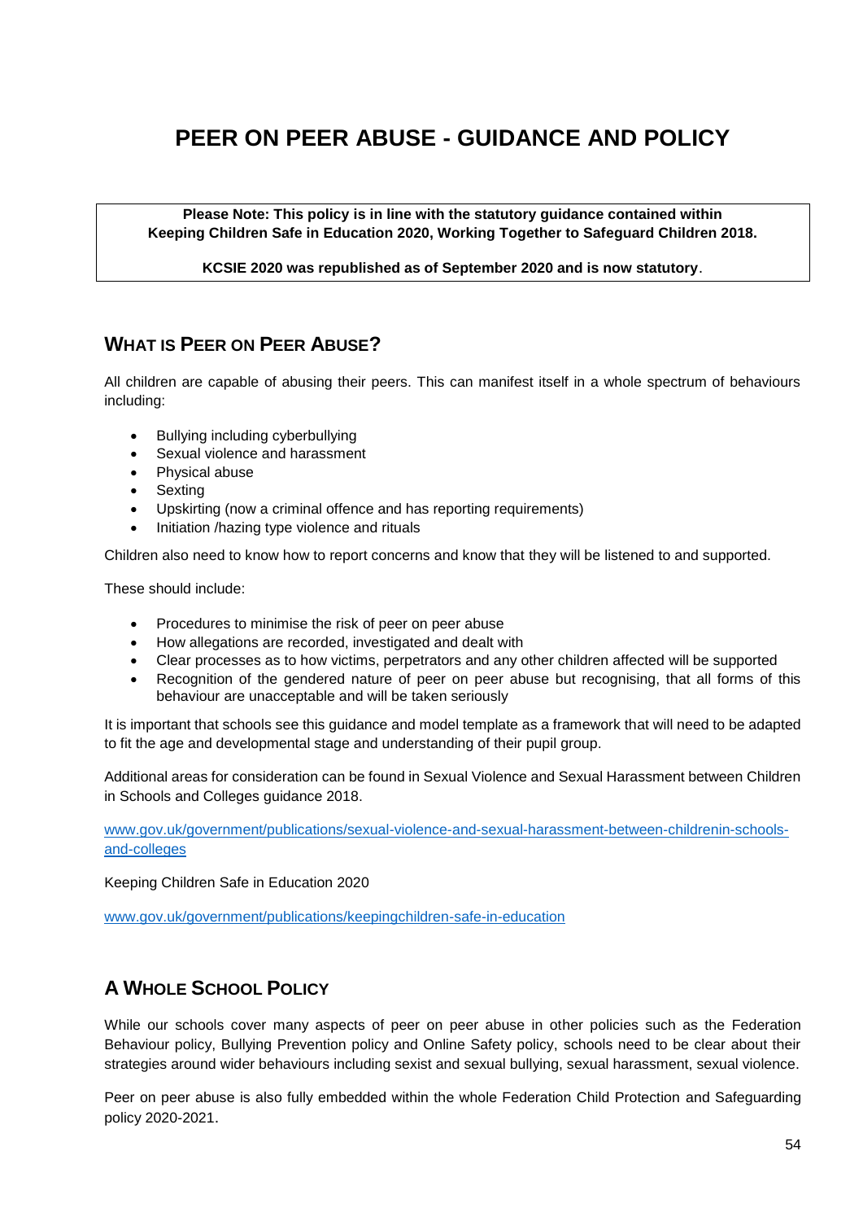# PEER ON PEER ABUSE - GUIDANCE AND POLICY

**Please Note: This policy is in line with the statutory guidance contained within Keeping Children Safe in Education 2020, Working Together to Safeguard Children 2018.**

**KCSIE 2020 was republished as of September 2020 and is now statutory**.

## WHAT IS PEER ON PEER ABUSE?

All children are capable of abusing their peers. This can manifest itself in a whole spectrum of behaviours including:

- Bullying including cyberbullying
- Sexual violence and harassment
- Physical abuse
- Sexting
- Upskirting (now a criminal offence and has reporting requirements)
- Initiation /hazing type violence and rituals

Children also need to know how to report concerns and know that they will be listened to and supported.

These should include:

- Procedures to minimise the risk of peer on peer abuse
- How allegations are recorded, investigated and dealt with
- Clear processes as to how victims, perpetrators and any other children affected will be supported
- Recognition of the gendered nature of peer on peer abuse but recognising, that all forms of this behaviour are unacceptable and will be taken seriously

It is important that schools see this guidance and model template as a framework that will need to be adapted to fit the age and developmental stage and understanding of their pupil group.

Additional areas for consideration can be found in Sexual Violence and Sexual Harassment between Children in Schools and Colleges guidance 2018.

www.gov.uk/government/publications/sexual-violence-and-sexual-harassment-between-childrenin-schools-and-colleges

Keeping Children Safe in Education 2020

www.gov.uk/government/publications/keepingchildren-safe-in-education

## A WHOLE SCHOOL POLICY

While our schools cover many aspects of peer on peer abuse in other policies such as the Federation Behaviour policy, Bullying Prevention policy and Online Safety policy, schools need to be clear about their strategies around wider behaviours including sexist and sexual bullying, sexual harassment, sexual violence.

Peer on peer abuse is also fully embedded within the whole Federation Child Protection and Safeguarding policy 2020-2021.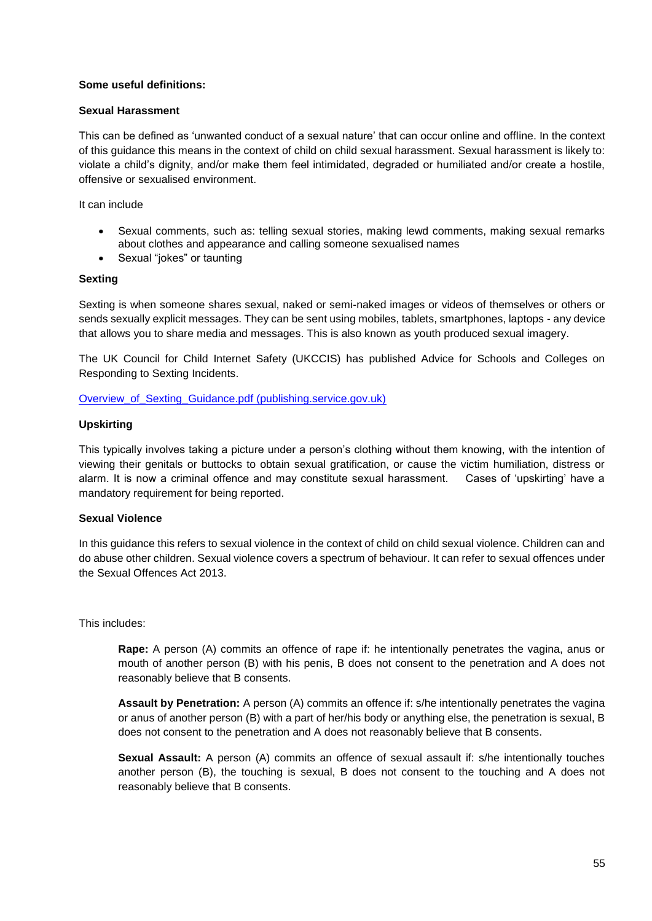**Some useful definitions:**

**Sexual Harassment**

This can be defined as 'unwanted conduct of a sexual nature' that can occur online and offline. In the context of this guidance this means in the context of child on child sexual harassment. Sexual harassment is likely to: violate a child's dignity, and/or make them feel intimidated, degraded or humiliated and/or create a hostile, offensive or sexualised environment.

It can include

- Sexual comments, such as: telling sexual stories, making lewd comments, making sexual remarks about clothes and appearance and calling someone sexualised names
- Sexual "jokes" or taunting

**Sexting**

Sexting is when someone shares sexual, naked or semi-naked images or videos of themselves or others or sends sexually explicit messages. They can be sent using mobiles, tablets, smartphones, laptops - any device that allows you to share media and messages. This is also known as youth produced sexual imagery.

The UK Council for Child Internet Safety (UKCCIS) has published Advice for Schools and Colleges on Responding to Sexting Incidents.

[Overview_of_Sexting_Guidance.pdf (publishing.service.gov.uk)](Overview_of_Sexting_Guidance.pdf)

**Upskirting**

This typically involves taking a picture under a person's clothing without them knowing, with the intention of viewing their genitals or buttocks to obtain sexual gratification, or cause the victim humiliation, distress or alarm. It is now a criminal offence and may constitute sexual harassment. Cases of 'upskirting' have a mandatory requirement for being reported.

**Sexual Violence**

In this guidance this refers to sexual violence in the context of child on child sexual violence. Children can and do abuse other children. Sexual violence covers a spectrum of behaviour. It can refer to sexual offences under the Sexual Offences Act 2013.

This includes:

> **Rape:** A person (A) commits an offence of rape if: he intentionally penetrates the vagina, anus or mouth of another person (B) with his penis, B does not consent to the penetration and A does not reasonably believe that B consents.
>
> **Assault by Penetration:** A person (A) commits an offence if: s/he intentionally penetrates the vagina or anus of another person (B) with a part of her/his body or anything else, the penetration is sexual, B does not consent to the penetration and A does not reasonably believe that B consents.
>
> **Sexual Assault:** A person (A) commits an offence of sexual assault if: s/he intentionally touches another person (B), the touching is sexual, B does not consent to the touching and A does not reasonably believe that B consents.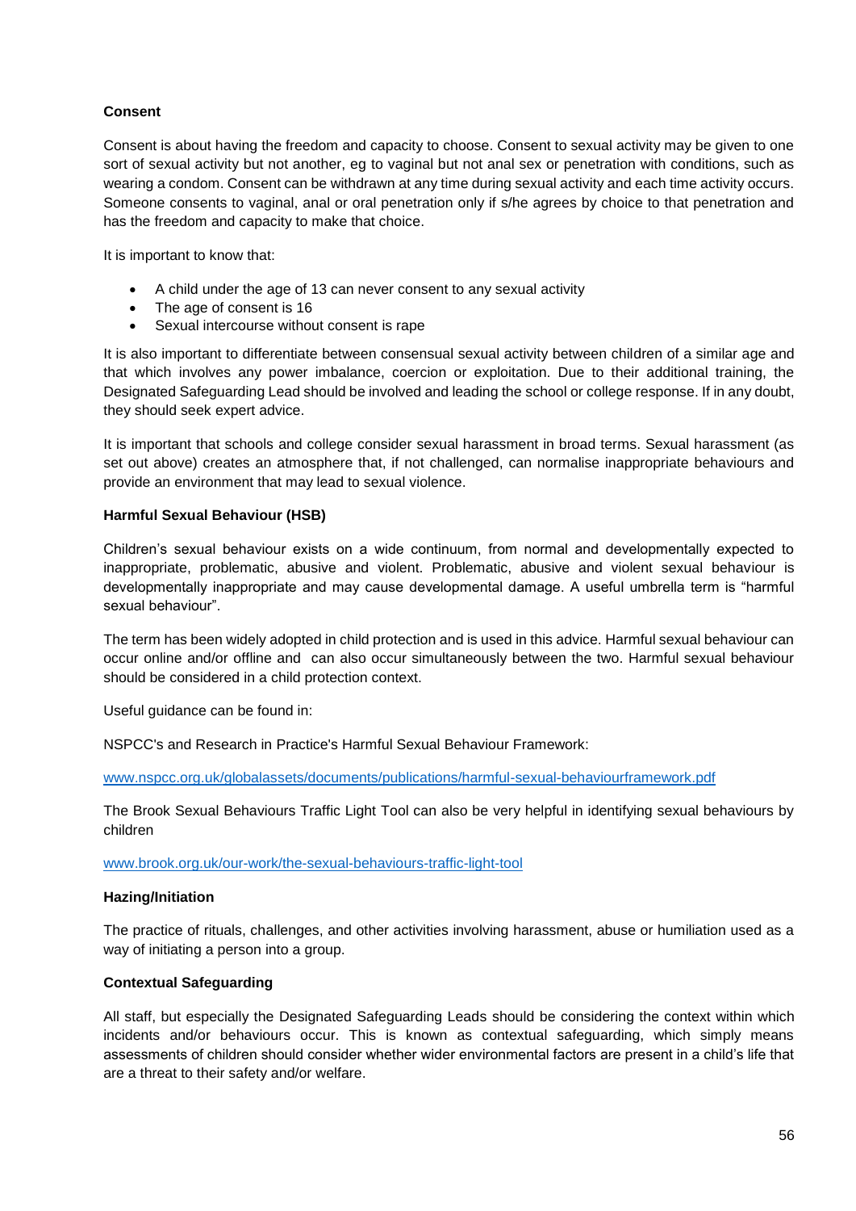**Consent**

Consent is about having the freedom and capacity to choose. Consent to sexual activity may be given to one sort of sexual activity but not another, eg to vaginal but not anal sex or penetration with conditions, such as wearing a condom. Consent can be withdrawn at any time during sexual activity and each time activity occurs. Someone consents to vaginal, anal or oral penetration only if s/he agrees by choice to that penetration and has the freedom and capacity to make that choice.

It is important to know that:

- A child under the age of 13 can never consent to any sexual activity
- The age of consent is 16
- Sexual intercourse without consent is rape

It is also important to differentiate between consensual sexual activity between children of a similar age and that which involves any power imbalance, coercion or exploitation. Due to their additional training, the Designated Safeguarding Lead should be involved and leading the school or college response. If in any doubt, they should seek expert advice.

It is important that schools and college consider sexual harassment in broad terms. Sexual harassment (as set out above) creates an atmosphere that, if not challenged, can normalise inappropriate behaviours and provide an environment that may lead to sexual violence.

**Harmful Sexual Behaviour (HSB)**

Children's sexual behaviour exists on a wide continuum, from normal and developmentally expected to inappropriate, problematic, abusive and violent. Problematic, abusive and violent sexual behaviour is developmentally inappropriate and may cause developmental damage. A useful umbrella term is "harmful sexual behaviour".

The term has been widely adopted in child protection and is used in this advice. Harmful sexual behaviour can occur online and/or offline and can also occur simultaneously between the two. Harmful sexual behaviour should be considered in a child protection context.

Useful guidance can be found in:

NSPCC's and Research in Practice's Harmful Sexual Behaviour Framework:

www.nspcc.org.uk/globalassets/documents/publications/harmful-sexual-behaviourframework.pdf

The Brook Sexual Behaviours Traffic Light Tool can also be very helpful in identifying sexual behaviours by children

www.brook.org.uk/our-work/the-sexual-behaviours-traffic-light-tool

**Hazing/Initiation**

The practice of rituals, challenges, and other activities involving harassment, abuse or humiliation used as a way of initiating a person into a group.

**Contextual Safeguarding**

All staff, but especially the Designated Safeguarding Leads should be considering the context within which incidents and/or behaviours occur. This is known as contextual safeguarding, which simply means assessments of children should consider whether wider environmental factors are present in a child's life that are a threat to their safety and/or welfare.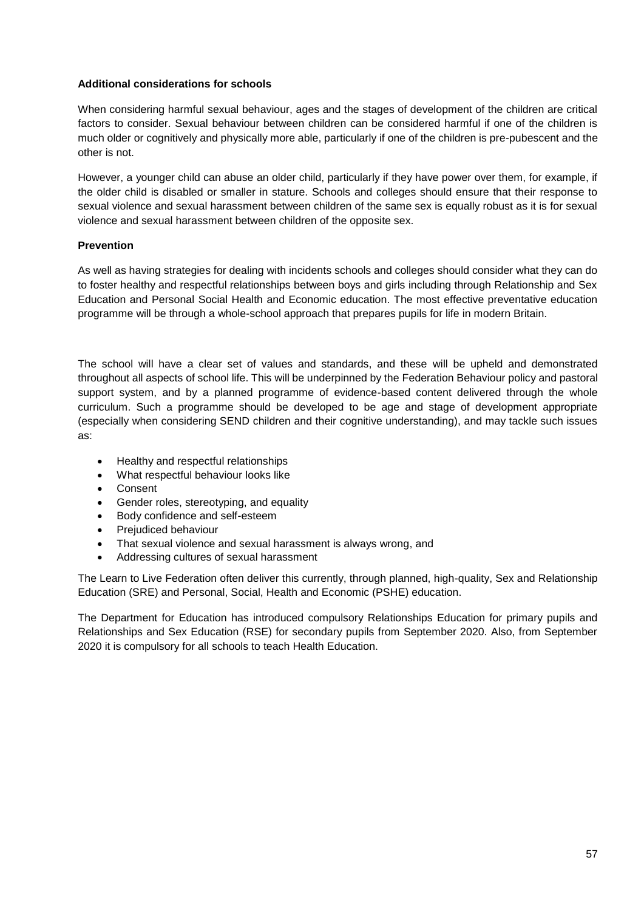**Additional considerations for schools**

When considering harmful sexual behaviour, ages and the stages of development of the children are critical factors to consider. Sexual behaviour between children can be considered harmful if one of the children is much older or cognitively and physically more able, particularly if one of the children is pre-pubescent and the other is not.

However, a younger child can abuse an older child, particularly if they have power over them, for example, if the older child is disabled or smaller in stature. Schools and colleges should ensure that their response to sexual violence and sexual harassment between children of the same sex is equally robust as it is for sexual violence and sexual harassment between children of the opposite sex.

**Prevention**

As well as having strategies for dealing with incidents schools and colleges should consider what they can do to foster healthy and respectful relationships between boys and girls including through Relationship and Sex Education and Personal Social Health and Economic education. The most effective preventative education programme will be through a whole-school approach that prepares pupils for life in modern Britain.

The school will have a clear set of values and standards, and these will be upheld and demonstrated throughout all aspects of school life. This will be underpinned by the Federation Behaviour policy and pastoral support system, and by a planned programme of evidence-based content delivered through the whole curriculum. Such a programme should be developed to be age and stage of development appropriate (especially when considering SEND children and their cognitive understanding), and may tackle such issues as:

- Healthy and respectful relationships
- What respectful behaviour looks like
- Consent
- Gender roles, stereotyping, and equality
- Body confidence and self-esteem
- Prejudiced behaviour
- That sexual violence and sexual harassment is always wrong, and
- Addressing cultures of sexual harassment

The Learn to Live Federation often deliver this currently, through planned, high-quality, Sex and Relationship Education (SRE) and Personal, Social, Health and Economic (PSHE) education.

The Department for Education has introduced compulsory Relationships Education for primary pupils and Relationships and Sex Education (RSE) for secondary pupils from September 2020. Also, from September 2020 it is compulsory for all schools to teach Health Education.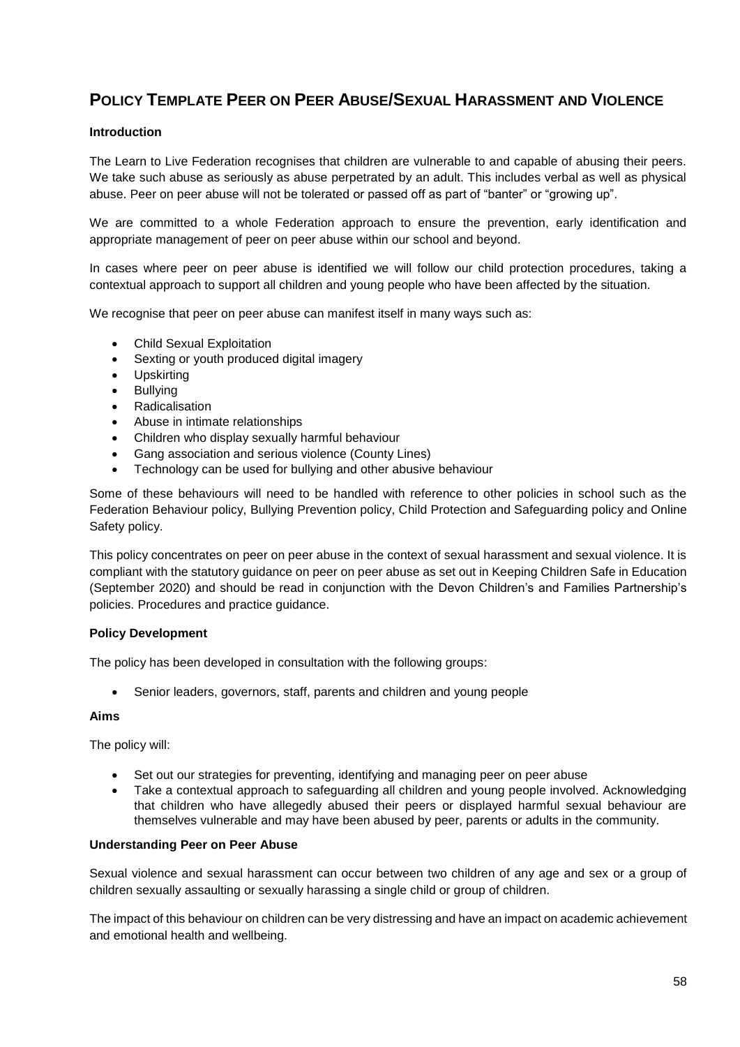## Policy Template Peer on Peer Abuse/Sexual Harassment and Violence

**Introduction**

The Learn to Live Federation recognises that children are vulnerable to and capable of abusing their peers. We take such abuse as seriously as abuse perpetrated by an adult. This includes verbal as well as physical abuse. Peer on peer abuse will not be tolerated or passed off as part of "banter" or "growing up".

We are committed to a whole Federation approach to ensure the prevention, early identification and appropriate management of peer on peer abuse within our school and beyond.

In cases where peer on peer abuse is identified we will follow our child protection procedures, taking a contextual approach to support all children and young people who have been affected by the situation.

We recognise that peer on peer abuse can manifest itself in many ways such as:

- Child Sexual Exploitation
- Sexting or youth produced digital imagery
- Upskirting
- Bullying
- Radicalisation
- Abuse in intimate relationships
- Children who display sexually harmful behaviour
- Gang association and serious violence (County Lines)
- Technology can be used for bullying and other abusive behaviour

Some of these behaviours will need to be handled with reference to other policies in school such as the Federation Behaviour policy, Bullying Prevention policy, Child Protection and Safeguarding policy and Online Safety policy.

This policy concentrates on peer on peer abuse in the context of sexual harassment and sexual violence. It is compliant with the statutory guidance on peer on peer abuse as set out in Keeping Children Safe in Education (September 2020) and should be read in conjunction with the Devon Children's and Families Partnership's policies. Procedures and practice guidance.

**Policy Development**

The policy has been developed in consultation with the following groups:

- Senior leaders, governors, staff, parents and children and young people

**Aims**

The policy will:

- Set out our strategies for preventing, identifying and managing peer on peer abuse
- Take a contextual approach to safeguarding all children and young people involved. Acknowledging that children who have allegedly abused their peers or displayed harmful sexual behaviour are themselves vulnerable and may have been abused by peer, parents or adults in the community.

**Understanding Peer on Peer Abuse**

Sexual violence and sexual harassment can occur between two children of any age and sex or a group of children sexually assaulting or sexually harassing a single child or group of children.

The impact of this behaviour on children can be very distressing and have an impact on academic achievement and emotional health and wellbeing.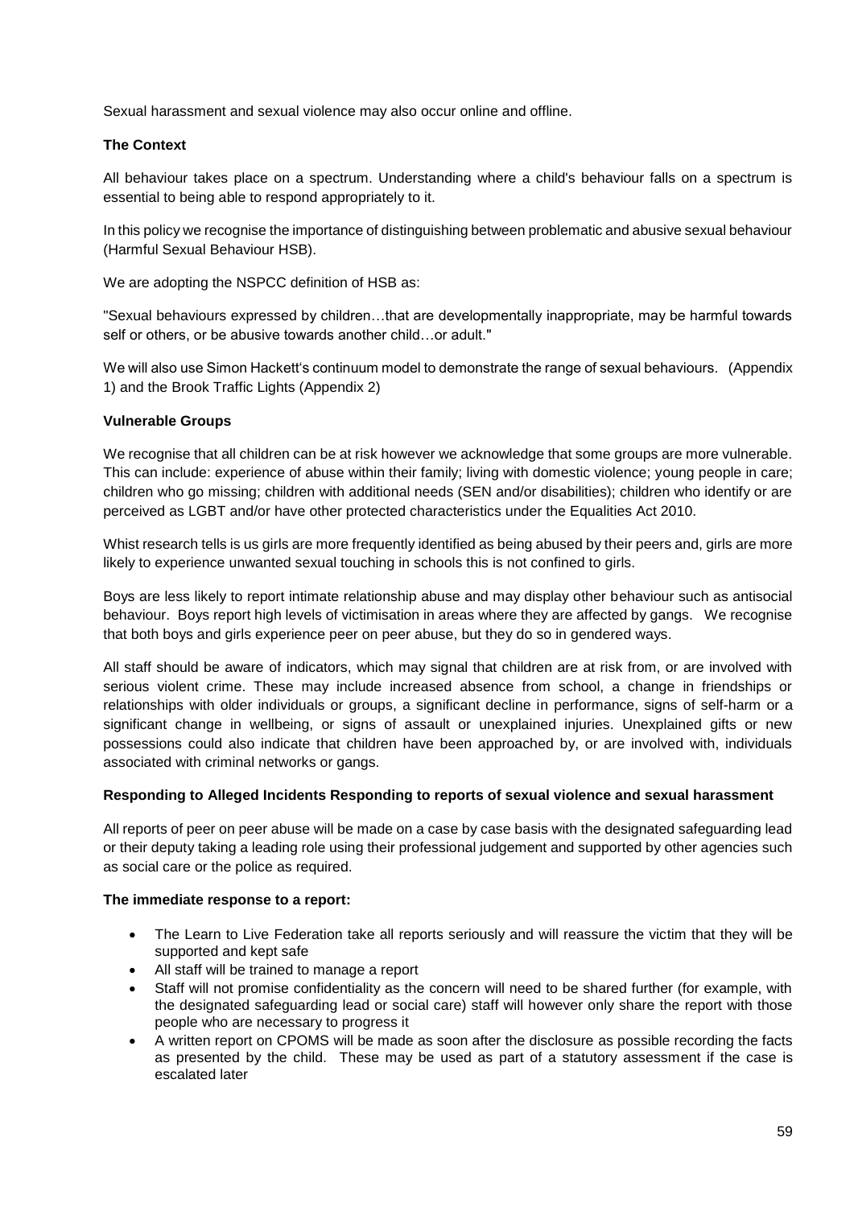Sexual harassment and sexual violence may also occur online and offline.

**The Context**

All behaviour takes place on a spectrum. Understanding where a child's behaviour falls on a spectrum is essential to being able to respond appropriately to it.

In this policy we recognise the importance of distinguishing between problematic and abusive sexual behaviour (Harmful Sexual Behaviour HSB).

We are adopting the NSPCC definition of HSB as:

"Sexual behaviours expressed by children…that are developmentally inappropriate, may be harmful towards self or others, or be abusive towards another child…or adult."

We will also use Simon Hackett's continuum model to demonstrate the range of sexual behaviours. (Appendix 1) and the Brook Traffic Lights (Appendix 2)

**Vulnerable Groups**

We recognise that all children can be at risk however we acknowledge that some groups are more vulnerable. This can include: experience of abuse within their family; living with domestic violence; young people in care; children who go missing; children with additional needs (SEN and/or disabilities); children who identify or are perceived as LGBT and/or have other protected characteristics under the Equalities Act 2010.

Whist research tells is us girls are more frequently identified as being abused by their peers and, girls are more likely to experience unwanted sexual touching in schools this is not confined to girls.

Boys are less likely to report intimate relationship abuse and may display other behaviour such as antisocial behaviour. Boys report high levels of victimisation in areas where they are affected by gangs. We recognise that both boys and girls experience peer on peer abuse, but they do so in gendered ways.

All staff should be aware of indicators, which may signal that children are at risk from, or are involved with serious violent crime. These may include increased absence from school, a change in friendships or relationships with older individuals or groups, a significant decline in performance, signs of self-harm or a significant change in wellbeing, or signs of assault or unexplained injuries. Unexplained gifts or new possessions could also indicate that children have been approached by, or are involved with, individuals associated with criminal networks or gangs.

**Responding to Alleged Incidents Responding to reports of sexual violence and sexual harassment**

All reports of peer on peer abuse will be made on a case by case basis with the designated safeguarding lead or their deputy taking a leading role using their professional judgement and supported by other agencies such as social care or the police as required.

**The immediate response to a report:**

- The Learn to Live Federation take all reports seriously and will reassure the victim that they will be supported and kept safe
- All staff will be trained to manage a report
- Staff will not promise confidentiality as the concern will need to be shared further (for example, with the designated safeguarding lead or social care) staff will however only share the report with those people who are necessary to progress it
- A written report on CPOMS will be made as soon after the disclosure as possible recording the facts as presented by the child. These may be used as part of a statutory assessment if the case is escalated later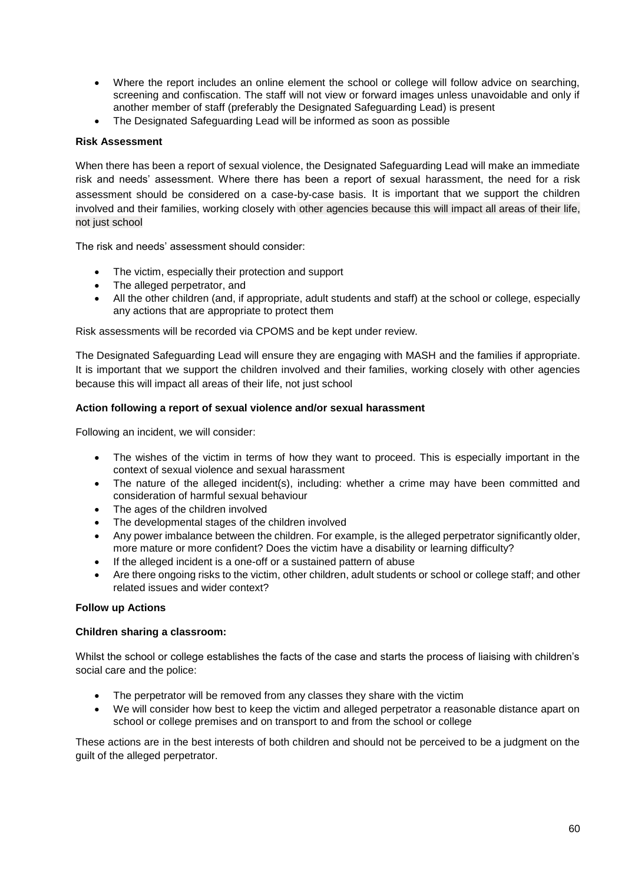- Where the report includes an online element the school or college will follow advice on searching, screening and confiscation. The staff will not view or forward images unless unavoidable and only if another member of staff (preferably the Designated Safeguarding Lead) is present
- The Designated Safeguarding Lead will be informed as soon as possible

**Risk Assessment**

When there has been a report of sexual violence, the Designated Safeguarding Lead will make an immediate risk and needs' assessment. Where there has been a report of sexual harassment, the need for a risk assessment should be considered on a case-by-case basis. It is important that we support the children involved and their families, working closely with other agencies because this will impact all areas of their life, not just school

The risk and needs' assessment should consider:

- The victim, especially their protection and support
- The alleged perpetrator, and
- All the other children (and, if appropriate, adult students and staff) at the school or college, especially any actions that are appropriate to protect them

Risk assessments will be recorded via CPOMS and be kept under review.

The Designated Safeguarding Lead will ensure they are engaging with MASH and the families if appropriate. It is important that we support the children involved and their families, working closely with other agencies because this will impact all areas of their life, not just school

**Action following a report of sexual violence and/or sexual harassment**

Following an incident, we will consider:

- The wishes of the victim in terms of how they want to proceed. This is especially important in the context of sexual violence and sexual harassment
- The nature of the alleged incident(s), including: whether a crime may have been committed and consideration of harmful sexual behaviour
- The ages of the children involved
- The developmental stages of the children involved
- Any power imbalance between the children. For example, is the alleged perpetrator significantly older, more mature or more confident? Does the victim have a disability or learning difficulty?
- If the alleged incident is a one-off or a sustained pattern of abuse
- Are there ongoing risks to the victim, other children, adult students or school or college staff; and other related issues and wider context?

**Follow up Actions**

**Children sharing a classroom:**

Whilst the school or college establishes the facts of the case and starts the process of liaising with children's social care and the police:

- The perpetrator will be removed from any classes they share with the victim
- We will consider how best to keep the victim and alleged perpetrator a reasonable distance apart on school or college premises and on transport to and from the school or college

These actions are in the best interests of both children and should not be perceived to be a judgment on the guilt of the alleged perpetrator.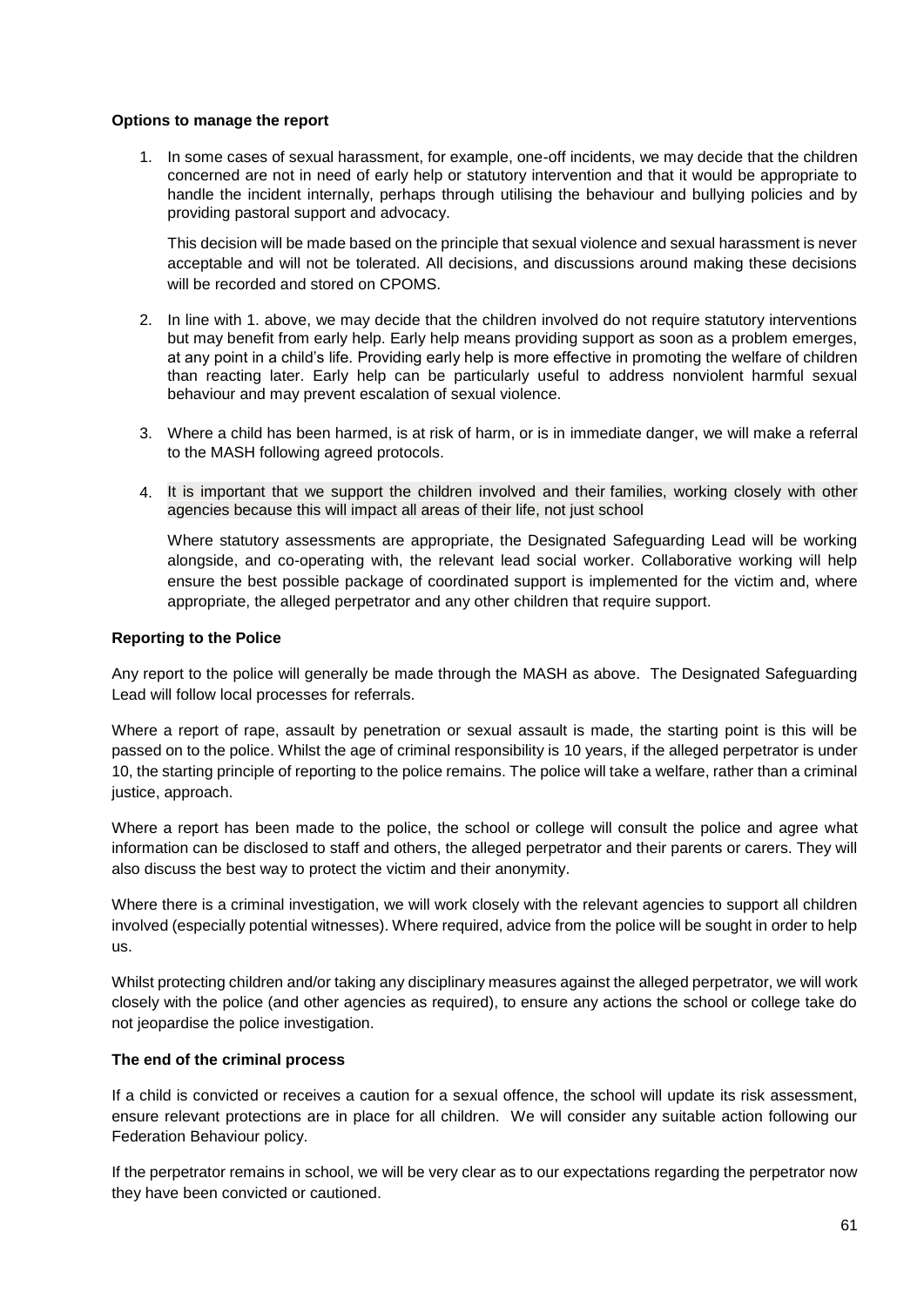**Options to manage the report**

1. In some cases of sexual harassment, for example, one-off incidents, we may decide that the children concerned are not in need of early help or statutory intervention and that it would be appropriate to handle the incident internally, perhaps through utilising the behaviour and bullying policies and by providing pastoral support and advocacy.

   This decision will be made based on the principle that sexual violence and sexual harassment is never acceptable and will not be tolerated. All decisions, and discussions around making these decisions will be recorded and stored on CPOMS.

2. In line with 1. above, we may decide that the children involved do not require statutory interventions but may benefit from early help. Early help means providing support as soon as a problem emerges, at any point in a child's life. Providing early help is more effective in promoting the welfare of children than reacting later. Early help can be particularly useful to address nonviolent harmful sexual behaviour and may prevent escalation of sexual violence.

3. Where a child has been harmed, is at risk of harm, or is in immediate danger, we will make a referral to the MASH following agreed protocols.

4. It is important that we support the children involved and their families, working closely with other agencies because this will impact all areas of their life, not just school

   Where statutory assessments are appropriate, the Designated Safeguarding Lead will be working alongside, and co-operating with, the relevant lead social worker. Collaborative working will help ensure the best possible package of coordinated support is implemented for the victim and, where appropriate, the alleged perpetrator and any other children that require support.

**Reporting to the Police**

Any report to the police will generally be made through the MASH as above. The Designated Safeguarding Lead will follow local processes for referrals.

Where a report of rape, assault by penetration or sexual assault is made, the starting point is this will be passed on to the police. Whilst the age of criminal responsibility is 10 years, if the alleged perpetrator is under 10, the starting principle of reporting to the police remains. The police will take a welfare, rather than a criminal justice, approach.

Where a report has been made to the police, the school or college will consult the police and agree what information can be disclosed to staff and others, the alleged perpetrator and their parents or carers. They will also discuss the best way to protect the victim and their anonymity.

Where there is a criminal investigation, we will work closely with the relevant agencies to support all children involved (especially potential witnesses). Where required, advice from the police will be sought in order to help us.

Whilst protecting children and/or taking any disciplinary measures against the alleged perpetrator, we will work closely with the police (and other agencies as required), to ensure any actions the school or college take do not jeopardise the police investigation.

**The end of the criminal process**

If a child is convicted or receives a caution for a sexual offence, the school will update its risk assessment, ensure relevant protections are in place for all children. We will consider any suitable action following our Federation Behaviour policy.

If the perpetrator remains in school, we will be very clear as to our expectations regarding the perpetrator now they have been convicted or cautioned.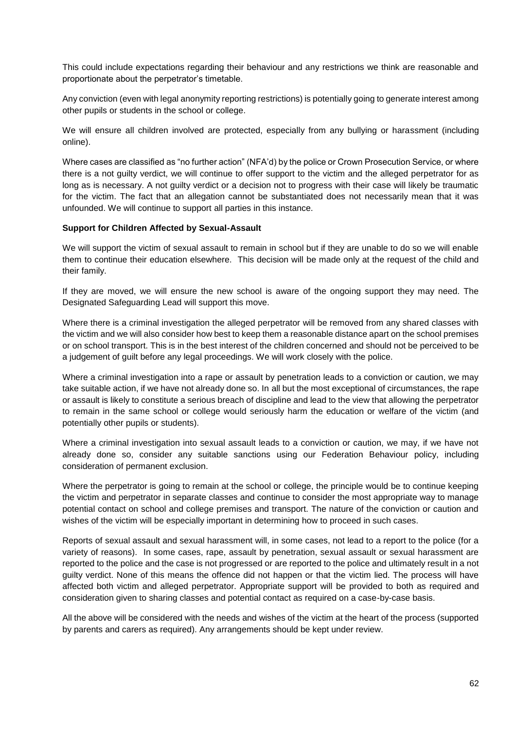This could include expectations regarding their behaviour and any restrictions we think are reasonable and proportionate about the perpetrator's timetable.

Any conviction (even with legal anonymity reporting restrictions) is potentially going to generate interest among other pupils or students in the school or college.

We will ensure all children involved are protected, especially from any bullying or harassment (including online).

Where cases are classified as "no further action" (NFA'd) by the police or Crown Prosecution Service, or where there is a not guilty verdict, we will continue to offer support to the victim and the alleged perpetrator for as long as is necessary. A not guilty verdict or a decision not to progress with their case will likely be traumatic for the victim. The fact that an allegation cannot be substantiated does not necessarily mean that it was unfounded. We will continue to support all parties in this instance.

**Support for Children Affected by Sexual-Assault**

We will support the victim of sexual assault to remain in school but if they are unable to do so we will enable them to continue their education elsewhere. This decision will be made only at the request of the child and their family.

If they are moved, we will ensure the new school is aware of the ongoing support they may need. The Designated Safeguarding Lead will support this move.

Where there is a criminal investigation the alleged perpetrator will be removed from any shared classes with the victim and we will also consider how best to keep them a reasonable distance apart on the school premises or on school transport. This is in the best interest of the children concerned and should not be perceived to be a judgement of guilt before any legal proceedings. We will work closely with the police.

Where a criminal investigation into a rape or assault by penetration leads to a conviction or caution, we may take suitable action, if we have not already done so. In all but the most exceptional of circumstances, the rape or assault is likely to constitute a serious breach of discipline and lead to the view that allowing the perpetrator to remain in the same school or college would seriously harm the education or welfare of the victim (and potentially other pupils or students).

Where a criminal investigation into sexual assault leads to a conviction or caution, we may, if we have not already done so, consider any suitable sanctions using our Federation Behaviour policy, including consideration of permanent exclusion.

Where the perpetrator is going to remain at the school or college, the principle would be to continue keeping the victim and perpetrator in separate classes and continue to consider the most appropriate way to manage potential contact on school and college premises and transport. The nature of the conviction or caution and wishes of the victim will be especially important in determining how to proceed in such cases.

Reports of sexual assault and sexual harassment will, in some cases, not lead to a report to the police (for a variety of reasons). In some cases, rape, assault by penetration, sexual assault or sexual harassment are reported to the police and the case is not progressed or are reported to the police and ultimately result in a not guilty verdict. None of this means the offence did not happen or that the victim lied. The process will have affected both victim and alleged perpetrator. Appropriate support will be provided to both as required and consideration given to sharing classes and potential contact as required on a case-by-case basis.

All the above will be considered with the needs and wishes of the victim at the heart of the process (supported by parents and carers as required). Any arrangements should be kept under review.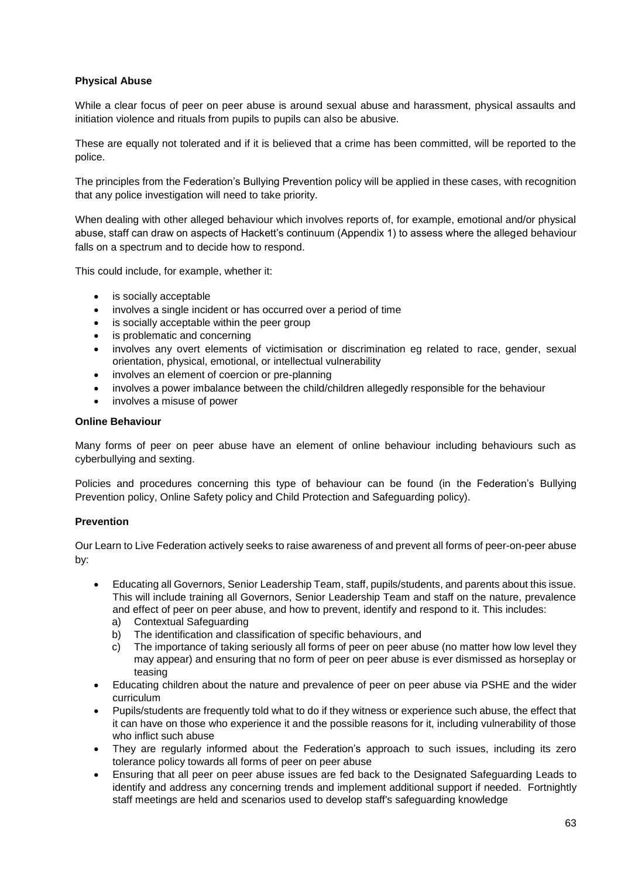**Physical Abuse**

While a clear focus of peer on peer abuse is around sexual abuse and harassment, physical assaults and initiation violence and rituals from pupils to pupils can also be abusive.

These are equally not tolerated and if it is believed that a crime has been committed, will be reported to the police.

The principles from the Federation's Bullying Prevention policy will be applied in these cases, with recognition that any police investigation will need to take priority.

When dealing with other alleged behaviour which involves reports of, for example, emotional and/or physical abuse, staff can draw on aspects of Hackett's continuum (Appendix 1) to assess where the alleged behaviour falls on a spectrum and to decide how to respond.

This could include, for example, whether it:

- is socially acceptable
- involves a single incident or has occurred over a period of time
- is socially acceptable within the peer group
- is problematic and concerning
- involves any overt elements of victimisation or discrimination eg related to race, gender, sexual orientation, physical, emotional, or intellectual vulnerability
- involves an element of coercion or pre-planning
- involves a power imbalance between the child/children allegedly responsible for the behaviour
- involves a misuse of power

**Online Behaviour**

Many forms of peer on peer abuse have an element of online behaviour including behaviours such as cyberbullying and sexting.

Policies and procedures concerning this type of behaviour can be found (in the Federation's Bullying Prevention policy, Online Safety policy and Child Protection and Safeguarding policy).

**Prevention**

Our Learn to Live Federation actively seeks to raise awareness of and prevent all forms of peer-on-peer abuse by:

- Educating all Governors, Senior Leadership Team, staff, pupils/students, and parents about this issue. This will include training all Governors, Senior Leadership Team and staff on the nature, prevalence and effect of peer on peer abuse, and how to prevent, identify and respond to it. This includes:
  a) Contextual Safeguarding
  b) The identification and classification of specific behaviours, and
  c) The importance of taking seriously all forms of peer on peer abuse (no matter how low level they may appear) and ensuring that no form of peer on peer abuse is ever dismissed as horseplay or teasing
- Educating children about the nature and prevalence of peer on peer abuse via PSHE and the wider curriculum
- Pupils/students are frequently told what to do if they witness or experience such abuse, the effect that it can have on those who experience it and the possible reasons for it, including vulnerability of those who inflict such abuse
- They are regularly informed about the Federation's approach to such issues, including its zero tolerance policy towards all forms of peer on peer abuse
- Ensuring that all peer on peer abuse issues are fed back to the Designated Safeguarding Leads to identify and address any concerning trends and implement additional support if needed. Fortnightly staff meetings are held and scenarios used to develop staff's safeguarding knowledge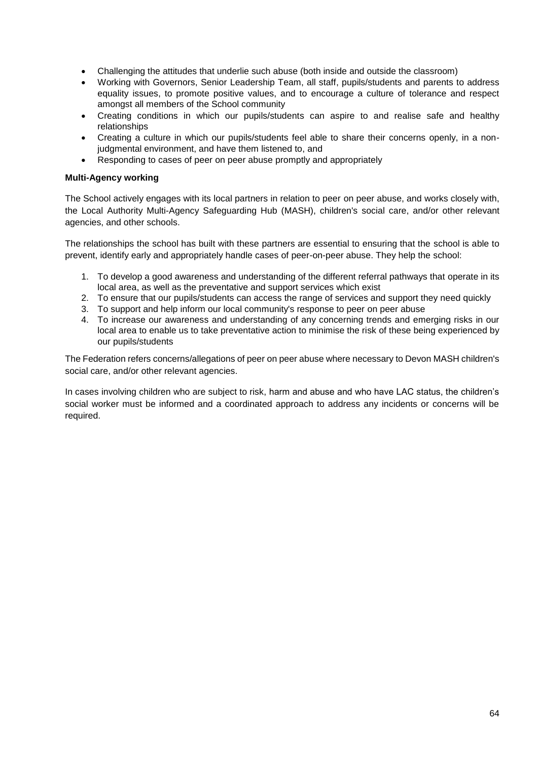- Challenging the attitudes that underlie such abuse (both inside and outside the classroom)
- Working with Governors, Senior Leadership Team, all staff, pupils/students and parents to address equality issues, to promote positive values, and to encourage a culture of tolerance and respect amongst all members of the School community
- Creating conditions in which our pupils/students can aspire to and realise safe and healthy relationships
- Creating a culture in which our pupils/students feel able to share their concerns openly, in a non-judgmental environment, and have them listened to, and
- Responding to cases of peer on peer abuse promptly and appropriately

**Multi-Agency working**

The School actively engages with its local partners in relation to peer on peer abuse, and works closely with, the Local Authority Multi-Agency Safeguarding Hub (MASH), children's social care, and/or other relevant agencies, and other schools.

The relationships the school has built with these partners are essential to ensuring that the school is able to prevent, identify early and appropriately handle cases of peer-on-peer abuse. They help the school:

1. To develop a good awareness and understanding of the different referral pathways that operate in its local area, as well as the preventative and support services which exist
2. To ensure that our pupils/students can access the range of services and support they need quickly
3. To support and help inform our local community's response to peer on peer abuse
4. To increase our awareness and understanding of any concerning trends and emerging risks in our local area to enable us to take preventative action to minimise the risk of these being experienced by our pupils/students

The Federation refers concerns/allegations of peer on peer abuse where necessary to Devon MASH children's social care, and/or other relevant agencies.

In cases involving children who are subject to risk, harm and abuse and who have LAC status, the children's social worker must be informed and a coordinated approach to address any incidents or concerns will be required.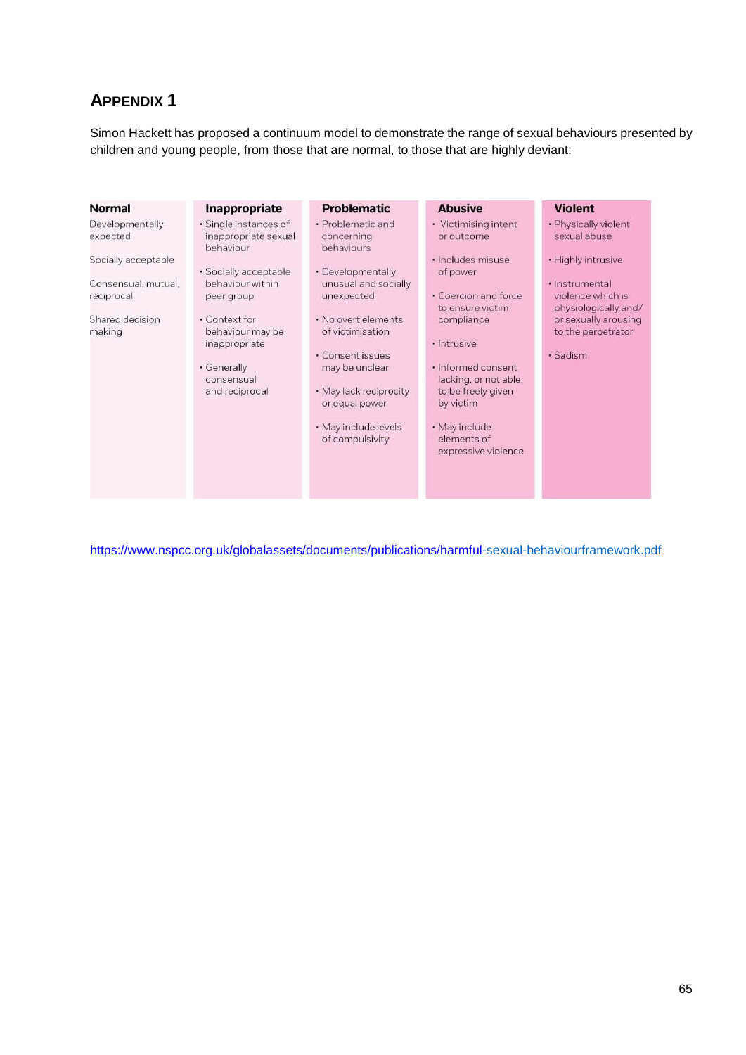# APPENDIX 1

Simon Hackett has proposed a continuum model to demonstrate the range of sexual behaviours presented by children and young people, from those that are normal, to those that are highly deviant:

| Normal | Inappropriate | Problematic | Abusive | Violent |
|---|---|---|---|---|
| Developmentally expected<br><br>Socially acceptable<br><br>Consensual, mutual, reciprocal<br><br>Shared decision making | • Single instances of inappropriate sexual behaviour<br><br>• Socially acceptable behaviour within peer group<br><br>• Context for behaviour may be inappropriate<br><br>• Generally consensual and reciprocal | • Problematic and concerning behaviours<br><br>• Developmentally unusual and socially unexpected<br><br>• No overt elements of victimisation<br><br>• Consent issues may be unclear<br><br>• May lack reciprocity or equal power<br><br>• May include levels of compulsivity | • Victimising intent or outcome<br><br>• Includes misuse of power<br><br>• Coercion and force to ensure victim compliance<br><br>• Intrusive<br><br>• Informed consent lacking, or not able to be freely given by victim<br><br>• May include elements of expressive violence | • Physically violent sexual abuse<br><br>• Highly intrusive<br><br>• Instrumental violence which is physiologically and/or sexually arousing to the perpetrator<br><br>• Sadism |

https://www.nspcc.org.uk/globalassets/documents/publications/harmful-sexual-behaviourframework.pdf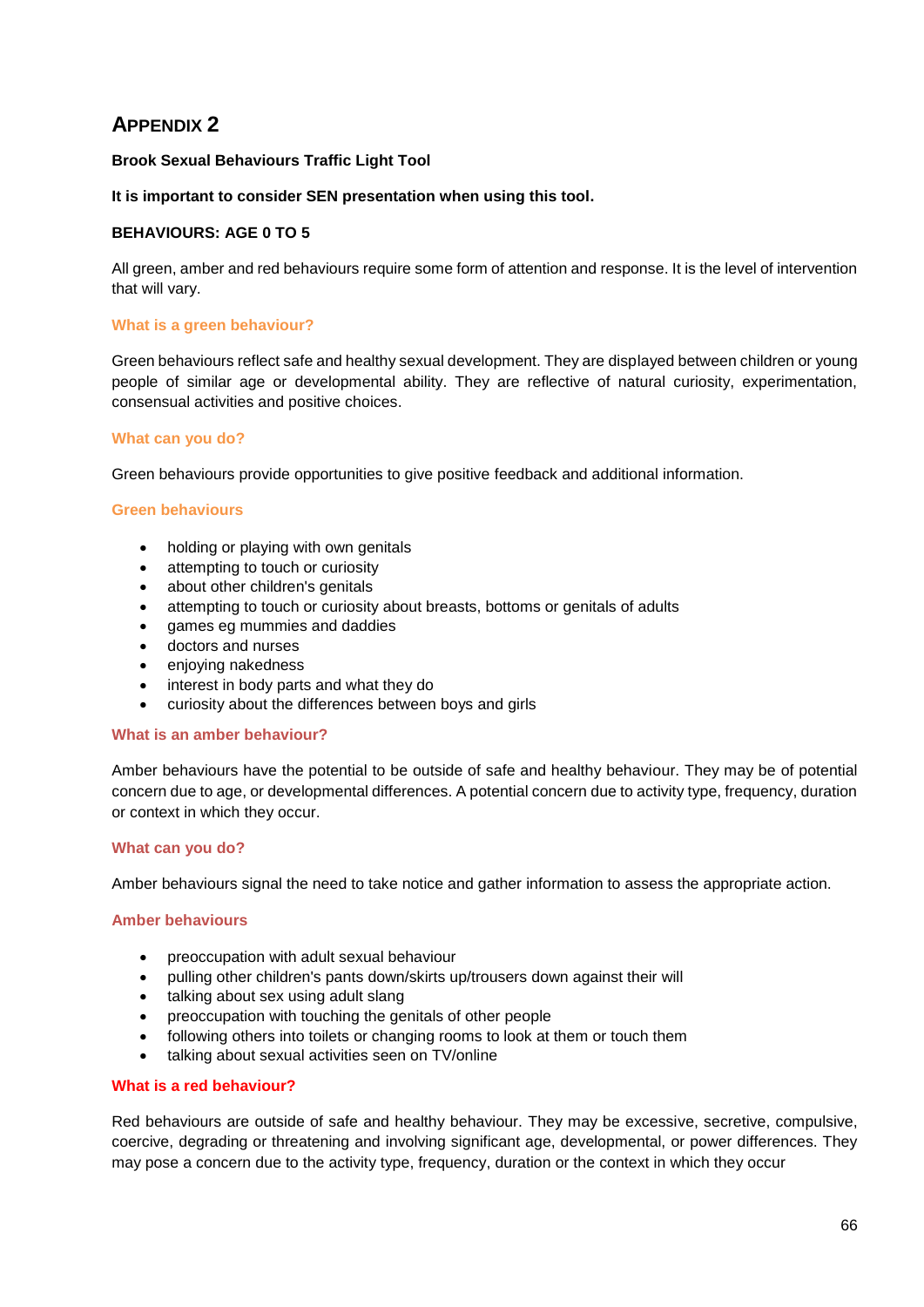# Appendix 2

**Brook Sexual Behaviours Traffic Light Tool**

**It is important to consider SEN presentation when using this tool.**

**BEHAVIOURS: AGE 0 TO 5**

All green, amber and red behaviours require some form of attention and response. It is the level of intervention that will vary.

### What is a green behaviour?

Green behaviours reflect safe and healthy sexual development. They are displayed between children or young people of similar age or developmental ability. They are reflective of natural curiosity, experimentation, consensual activities and positive choices.

### What can you do?

Green behaviours provide opportunities to give positive feedback and additional information.

### Green behaviours

- holding or playing with own genitals
- attempting to touch or curiosity
- about other children's genitals
- attempting to touch or curiosity about breasts, bottoms or genitals of adults
- games eg mummies and daddies
- doctors and nurses
- enjoying nakedness
- interest in body parts and what they do
- curiosity about the differences between boys and girls

### What is an amber behaviour?

Amber behaviours have the potential to be outside of safe and healthy behaviour. They may be of potential concern due to age, or developmental differences. A potential concern due to activity type, frequency, duration or context in which they occur.

### What can you do?

Amber behaviours signal the need to take notice and gather information to assess the appropriate action.

### Amber behaviours

- preoccupation with adult sexual behaviour
- pulling other children's pants down/skirts up/trousers down against their will
- talking about sex using adult slang
- preoccupation with touching the genitals of other people
- following others into toilets or changing rooms to look at them or touch them
- talking about sexual activities seen on TV/online

### What is a red behaviour?

Red behaviours are outside of safe and healthy behaviour. They may be excessive, secretive, compulsive, coercive, degrading or threatening and involving significant age, developmental, or power differences. They may pose a concern due to the activity type, frequency, duration or the context in which they occur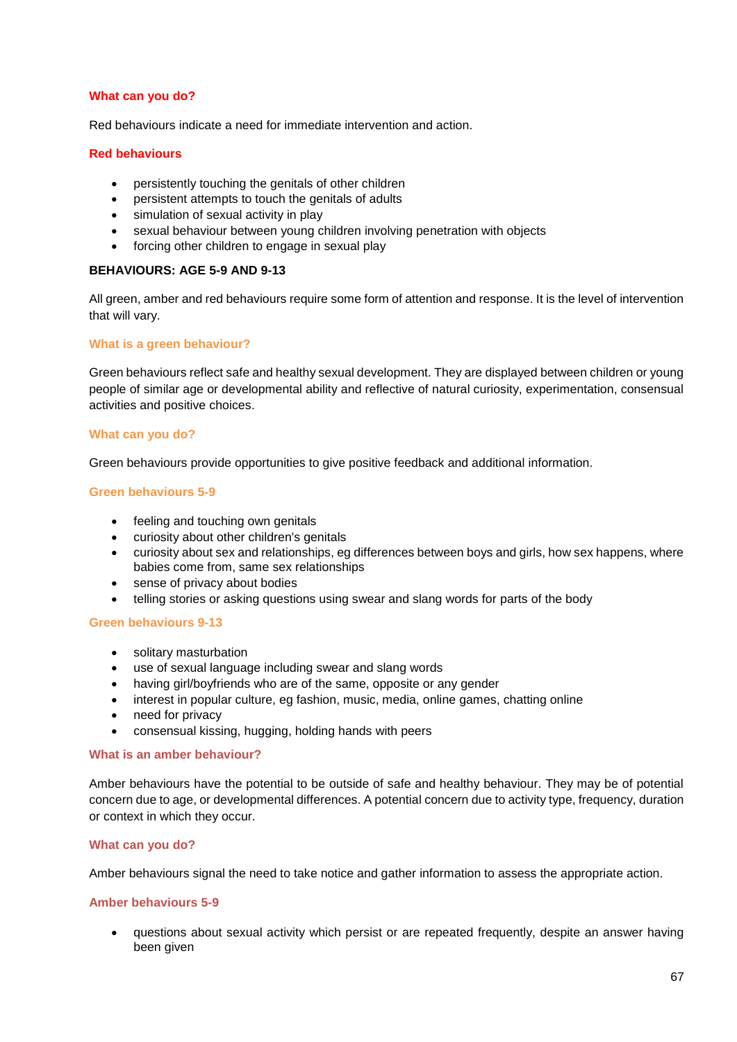### What can you do?

Red behaviours indicate a need for immediate intervention and action.

### Red behaviours

- persistently touching the genitals of other children
- persistent attempts to touch the genitals of adults
- simulation of sexual activity in play
- sexual behaviour between young children involving penetration with objects
- forcing other children to engage in sexual play

**BEHAVIOURS: AGE 5-9 AND 9-13**

All green, amber and red behaviours require some form of attention and response. It is the level of intervention that will vary.

### What is a green behaviour?

Green behaviours reflect safe and healthy sexual development. They are displayed between children or young people of similar age or developmental ability and reflective of natural curiosity, experimentation, consensual activities and positive choices.

### What can you do?

Green behaviours provide opportunities to give positive feedback and additional information.

### Green behaviours 5-9

- feeling and touching own genitals
- curiosity about other children's genitals
- curiosity about sex and relationships, eg differences between boys and girls, how sex happens, where babies come from, same sex relationships
- sense of privacy about bodies
- telling stories or asking questions using swear and slang words for parts of the body

### Green behaviours 9-13

- solitary masturbation
- use of sexual language including swear and slang words
- having girl/boyfriends who are of the same, opposite or any gender
- interest in popular culture, eg fashion, music, media, online games, chatting online
- need for privacy
- consensual kissing, hugging, holding hands with peers

### What is an amber behaviour?

Amber behaviours have the potential to be outside of safe and healthy behaviour. They may be of potential concern due to age, or developmental differences. A potential concern due to activity type, frequency, duration or context in which they occur.

### What can you do?

Amber behaviours signal the need to take notice and gather information to assess the appropriate action.

### Amber behaviours 5-9

- questions about sexual activity which persist or are repeated frequently, despite an answer having been given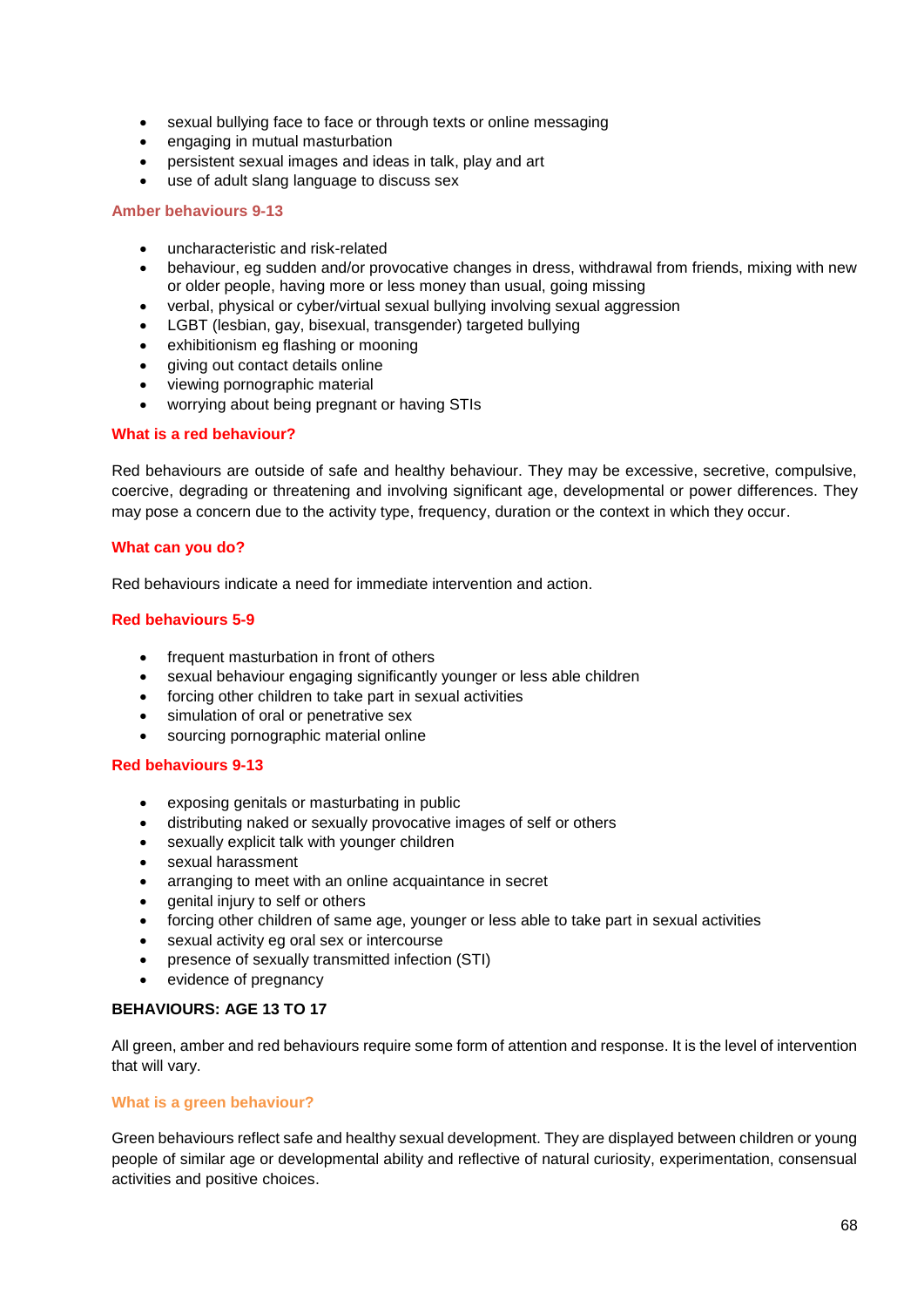- sexual bullying face to face or through texts or online messaging
- engaging in mutual masturbation
- persistent sexual images and ideas in talk, play and art
- use of adult slang language to discuss sex

### Amber behaviours 9-13

- uncharacteristic and risk-related
- behaviour, eg sudden and/or provocative changes in dress, withdrawal from friends, mixing with new or older people, having more or less money than usual, going missing
- verbal, physical or cyber/virtual sexual bullying involving sexual aggression
- LGBT (lesbian, gay, bisexual, transgender) targeted bullying
- exhibitionism eg flashing or mooning
- giving out contact details online
- viewing pornographic material
- worrying about being pregnant or having STIs

### What is a red behaviour?

Red behaviours are outside of safe and healthy behaviour. They may be excessive, secretive, compulsive, coercive, degrading or threatening and involving significant age, developmental or power differences. They may pose a concern due to the activity type, frequency, duration or the context in which they occur.

### What can you do?

Red behaviours indicate a need for immediate intervention and action.

### Red behaviours 5-9

- frequent masturbation in front of others
- sexual behaviour engaging significantly younger or less able children
- forcing other children to take part in sexual activities
- simulation of oral or penetrative sex
- sourcing pornographic material online

### Red behaviours 9-13

- exposing genitals or masturbating in public
- distributing naked or sexually provocative images of self or others
- sexually explicit talk with younger children
- sexual harassment
- arranging to meet with an online acquaintance in secret
- genital injury to self or others
- forcing other children of same age, younger or less able to take part in sexual activities
- sexual activity eg oral sex or intercourse
- presence of sexually transmitted infection (STI)
- evidence of pregnancy

## BEHAVIOURS: AGE 13 TO 17

All green, amber and red behaviours require some form of attention and response. It is the level of intervention that will vary.

### What is a green behaviour?

Green behaviours reflect safe and healthy sexual development. They are displayed between children or young people of similar age or developmental ability and reflective of natural curiosity, experimentation, consensual activities and positive choices.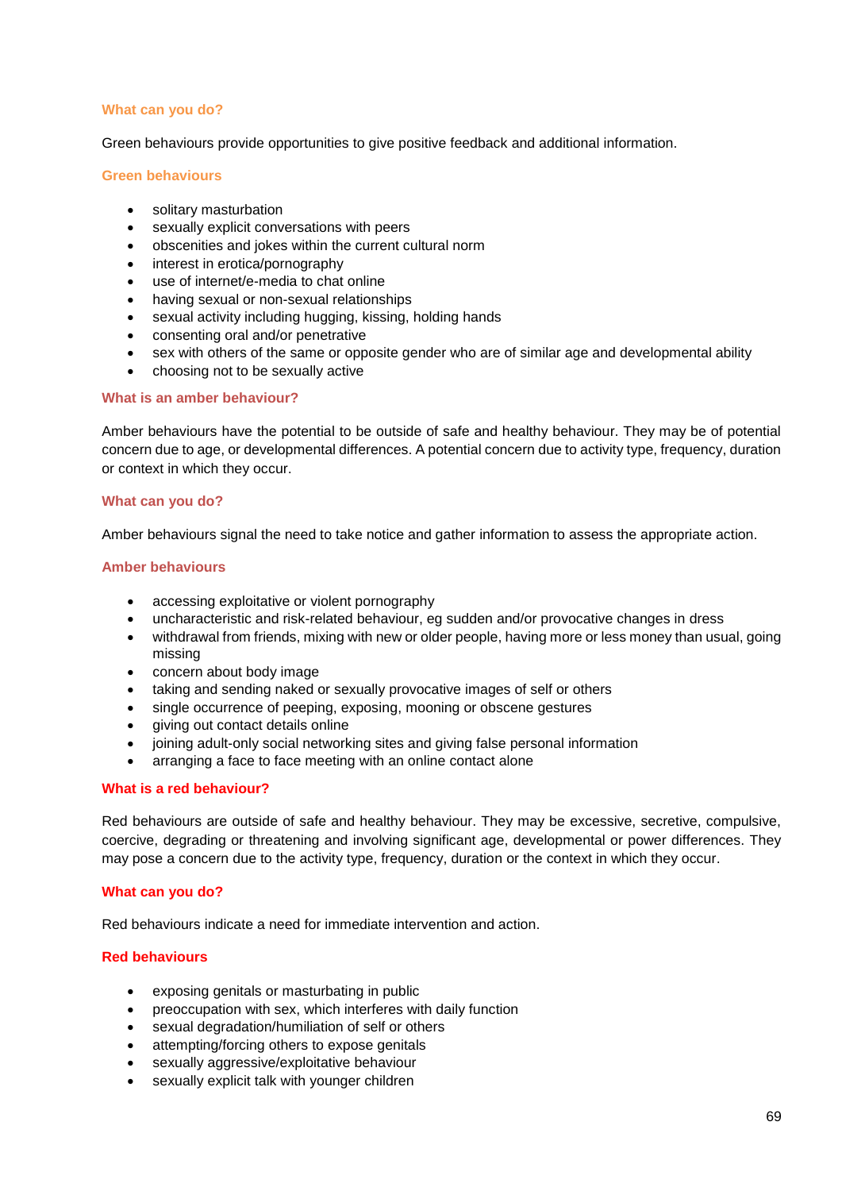### What can you do?

Green behaviours provide opportunities to give positive feedback and additional information.

### Green behaviours

- solitary masturbation
- sexually explicit conversations with peers
- obscenities and jokes within the current cultural norm
- interest in erotica/pornography
- use of internet/e-media to chat online
- having sexual or non-sexual relationships
- sexual activity including hugging, kissing, holding hands
- consenting oral and/or penetrative
- sex with others of the same or opposite gender who are of similar age and developmental ability
- choosing not to be sexually active

### What is an amber behaviour?

Amber behaviours have the potential to be outside of safe and healthy behaviour. They may be of potential concern due to age, or developmental differences. A potential concern due to activity type, frequency, duration or context in which they occur.

### What can you do?

Amber behaviours signal the need to take notice and gather information to assess the appropriate action.

### Amber behaviours

- accessing exploitative or violent pornography
- uncharacteristic and risk-related behaviour, eg sudden and/or provocative changes in dress
- withdrawal from friends, mixing with new or older people, having more or less money than usual, going missing
- concern about body image
- taking and sending naked or sexually provocative images of self or others
- single occurrence of peeping, exposing, mooning or obscene gestures
- giving out contact details online
- joining adult-only social networking sites and giving false personal information
- arranging a face to face meeting with an online contact alone

### What is a red behaviour?

Red behaviours are outside of safe and healthy behaviour. They may be excessive, secretive, compulsive, coercive, degrading or threatening and involving significant age, developmental or power differences. They may pose a concern due to the activity type, frequency, duration or the context in which they occur.

### What can you do?

Red behaviours indicate a need for immediate intervention and action.

### Red behaviours

- exposing genitals or masturbating in public
- preoccupation with sex, which interferes with daily function
- sexual degradation/humiliation of self or others
- attempting/forcing others to expose genitals
- sexually aggressive/exploitative behaviour
- sexually explicit talk with younger children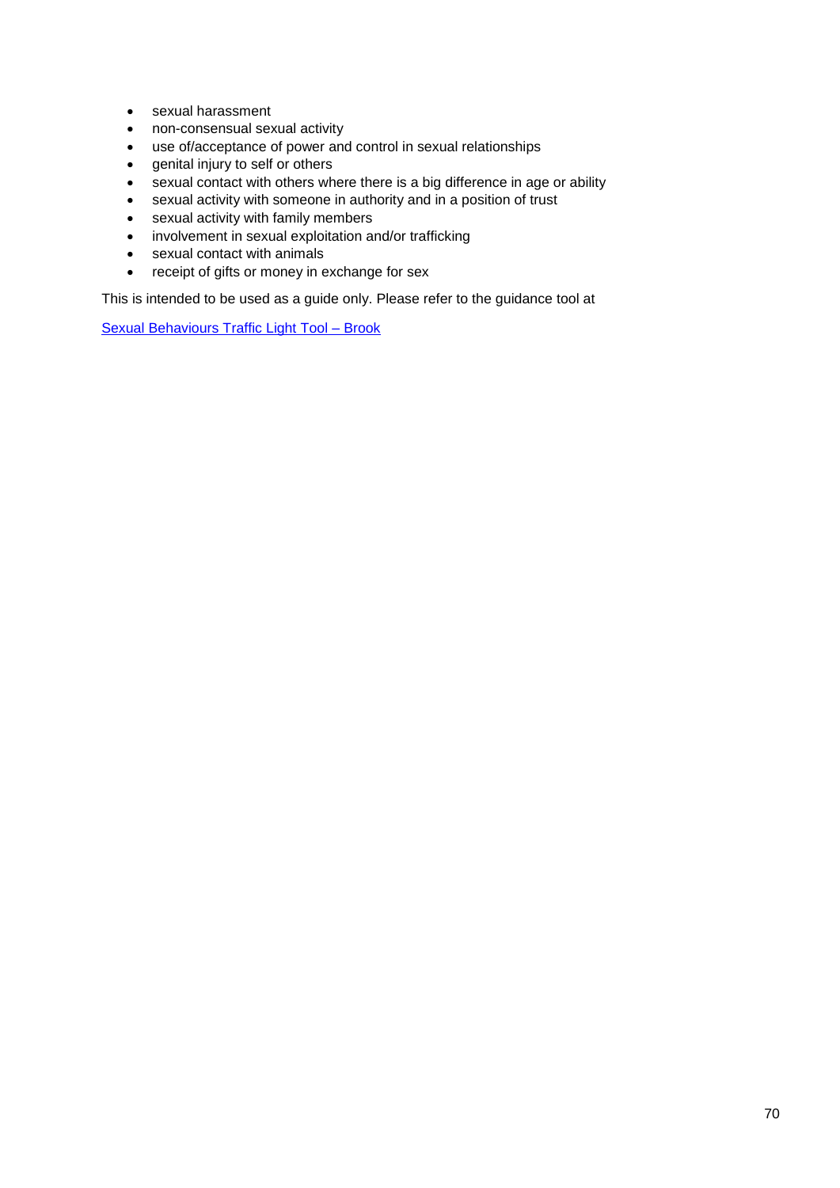- sexual harassment
- non-consensual sexual activity
- use of/acceptance of power and control in sexual relationships
- genital injury to self or others
- sexual contact with others where there is a big difference in age or ability
- sexual activity with someone in authority and in a position of trust
- sexual activity with family members
- involvement in sexual exploitation and/or trafficking
- sexual contact with animals
- receipt of gifts or money in exchange for sex

This is intended to be used as a guide only. Please refer to the guidance tool at

[Sexual Behaviours Traffic Light Tool – Brook]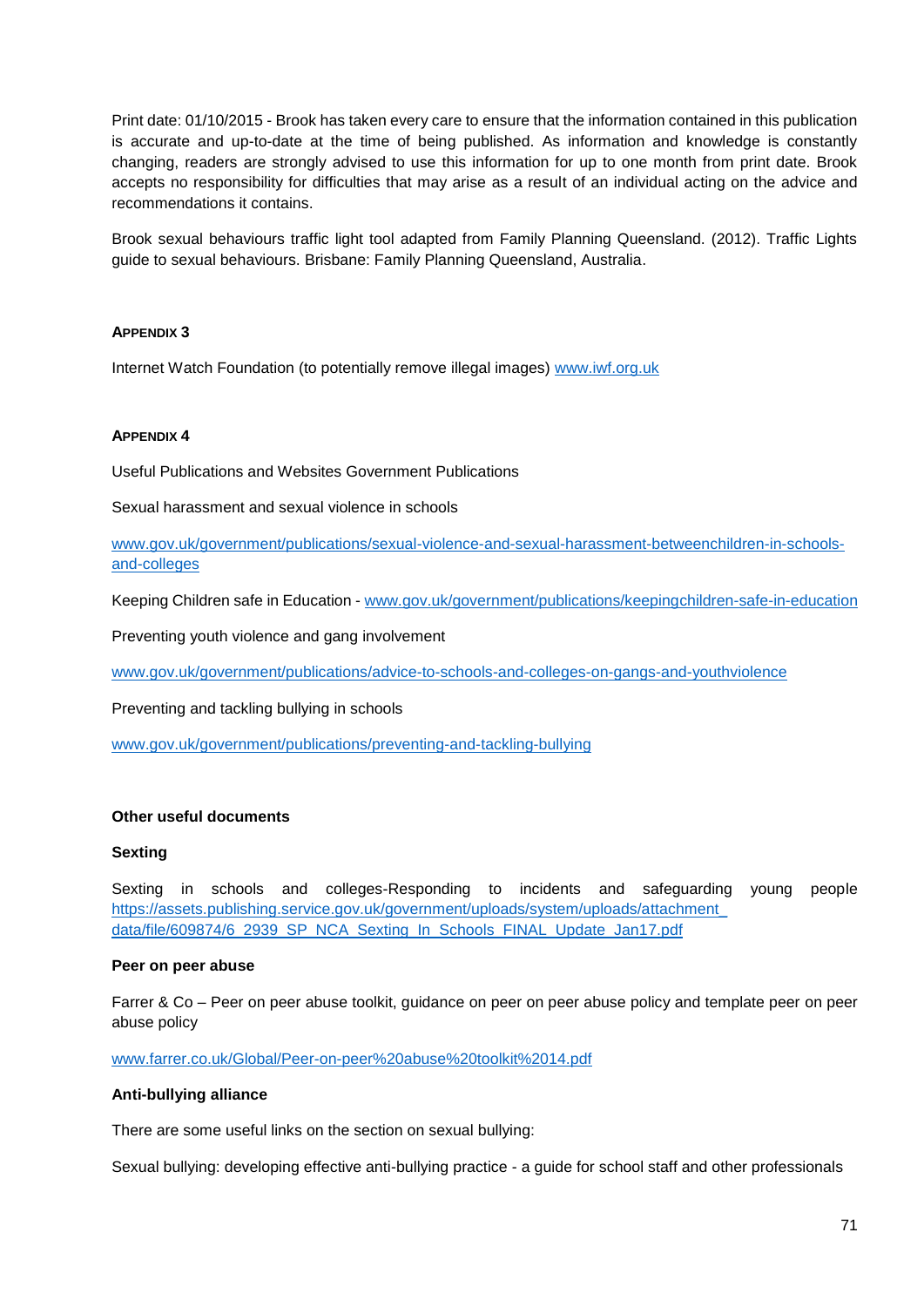Print date: 01/10/2015 - Brook has taken every care to ensure that the information contained in this publication is accurate and up-to-date at the time of being published. As information and knowledge is constantly changing, readers are strongly advised to use this information for up to one month from print date. Brook accepts no responsibility for difficulties that may arise as a result of an individual acting on the advice and recommendations it contains.

Brook sexual behaviours traffic light tool adapted from Family Planning Queensland. (2012). Traffic Lights guide to sexual behaviours. Brisbane: Family Planning Queensland, Australia.

#### APPENDIX 3

Internet Watch Foundation (to potentially remove illegal images) www.iwf.org.uk

#### APPENDIX 4

Useful Publications and Websites Government Publications

Sexual harassment and sexual violence in schools

www.gov.uk/government/publications/sexual-violence-and-sexual-harassment-betweenchildren-in-schools-and-colleges

Keeping Children safe in Education - www.gov.uk/government/publications/keepingchildren-safe-in-education

Preventing youth violence and gang involvement

www.gov.uk/government/publications/advice-to-schools-and-colleges-on-gangs-and-youthviolence

Preventing and tackling bullying in schools

www.gov.uk/government/publications/preventing-and-tackling-bullying

**Other useful documents**

**Sexting**

Sexting in schools and colleges-Responding to incidents and safeguarding young people https://assets.publishing.service.gov.uk/government/uploads/system/uploads/attachment_data/file/609874/6_2939_SP_NCA_Sexting_In_Schools_FINAL_Update_Jan17.pdf

**Peer on peer abuse**

Farrer & Co – Peer on peer abuse toolkit, guidance on peer on peer abuse policy and template peer on peer abuse policy

www.farrer.co.uk/Global/Peer-on-peer%20abuse%20toolkit%2014.pdf

**Anti-bullying alliance**

There are some useful links on the section on sexual bullying:

Sexual bullying: developing effective anti-bullying practice - a guide for school staff and other professionals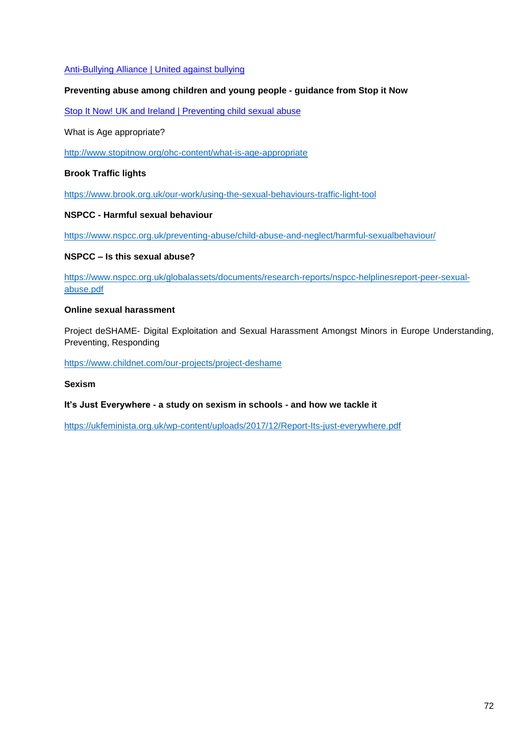[Anti-Bullying Alliance | United against bullying]()

**Preventing abuse among children and young people - guidance from Stop it Now**

[Stop It Now! UK and Ireland | Preventing child sexual abuse]()

What is Age appropriate?

http://www.stopitnow.org/ohc-content/what-is-age-appropriate

**Brook Traffic lights**

https://www.brook.org.uk/our-work/using-the-sexual-behaviours-traffic-light-tool

**NSPCC - Harmful sexual behaviour**

https://www.nspcc.org.uk/preventing-abuse/child-abuse-and-neglect/harmful-sexualbehaviour/

**NSPCC – Is this sexual abuse?**

https://www.nspcc.org.uk/globalassets/documents/research-reports/nspcc-helplinesreport-peer-sexual-abuse.pdf

**Online sexual harassment**

Project deSHAME- Digital Exploitation and Sexual Harassment Amongst Minors in Europe Understanding, Preventing, Responding

https://www.childnet.com/our-projects/project-deshame

**Sexism**

**It's Just Everywhere - a study on sexism in schools - and how we tackle it**

https://ukfeminista.org.uk/wp-content/uploads/2017/12/Report-Its-just-everywhere.pdf